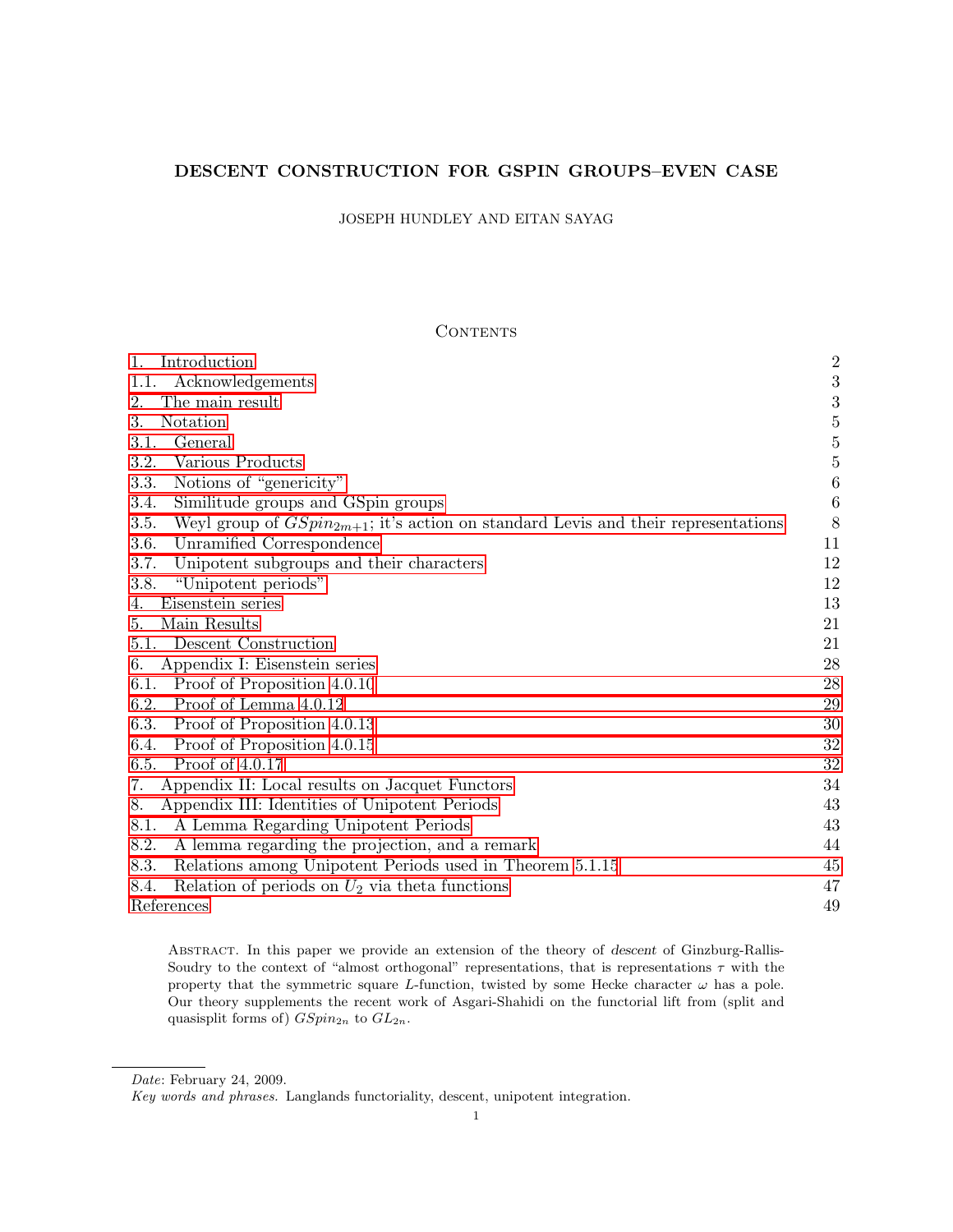# DESCENT CONSTRUCTION FOR GSPIN GROUPS–EVEN CASE

JOSEPH HUNDLEY AND EITAN SAYAG

## Contents

| | |
|---|---|
| 1. Introduction | 2 |
| 1.1. Acknowledgements | 3 |
| 2. The main result | 3 |
| 3. Notation | 5 |
| 3.1. General | 5 |
| 3.2. Various Products | 5 |
| 3.3. Notions of "genericity" | 6 |
| 3.4. Similitude groups and GSpin groups | 6 |
| 3.5. Weyl group of $GSpin_{2m+1}$; it's action on standard Levis and their representations | 8 |
| 3.6. Unramified Correspondence | 11 |
| 3.7. Unipotent subgroups and their characters | 12 |
| 3.8. "Unipotent periods" | 12 |
| 4. Eisenstein series | 13 |
| 5. Main Results | 21 |
| 5.1. Descent Construction | 21 |
| 6. Appendix I: Eisenstein series | 28 |
| 6.1. Proof of Proposition 4.0.10 | 28 |
| 6.2. Proof of Lemma 4.0.12 | 29 |
| 6.3. Proof of Proposition 4.0.13 | 30 |
| 6.4. Proof of Proposition 4.0.15 | 32 |
| 6.5. Proof of 4.0.17 | 32 |
| 7. Appendix II: Local results on Jacquet Functors | 34 |
| 8. Appendix III: Identities of Unipotent Periods | 43 |
| 8.1. A Lemma Regarding Unipotent Periods | 43 |
| 8.2. A lemma regarding the projection, and a remark | 44 |
| 8.3. Relations among Unipotent Periods used in Theorem 5.1.15 | 45 |
| 8.4. Relation of periods on $U_2$ via theta functions | 47 |
| References | 49 |

Abstract. In this paper we provide an extension of the theory of *descent* of Ginzburg-Rallis-Soudry to the context of "almost orthogonal" representations, that is representations $\tau$ with the property that the symmetric square $L$-function, twisted by some Hecke character $\omega$ has a pole. Our theory supplements the recent work of Asgari-Shahidi on the functorial lift from (split and quasisplit forms of) $GSpin_{2n}$ to $GL_{2n}$.

*Date*: February 24, 2009.

*Key words and phrases.* Langlands functoriality, descent, unipotent integration.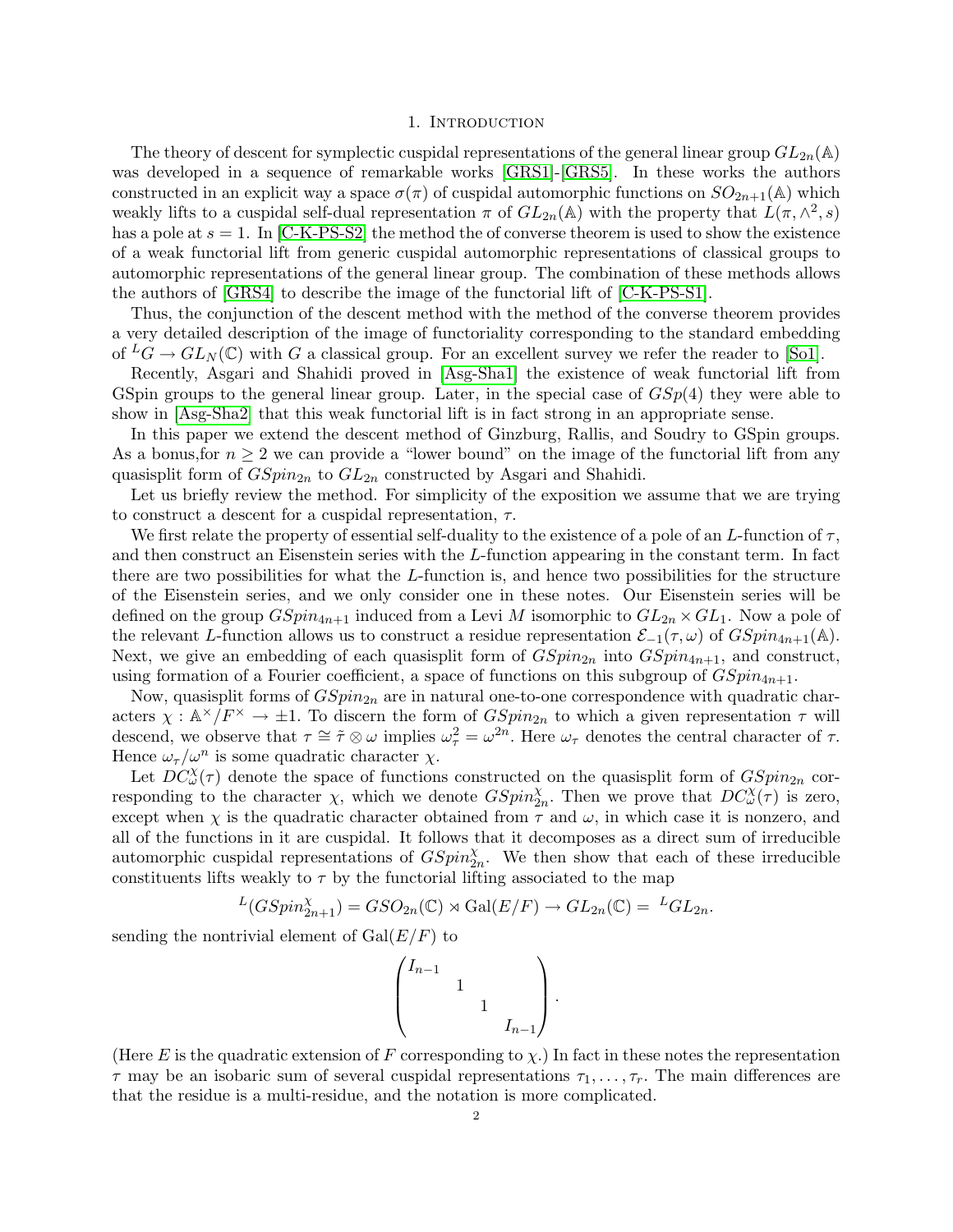## 1. Introduction

The theory of descent for symplectic cuspidal representations of the general linear group $GL_{2n}(\mathbb{A})$ was developed in a sequence of remarkable works [GRS1]-[GRS5]. In these works the authors constructed in an explicit way a space $\sigma(\pi)$ of cuspidal automorphic functions on $SO_{2n+1}(\mathbb{A})$ which weakly lifts to a cuspidal self-dual representation $\pi$ of $GL_{2n}(\mathbb{A})$ with the property that $L(\pi, \wedge^2, s)$ has a pole at $s = 1$. In [C-K-PS-S2] the method the of converse theorem is used to show the existence of a weak functorial lift from generic cuspidal automorphic representations of classical groups to automorphic representations of the general linear group. The combination of these methods allows the authors of [GRS4] to describe the image of the functorial lift of [C-K-PS-S1].

Thus, the conjunction of the descent method with the method of the converse theorem provides a very detailed description of the image of functoriality corresponding to the standard embedding of ${}^LG \to GL_N(\mathbb{C})$ with $G$ a classical group. For an excellent survey we refer the reader to [So1].

Recently, Asgari and Shahidi proved in [Asg-Sha1] the existence of weak functorial lift from GSpin groups to the general linear group. Later, in the special case of $GSp(4)$ they were able to show in [Asg-Sha2] that this weak functorial lift is in fact strong in an appropriate sense.

In this paper we extend the descent method of Ginzburg, Rallis, and Soudry to GSpin groups. As a bonus,for $n \geq 2$ we can provide a "lower bound" on the image of the functorial lift from any quasisplit form of $GSpin_{2n}$ to $GL_{2n}$ constructed by Asgari and Shahidi.

Let us briefly review the method. For simplicity of the exposition we assume that we are trying to construct a descent for a cuspidal representation, $\tau$.

We first relate the property of essential self-duality to the existence of a pole of an $L$-function of $\tau$, and then construct an Eisenstein series with the $L$-function appearing in the constant term. In fact there are two possibilities for what the $L$-function is, and hence two possibilities for the structure of the Eisenstein series, and we only consider one in these notes. Our Eisenstein series will be defined on the group $GSpin_{4n+1}$ induced from a Levi $M$ isomorphic to $GL_{2n} \times GL_1$. Now a pole of the relevant $L$-function allows us to construct a residue representation $\mathcal{E}_{-1}(\tau, \omega)$ of $GSpin_{4n+1}(\mathbb{A})$. Next, we give an embedding of each quasisplit form of $GSpin_{2n}$ into $GSpin_{4n+1}$, and construct, using formation of a Fourier coefficient, a space of functions on this subgroup of $GSpin_{4n+1}$.

Now, quasisplit forms of $GSpin_{2n}$ are in natural one-to-one correspondence with quadratic characters $\chi : \mathbb{A}^\times/F^\times \to \pm 1$. To discern the form of $GSpin_{2n}$ to which a given representation $\tau$ will descend, we observe that $\tau \cong \tilde{\tau} \otimes \omega$ implies $\omega_\tau^2 = \omega^{2n}$. Here $\omega_\tau$ denotes the central character of $\tau$. Hence $\omega_\tau/\omega^n$ is some quadratic character $\chi$.

Let $DC^\chi_\omega(\tau)$ denote the space of functions constructed on the quasisplit form of $GSpin_{2n}$ corresponding to the character $\chi$, which we denote $GSpin^\chi_{2n}$. Then we prove that $DC^\chi_\omega(\tau)$ is zero, except when $\chi$ is the quadratic character obtained from $\tau$ and $\omega$, in which case it is nonzero, and all of the functions in it are cuspidal. It follows that it decomposes as a direct sum of irreducible automorphic cuspidal representations of $GSpin^\chi_{2n}$. We then show that each of these irreducible constituents lifts weakly to $\tau$ by the functorial lifting associated to the map

$$ {}^L(GSpin^\chi_{2n+1}) = GSO_{2n}(\mathbb{C}) \rtimes \mathrm{Gal}(E/F) \to GL_{2n}(\mathbb{C}) = {}^LGL_{2n}. $$

sending the nontrivial element of $\mathrm{Gal}(E/F)$ to

$$ \begin{pmatrix} I_{n-1} & & & \\ & & 1 & \\ & 1 & & \\ & & & I_{n-1} \end{pmatrix}. $$

(Here $E$ is the quadratic extension of $F$ corresponding to $\chi$.) In fact in these notes the representation $\tau$ may be an isobaric sum of several cuspidal representations $\tau_1, \ldots, \tau_r$. The main differences are that the residue is a multi-residue, and the notation is more complicated.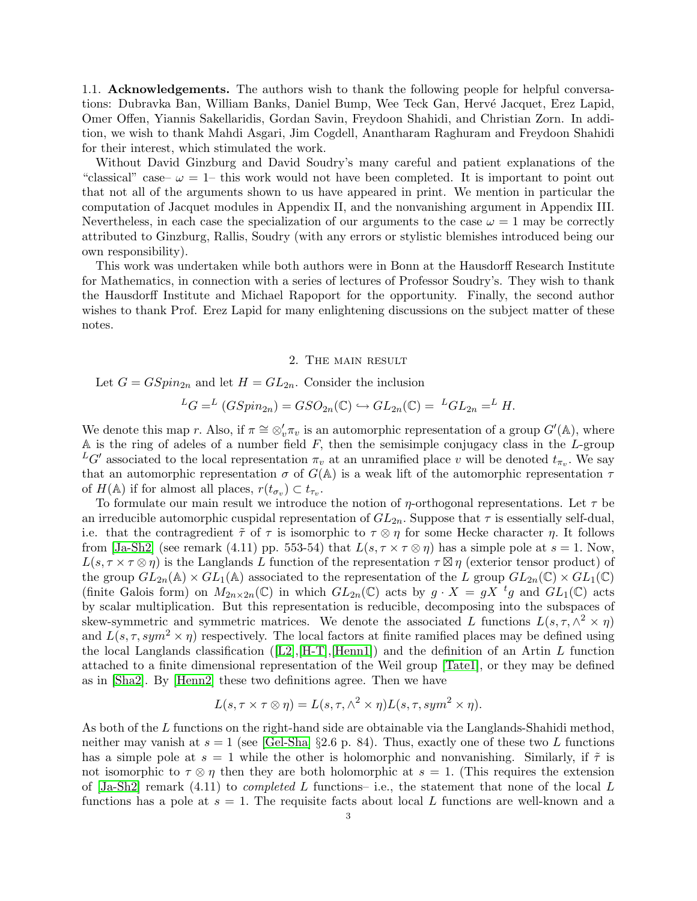### 1.1. Acknowledgements.

The authors wish to thank the following people for helpful conversations: Dubravka Ban, William Banks, Daniel Bump, Wee Teck Gan, Hervé Jacquet, Erez Lapid, Omer Offen, Yiannis Sakellaridis, Gordan Savin, Freydoon Shahidi, and Christian Zorn. In addition, we wish to thank Mahdi Asgari, Jim Cogdell, Anantharam Raghuram and Freydoon Shahidi for their interest, which stimulated the work.

Without David Ginzburg and David Soudry's many careful and patient explanations of the "classical" case– $\omega = 1$– this work would not have been completed. It is important to point out that not all of the arguments shown to us have appeared in print. We mention in particular the computation of Jacquet modules in Appendix II, and the nonvanishing argument in Appendix III. Nevertheless, in each case the specialization of our arguments to the case $\omega = 1$ may be correctly attributed to Ginzburg, Rallis, Soudry (with any errors or stylistic blemishes introduced being our own responsibility).

This work was undertaken while both authors were in Bonn at the Hausdorff Research Institute for Mathematics, in connection with a series of lectures of Professor Soudry's. They wish to thank the Hausdorff Institute and Michael Rapoport for the opportunity. Finally, the second author wishes to thank Prof. Erez Lapid for many enlightening discussions on the subject matter of these notes.

## 2. The main result

Let $G = GSpin_{2n}$ and let $H = GL_{2n}$. Consider the inclusion

$$^LG =^L (GSpin_{2n}) = GSO_{2n}(\mathbb{C}) \hookrightarrow GL_{2n}(\mathbb{C}) = \ ^LGL_{2n} =^L H.$$

We denote this map $r$. Also, if $\pi \cong \otimes_v' \pi_v$ is an automorphic representation of a group $G'(\mathbb{A})$, where $\mathbb{A}$ is the ring of adeles of a number field $F$, then the semisimple conjugacy class in the $L$-group $^LG'$ associated to the local representation $\pi_v$ at an unramified place $v$ will be denoted $t_{\pi_v}$. We say that an automorphic representation $\sigma$ of $G(\mathbb{A})$ is a weak lift of the automorphic representation $\tau$ of $H(\mathbb{A})$ if for almost all places, $r(t_{\sigma_v}) \subset t_{\tau_v}$.

To formulate our main result we introduce the notion of $\eta$-orthogonal representations. Let $\tau$ be an irreducible automorphic cuspidal representation of $GL_{2n}$. Suppose that $\tau$ is essentially self-dual, i.e. that the contragredient $\tilde{\tau}$ of $\tau$ is isomorphic to $\tau \otimes \eta$ for some Hecke character $\eta$. It follows from [Ja-Sh2] (see remark (4.11) pp. 553-54) that $L(s, \tau \times \tau \otimes \eta)$ has a simple pole at $s = 1$. Now, $L(s, \tau \times \tau \otimes \eta)$ is the Langlands $L$ function of the representation $\tau \boxtimes \eta$ (exterior tensor product) of the group $GL_{2n}(\mathbb{A}) \times GL_1(\mathbb{A})$ associated to the representation of the $L$ group $GL_{2n}(\mathbb{C}) \times GL_1(\mathbb{C})$ (finite Galois form) on $M_{2n \times 2n}(\mathbb{C})$ in which $GL_{2n}(\mathbb{C})$ acts by $g \cdot X = gX\ {}^tg$ and $GL_1(\mathbb{C})$ acts by scalar multiplication. But this representation is reducible, decomposing into the subspaces of skew-symmetric and symmetric matrices. We denote the associated $L$ functions $L(s, \tau, \wedge^2 \times \eta)$ and $L(s, \tau, sym^2 \times \eta)$ respectively. The local factors at finite ramified places may be defined using the local Langlands classification ([L2],[H-T],[Henn1]) and the definition of an Artin $L$ function attached to a finite dimensional representation of the Weil group [Tate1], or they may be defined as in [Sha2]. By [Henn2] these two definitions agree. Then we have

$$L(s, \tau \times \tau \otimes \eta) = L(s, \tau, \wedge^2 \times \eta) L(s, \tau, sym^2 \times \eta).$$

As both of the $L$ functions on the right-hand side are obtainable via the Langlands-Shahidi method, neither may vanish at $s = 1$ (see [Gel-Sha] §2.6 p. 84). Thus, exactly one of these two $L$ functions has a simple pole at $s = 1$ while the other is holomorphic and nonvanishing. Similarly, if $\tilde{\tau}$ is not isomorphic to $\tau \otimes \eta$ then they are both holomorphic at $s = 1$. (This requires the extension of [Ja-Sh2] remark (4.11) to *completed* $L$ functions– i.e., the statement that none of the local $L$ functions has a pole at $s = 1$. The requisite facts about local $L$ functions are well-known and a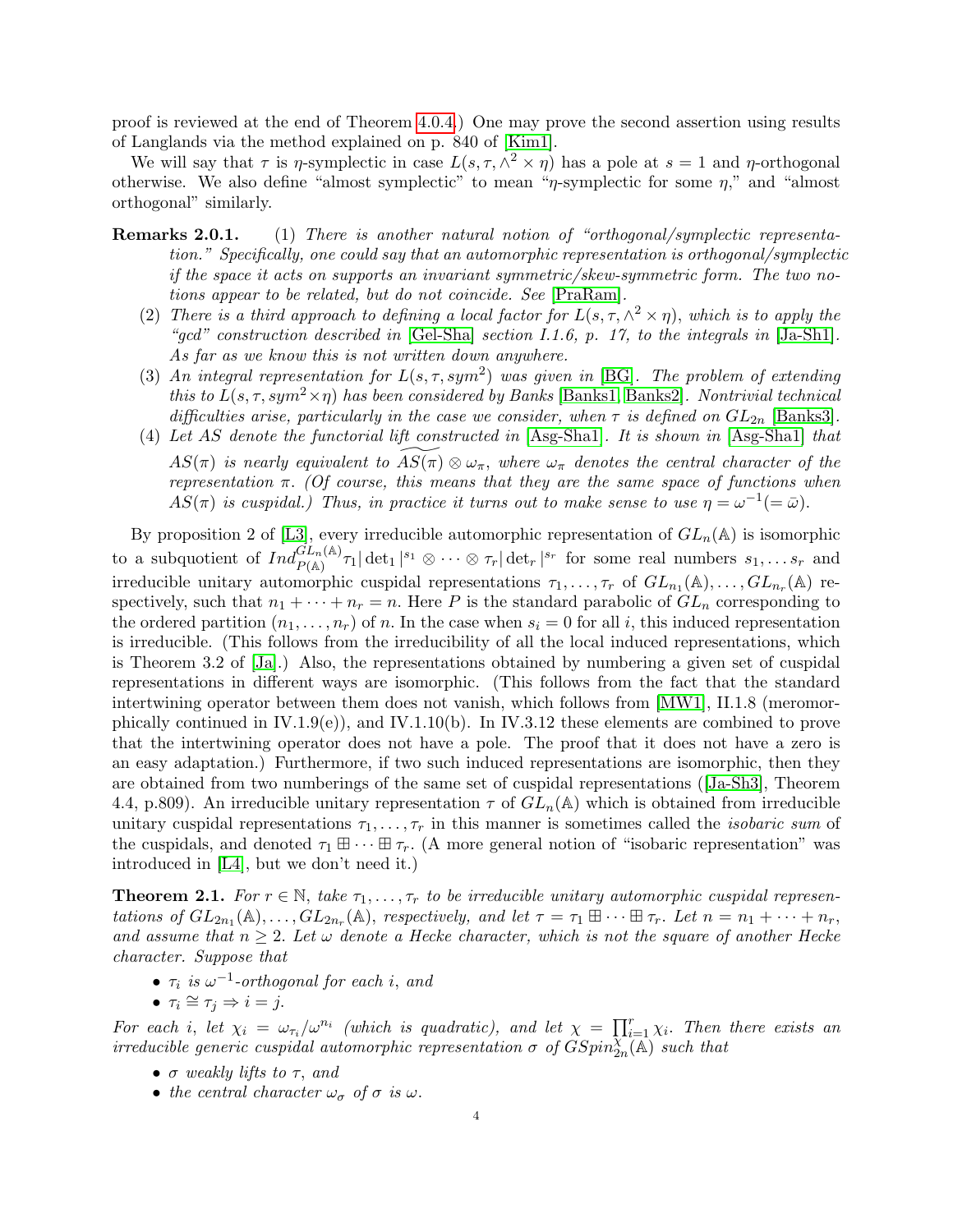proof is reviewed at the end of Theorem 4.0.4.) One may prove the second assertion using results of Langlands via the method explained on p. 840 of [Kim1].

We will say that $\tau$ is $\eta$-symplectic in case $L(s, \tau, \wedge^2 \times \eta)$ has a pole at $s = 1$ and $\eta$-orthogonal otherwise. We also define "almost symplectic" to mean "$\eta$-symplectic for some $\eta$," and "almost orthogonal" similarly.

**Remarks 2.0.1.**

1. *There is another natural notion of "orthogonal/symplectic representation." Specifically, one could say that an automorphic representation is orthogonal/symplectic if the space it acts on supports an invariant symmetric/skew-symmetric form. The two notions appear to be related, but do not coincide. See [PraRam].*
2. *There is a third approach to defining a local factor for $L(s, \tau, \wedge^2 \times \eta)$, which is to apply the "gcd" construction described in [Gel-Sha] section I.1.6, p. 17, to the integrals in [Ja-Sh1]. As far as we know this is not written down anywhere.*
3. *An integral representation for $L(s, \tau, sym^2)$ was given in [BG]. The problem of extending this to $L(s, \tau, sym^2 \times \eta)$ has been considered by Banks [Banks1, Banks2]. Nontrivial technical difficulties arise, particularly in the case we consider, when $\tau$ is defined on $GL_{2n}$ [Banks3].*
4. *Let $AS$ denote the functorial lift constructed in [Asg-Sha1]. It is shown in [Asg-Sha1] that $AS(\pi)$ is nearly equivalent to $\widetilde{AS(\pi)} \otimes \omega_\pi$, where $\omega_\pi$ denotes the central character of the representation $\pi$. (Of course, this means that they are the same space of functions when $AS(\pi)$ is cuspidal.) Thus, in practice it turns out to make sense to use $\eta = \omega^{-1} (= \bar{\omega})$.*

By proposition 2 of [L3], every irreducible automorphic representation of $GL_n(\mathbb{A})$ is isomorphic to a subquotient of $Ind_{P(\mathbb{A})}^{GL_n(\mathbb{A})} \tau_1 |\det_1|^{s_1} \otimes \cdots \otimes \tau_r |\det_r|^{s_r}$ for some real numbers $s_1, \ldots s_r$ and irreducible unitary automorphic cuspidal representations $\tau_1, \ldots, \tau_r$ of $GL_{n_1}(\mathbb{A}), \ldots, GL_{n_r}(\mathbb{A})$ respectively, such that $n_1 + \cdots + n_r = n$. Here $P$ is the standard parabolic of $GL_n$ corresponding to the ordered partition $(n_1, \ldots, n_r)$ of $n$. In the case when $s_i = 0$ for all $i$, this induced representation is irreducible. (This follows from the irreducibility of all the local induced representations, which is Theorem 3.2 of [Ja].) Also, the representations obtained by numbering a given set of cuspidal representations in different ways are isomorphic. (This follows from the fact that the standard intertwining operator between them does not vanish, which follows from [MW1], II.1.8 (meromorphically continued in IV.1.9(e)), and IV.1.10(b). In IV.3.12 these elements are combined to prove that the intertwining operator does not have a pole. The proof that it does not have a zero is an easy adaptation.) Furthermore, if two such induced representations are isomorphic, then they are obtained from two numberings of the same set of cuspidal representations ([Ja-Sh3], Theorem 4.4, p.809). An irreducible unitary representation $\tau$ of $GL_n(\mathbb{A})$ which is obtained from irreducible unitary cuspidal representations $\tau_1, \ldots, \tau_r$ in this manner is sometimes called the *isobaric sum* of the cuspidals, and denoted $\tau_1 \boxplus \cdots \boxplus \tau_r$. (A more general notion of "isobaric representation" was introduced in [L4], but we don't need it.)

**Theorem 2.1.** *For $r \in \mathbb{N}$, take $\tau_1, \ldots, \tau_r$ to be irreducible unitary automorphic cuspidal representations of $GL_{2n_1}(\mathbb{A}), \ldots, GL_{2n_r}(\mathbb{A})$, respectively, and let $\tau = \tau_1 \boxplus \cdots \boxplus \tau_r$. Let $n = n_1 + \cdots + n_r$, and assume that $n \geq 2$. Let $\omega$ denote a Hecke character, which is not the square of another Hecke character. Suppose that*

- *$\tau_i$ is $\omega^{-1}$-orthogonal for each $i$, and*
- *$\tau_i \cong \tau_j \Rightarrow i = j$.*

*For each $i$, let $\chi_i = \omega_{\tau_i}/\omega^{n_i}$ (which is quadratic), and let $\chi = \prod_{i=1}^r \chi_i$. Then there exists an irreducible generic cuspidal automorphic representation $\sigma$ of $GSpin_{2n}^\chi(\mathbb{A})$ such that*

- *$\sigma$ weakly lifts to $\tau$, and*
- *the central character $\omega_\sigma$ of $\sigma$ is $\omega$.*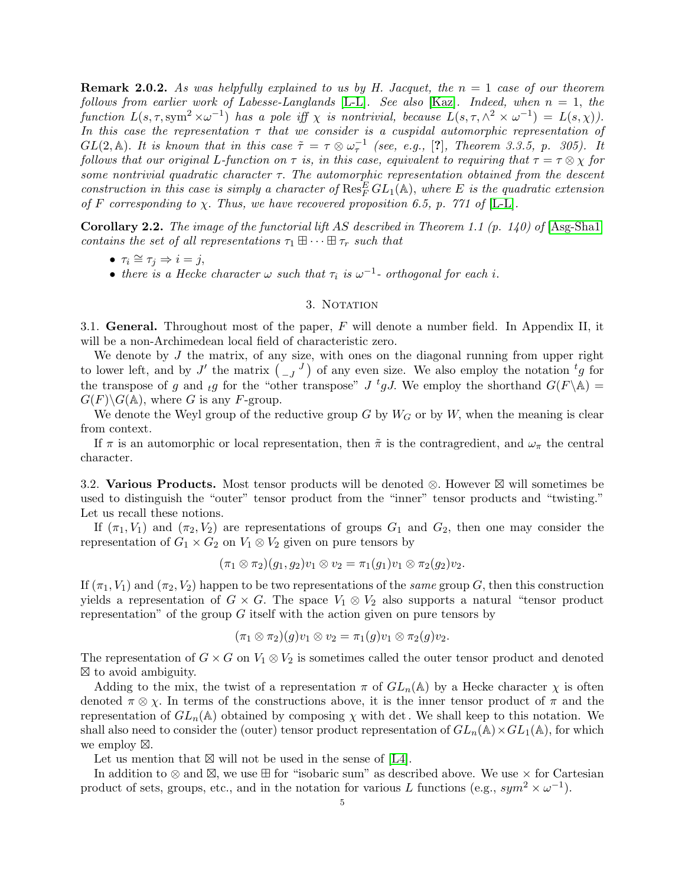**Remark 2.0.2.** *As was helpfully explained to us by H. Jacquet, the $n = 1$ case of our theorem follows from earlier work of Labesse-Langlands [L-L]. See also [Kaz]. Indeed, when $n = 1$, the function $L(s, \tau, \text{sym}^2 \times \omega^{-1})$ has a pole iff $\chi$ is nontrivial, because $L(s, \tau, \wedge^2 \times \omega^{-1}) = L(s, \chi))$. In this case the representation $\tau$ that we consider is a cuspidal automorphic representation of $GL(2, \mathbb{A})$. It is known that in this case $\tilde{\tau} = \tau \otimes \omega_\tau^{-1}$ (see, e.g., [?], Theorem 3.3.5, p. 305). It follows that our original L-function on $\tau$ is, in this case, equivalent to requiring that $\tau = \tau \otimes \chi$ for some nontrivial quadratic character $\tau$. The automorphic representation obtained from the descent construction in this case is simply a character of $\text{Res}_F^E GL_1(\mathbb{A})$, where $E$ is the quadratic extension of $F$ corresponding to $\chi$. Thus, we have recovered proposition 6.5, p. 771 of [L-L].*

**Corollary 2.2.** *The image of the functorial lift AS described in Theorem 1.1 (p. 140) of [Asg-Sha1] contains the set of all representations $\tau_1 \boxplus \dots \boxplus \tau_r$ such that*

- *$\tau_i \cong \tau_j \Rightarrow i = j$,*
- *there is a Hecke character $\omega$ such that $\tau_i$ is $\omega^{-1}$- orthogonal for each $i$.*

## 3. Notation

3.1. **General.** Throughout most of the paper, $F$ will denote a number field. In Appendix II, it will be a non-Archimedean local field of characteristic zero.

We denote by $J$ the matrix, of any size, with ones on the diagonal running from upper right to lower left, and by $J'$ the matrix $\begin{pmatrix} & J \\ -J & \end{pmatrix}$ of any even size. We also employ the notation ${}^tg$ for the transpose of $g$ and ${}_tg$ for the "other transpose" $J\ {}^tgJ$. We employ the shorthand $G(F\backslash\mathbb{A}) = G(F)\backslash G(\mathbb{A})$, where $G$ is any $F$-group.

We denote the Weyl group of the reductive group $G$ by $W_G$ or by $W$, when the meaning is clear from context.

If $\pi$ is an automorphic or local representation, then $\tilde{\pi}$ is the contragredient, and $\omega_\pi$ the central character.

3.2. **Various Products.** Most tensor products will be denoted $\otimes$. However $\boxtimes$ will sometimes be used to distinguish the "outer" tensor product from the "inner" tensor products and "twisting." Let us recall these notions.

If $(\pi_1, V_1)$ and $(\pi_2, V_2)$ are representations of groups $G_1$ and $G_2$, then one may consider the representation of $G_1 \times G_2$ on $V_1 \otimes V_2$ given on pure tensors by

$$(\pi_1 \otimes \pi_2)(g_1, g_2)v_1 \otimes v_2 = \pi_1(g_1)v_1 \otimes \pi_2(g_2)v_2.$$

If $(\pi_1, V_1)$ and $(\pi_2, V_2)$ happen to be two representations of the *same* group $G$, then this construction yields a representation of $G \times G$. The space $V_1 \otimes V_2$ also supports a natural "tensor product representation" of the group $G$ itself with the action given on pure tensors by

$$(\pi_1 \otimes \pi_2)(g)v_1 \otimes v_2 = \pi_1(g)v_1 \otimes \pi_2(g)v_2.$$

The representation of $G \times G$ on $V_1 \otimes V_2$ is sometimes called the outer tensor product and denoted $\boxtimes$ to avoid ambiguity.

Adding to the mix, the twist of a representation $\pi$ of $GL_n(\mathbb{A})$ by a Hecke character $\chi$ is often denoted $\pi \otimes \chi$. In terms of the constructions above, it is the inner tensor product of $\pi$ and the representation of $GL_n(\mathbb{A})$ obtained by composing $\chi$ with det. We shall keep to this notation. We shall also need to consider the (outer) tensor product representation of $GL_n(\mathbb{A}) \times GL_1(\mathbb{A})$, for which we employ $\boxtimes$.

Let us mention that $\boxtimes$ will not be used in the sense of [L4].

In addition to $\otimes$ and $\boxtimes$, we use $\boxplus$ for "isobaric sum" as described above. We use $\times$ for Cartesian product of sets, groups, etc., and in the notation for various $L$ functions (e.g., $sym^2 \times \omega^{-1}$).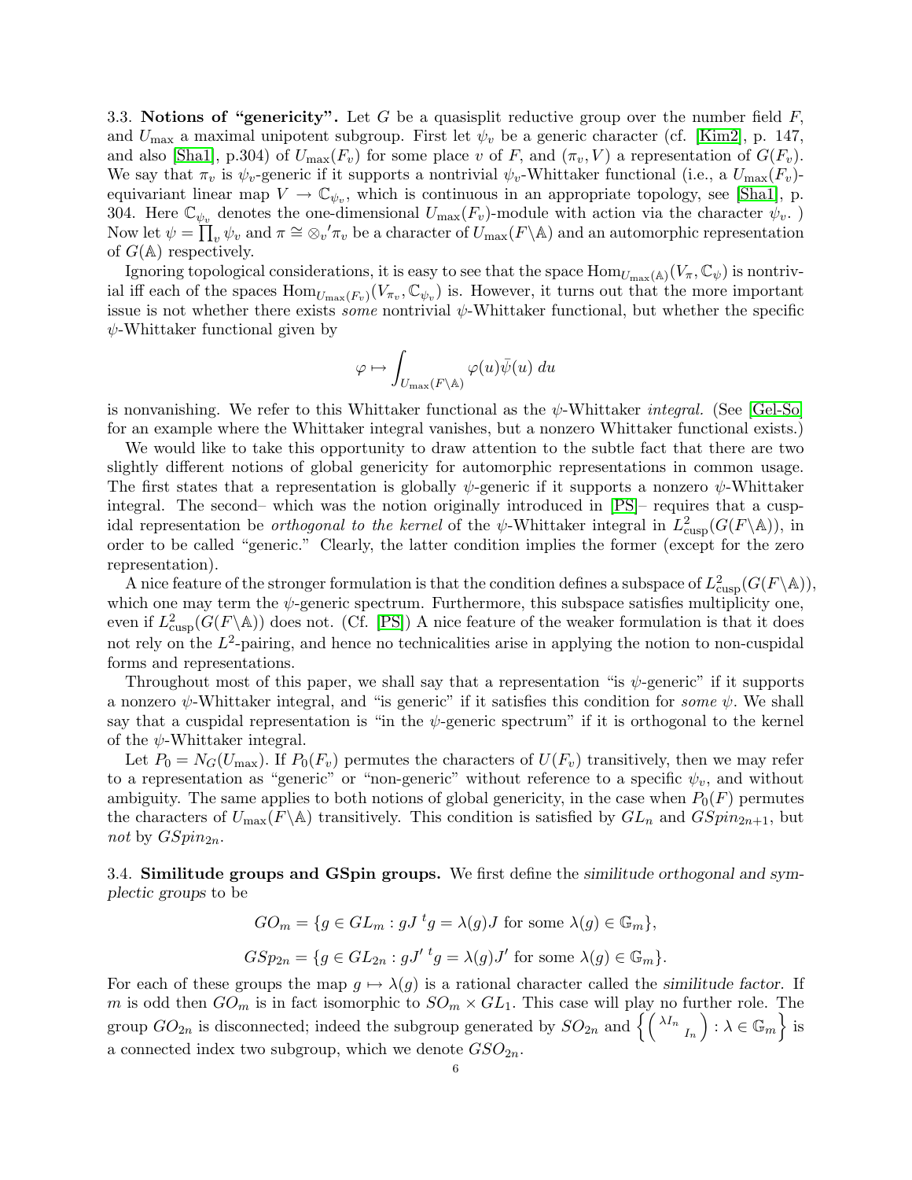3.3. **Notions of "genericity".** Let $G$ be a quasisplit reductive group over the number field $F$, and $U_{\max}$ a maximal unipotent subgroup. First let $\psi_v$ be a generic character (cf. [Kim2], p. 147, and also [Sha1], p.304) of $U_{\max}(F_v)$ for some place $v$ of $F$, and $(\pi_v, V)$ a representation of $G(F_v)$. We say that $\pi_v$ is $\psi_v$-generic if it supports a nontrivial $\psi_v$-Whittaker functional (i.e., a $U_{\max}(F_v)$-equivariant linear map $V \to \mathbb{C}_{\psi_v}$, which is continuous in an appropriate topology, see [Sha1], p. 304. Here $\mathbb{C}_{\psi_v}$ denotes the one-dimensional $U_{\max}(F_v)$-module with action via the character $\psi_v$. ) Now let $\psi = \prod_v \psi_v$ and $\pi \cong \otimes_v{}' \pi_v$ be a character of $U_{\max}(F\backslash\mathbb{A})$ and an automorphic representation of $G(\mathbb{A})$ respectively.

Ignoring topological considerations, it is easy to see that the space $\mathrm{Hom}_{U_{\max}(\mathbb{A})}(V_\pi, \mathbb{C}_\psi)$ is nontrivial iff each of the spaces $\mathrm{Hom}_{U_{\max}(F_v)}(V_{\pi_v}, \mathbb{C}_{\psi_v})$ is. However, it turns out that the more important issue is not whether there exists *some* nontrivial $\psi$-Whittaker functional, but whether the specific $\psi$-Whittaker functional given by

$$\varphi \mapsto \int_{U_{\max}(F\backslash\mathbb{A})} \varphi(u)\bar{\psi}(u)\, du$$

is nonvanishing. We refer to this Whittaker functional as the $\psi$-Whittaker *integral.* (See [Gel-So] for an example where the Whittaker integral vanishes, but a nonzero Whittaker functional exists.)

We would like to take this opportunity to draw attention to the subtle fact that there are two slightly different notions of global genericity for automorphic representations in common usage. The first states that a representation is globally $\psi$-generic if it supports a nonzero $\psi$-Whittaker integral. The second– which was the notion originally introduced in [PS]– requires that a cuspidal representation be *orthogonal to the kernel* of the $\psi$-Whittaker integral in $L^2_{\mathrm{cusp}}(G(F\backslash\mathbb{A}))$, in order to be called "generic." Clearly, the latter condition implies the former (except for the zero representation).

A nice feature of the stronger formulation is that the condition defines a subspace of $L^2_{\mathrm{cusp}}(G(F\backslash\mathbb{A}))$, which one may term the $\psi$-generic spectrum. Furthermore, this subspace satisfies multiplicity one, even if $L^2_{\mathrm{cusp}}(G(F\backslash\mathbb{A}))$ does not. (Cf. [PS]) A nice feature of the weaker formulation is that it does not rely on the $L^2$-pairing, and hence no technicalities arise in applying the notion to non-cuspidal forms and representations.

Throughout most of this paper, we shall say that a representation "is $\psi$-generic" if it supports a nonzero $\psi$-Whittaker integral, and "is generic" if it satisfies this condition for *some* $\psi$. We shall say that a cuspidal representation is "in the $\psi$-generic spectrum" if it is orthogonal to the kernel of the $\psi$-Whittaker integral.

Let $P_0 = N_G(U_{\max})$. If $P_0(F_v)$ permutes the characters of $U(F_v)$ transitively, then we may refer to a representation as "generic" or "non-generic" without reference to a specific $\psi_v$, and without ambiguity. The same applies to both notions of global genericity, in the case when $P_0(F)$ permutes the characters of $U_{\max}(F\backslash\mathbb{A})$ transitively. This condition is satisfied by $GL_n$ and $GSpin_{2n+1}$, but *not* by $GSpin_{2n}$.

3.4. **Similitude groups and GSpin groups.** We first define the *similitude orthogonal and symplectic groups* to be

$$GO_m = \{g \in GL_m : gJ\,{}^t g = \lambda(g)J \text{ for some } \lambda(g) \in \mathbb{G}_m\},$$

$$GSp_{2n} = \{g \in GL_{2n} : gJ'\,{}^t g = \lambda(g)J' \text{ for some } \lambda(g) \in \mathbb{G}_m\}.$$

For each of these groups the map $g \mapsto \lambda(g)$ is a rational character called the *similitude factor.* If $m$ is odd then $GO_m$ is in fact isomorphic to $SO_m \times GL_1$. This case will play no further role. The group $GO_{2n}$ is disconnected; indeed the subgroup generated by $SO_{2n}$ and $\left\{ \begin{pmatrix} \lambda I_n & \\ & I_n \end{pmatrix} : \lambda \in \mathbb{G}_m \right\}$ is a connected index two subgroup, which we denote $GSO_{2n}$.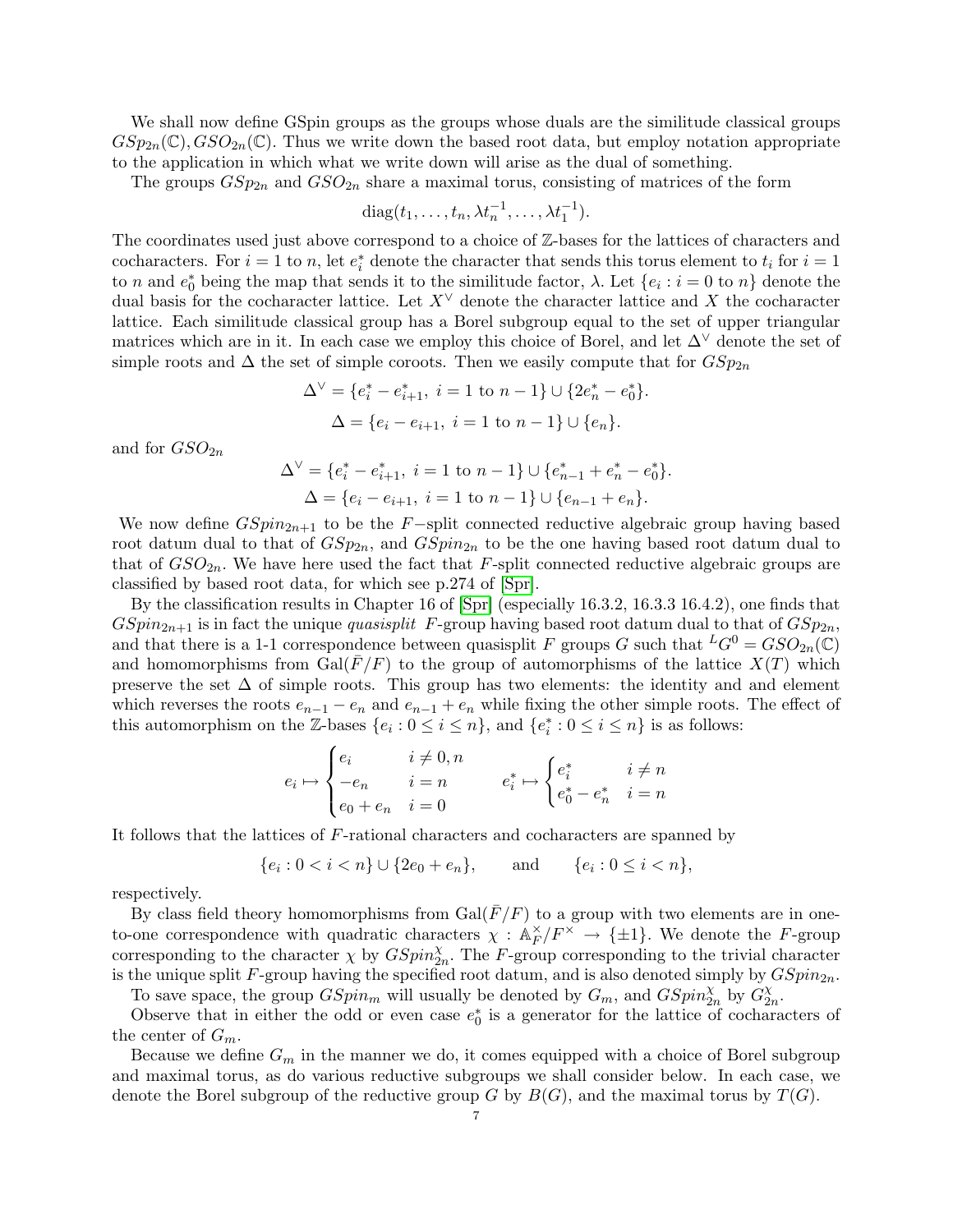We shall now define GSpin groups as the groups whose duals are the similitude classical groups $GSp_{2n}(\mathbb{C}), GSO_{2n}(\mathbb{C})$. Thus we write down the based root data, but employ notation appropriate to the application in which what we write down will arise as the dual of something.

The groups $GSp_{2n}$ and $GSO_{2n}$ share a maximal torus, consisting of matrices of the form

$$\mathrm{diag}(t_1, \ldots, t_n, \lambda t_n^{-1}, \ldots, \lambda t_1^{-1}).$$

The coordinates used just above correspond to a choice of $\mathbb{Z}$-bases for the lattices of characters and cocharacters. For $i = 1$ to $n$, let $e_i^*$ denote the character that sends this torus element to $t_i$ for $i = 1$ to $n$ and $e_0^*$ being the map that sends it to the similitude factor, $\lambda$. Let $\{e_i : i = 0 \text{ to } n\}$ denote the dual basis for the cocharacter lattice. Let $X^\vee$ denote the character lattice and $X$ the cocharacter lattice. Each similitude classical group has a Borel subgroup equal to the set of upper triangular matrices which are in it. In each case we employ this choice of Borel, and let $\Delta^\vee$ denote the set of simple roots and $\Delta$ the set of simple coroots. Then we easily compute that for $GSp_{2n}$

$$\Delta^\vee = \{e_i^* - e_{i+1}^*, \ i = 1 \text{ to } n-1\} \cup \{2e_n^* - e_0^*\}.$$

$$\Delta = \{e_i - e_{i+1}, \ i = 1 \text{ to } n-1\} \cup \{e_n\}.$$

and for $GSO_{2n}$

$$\Delta^\vee = \{e_i^* - e_{i+1}^*, \ i = 1 \text{ to } n-1\} \cup \{e_{n-1}^* + e_n^* - e_0^*\}.$$

$$\Delta = \{e_i - e_{i+1}, \ i = 1 \text{ to } n-1\} \cup \{e_{n-1} + e_n\}.$$

We now define $GSpin_{2n+1}$ to be the $F$-split connected reductive algebraic group having based root datum dual to that of $GSp_{2n}$, and $GSpin_{2n}$ to be the one having based root datum dual to that of $GSO_{2n}$. We have here used the fact that $F$-split connected reductive algebraic groups are classified by based root data, for which see p.274 of [Spr].

By the classification results in Chapter 16 of [Spr] (especially 16.3.2, 16.3.3 16.4.2), one finds that $GSpin_{2n+1}$ is in fact the unique *quasisplit* $F$-group having based root datum dual to that of $GSp_{2n}$, and that there is a 1-1 correspondence between quasisplit $F$ groups $G$ such that ${}^LG^0 = GSO_{2n}(\mathbb{C})$ and homomorphisms from $\mathrm{Gal}(\bar{F}/F)$ to the group of automorphisms of the lattice $X(T)$ which preserve the set $\Delta$ of simple roots. This group has two elements: the identity and and element which reverses the roots $e_{n-1} - e_n$ and $e_{n-1} + e_n$ while fixing the other simple roots. The effect of this automorphism on the $\mathbb{Z}$-bases $\{e_i : 0 \leq i \leq n\}$, and $\{e_i^* : 0 \leq i \leq n\}$ is as follows:

$$e_i \mapsto \begin{cases} e_i & i \neq 0, n \\ -e_n & i = n \\ e_0 + e_n & i = 0 \end{cases} \qquad e_i^* \mapsto \begin{cases} e_i^* & i \neq n \\ e_0^* - e_n^* & i = n \end{cases}$$

It follows that the lattices of $F$-rational characters and cocharacters are spanned by

$$\{e_i : 0 < i < n\} \cup \{2e_0 + e_n\}, \qquad \text{and} \qquad \{e_i : 0 \leq i < n\},$$

respectively.

By class field theory homomorphisms from $\mathrm{Gal}(\bar{F}/F)$ to a group with two elements are in one-to-one correspondence with quadratic characters $\chi : \mathbb{A}_F^\times / F^\times \to \{\pm 1\}$. We denote the $F$-group corresponding to the character $\chi$ by $GSpin_{2n}^\chi$. The $F$-group corresponding to the trivial character is the unique split $F$-group having the specified root datum, and is also denoted simply by $GSpin_{2n}$.

To save space, the group $GSpin_m$ will usually be denoted by $G_m$, and $GSpin_{2n}^\chi$ by $G_{2n}^\chi$.

Observe that in either the odd or even case $e_0^*$ is a generator for the lattice of cocharacters of the center of $G_m$.

Because we define $G_m$ in the manner we do, it comes equipped with a choice of Borel subgroup and maximal torus, as do various reductive subgroups we shall consider below. In each case, we denote the Borel subgroup of the reductive group $G$ by $B(G)$, and the maximal torus by $T(G)$.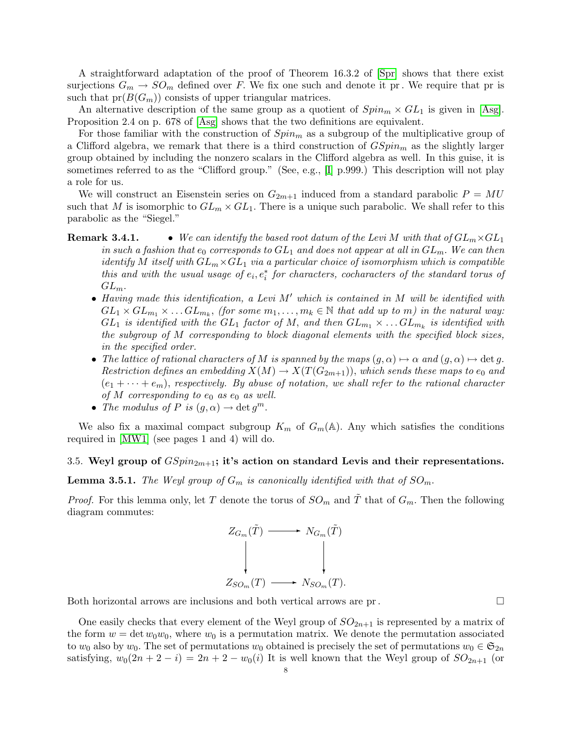A straightforward adaptation of the proof of Theorem 16.3.2 of [Spr] shows that there exist surjections $G_m \to SO_m$ defined over $F$. We fix one such and denote it pr. We require that pr is such that $\mathrm{pr}(B(G_m))$ consists of upper triangular matrices.

An alternative description of the same group as a quotient of $Spin_m \times GL_1$ is given in [Asg]. Proposition 2.4 on p. 678 of [Asg] shows that the two definitions are equivalent.

For those familiar with the construction of $Spin_m$ as a subgroup of the multiplicative group of a Clifford algebra, we remark that there is a third construction of $GSpin_m$ as the slightly larger group obtained by including the nonzero scalars in the Clifford algebra as well. In this guise, it is sometimes referred to as the "Clifford group." (See, e.g., [I] p.999.) This description will not play a role for us.

We will construct an Eisenstein series on $G_{2m+1}$ induced from a standard parabolic $P = MU$ such that $M$ is isomorphic to $GL_m \times GL_1$. There is a unique such parabolic. We shall refer to this parabolic as the "Siegel."

**Remark 3.4.1.**

- *We can identify the based root datum of the Levi $M$ with that of $GL_m \times GL_1$ in such a fashion that $e_0$ corresponds to $GL_1$ and does not appear at all in $GL_m$. We can then identify $M$ itself with $GL_m \times GL_1$ via a particular choice of isomorphism which is compatible this and with the usual usage of $e_i, e_i^*$ for characters, cocharacters of the standard torus of $GL_m$.*
- *Having made this identification, a Levi $M'$ which is contained in $M$ will be identified with $GL_1 \times GL_{m_1} \times \dots GL_{m_k}$, (for some $m_1, \dots, m_k \in \mathbb{N}$ that add up to $m$) in the natural way: $GL_1$ is identified with the $GL_1$ factor of $M$, and then $GL_{m_1} \times \dots GL_{m_k}$ is identified with the subgroup of $M$ corresponding to block diagonal elements with the specified block sizes, in the specified order.*
- *The lattice of rational characters of $M$ is spanned by the maps $(g, \alpha) \mapsto \alpha$ and $(g, \alpha) \mapsto \det g$. Restriction defines an embedding $X(M) \to X(T(G_{2m+1}))$, which sends these maps to $e_0$ and $(e_1 + \dots + e_m)$, respectively. By abuse of notation, we shall refer to the rational character of $M$ corresponding to $e_0$ as $e_0$ as well.*
- *The modulus of $P$ is $(g, \alpha) \to \det g^m$.*

We also fix a maximal compact subgroup $K_m$ of $G_m(\mathbb{A})$. Any which satisfies the conditions required in [MW1] (see pages 1 and 4) will do.

### 3.5. Weyl group of $GSpin_{2m+1}$; it's action on standard Levis and their representations.

**Lemma 3.5.1.** *The Weyl group of $G_m$ is canonically identified with that of $SO_m$.*

*Proof.* For this lemma only, let $T$ denote the torus of $SO_m$ and $\tilde{T}$ that of $G_m$. Then the following diagram commutes:

$$\begin{array}{ccc} Z_{G_m}(\tilde{T}) & \longrightarrow & N_{G_m}(\tilde{T}) \\ \big\downarrow & & \big\downarrow \\ Z_{SO_m}(T) & \longrightarrow & N_{SO_m}(T). \end{array}$$

Both horizontal arrows are inclusions and both vertical arrows are pr. □

One easily checks that every element of the Weyl group of $SO_{2n+1}$ is represented by a matrix of the form $w = \det w_0 w_0$, where $w_0$ is a permutation matrix. We denote the permutation associated to $w_0$ also by $w_0$. The set of permutations $w_0$ obtained is precisely the set of permutations $w_0 \in \mathfrak{S}_{2n}$ satisfying, $w_0(2n+2-i) = 2n+2-w_0(i)$ It is well known that the Weyl group of $SO_{2n+1}$ (or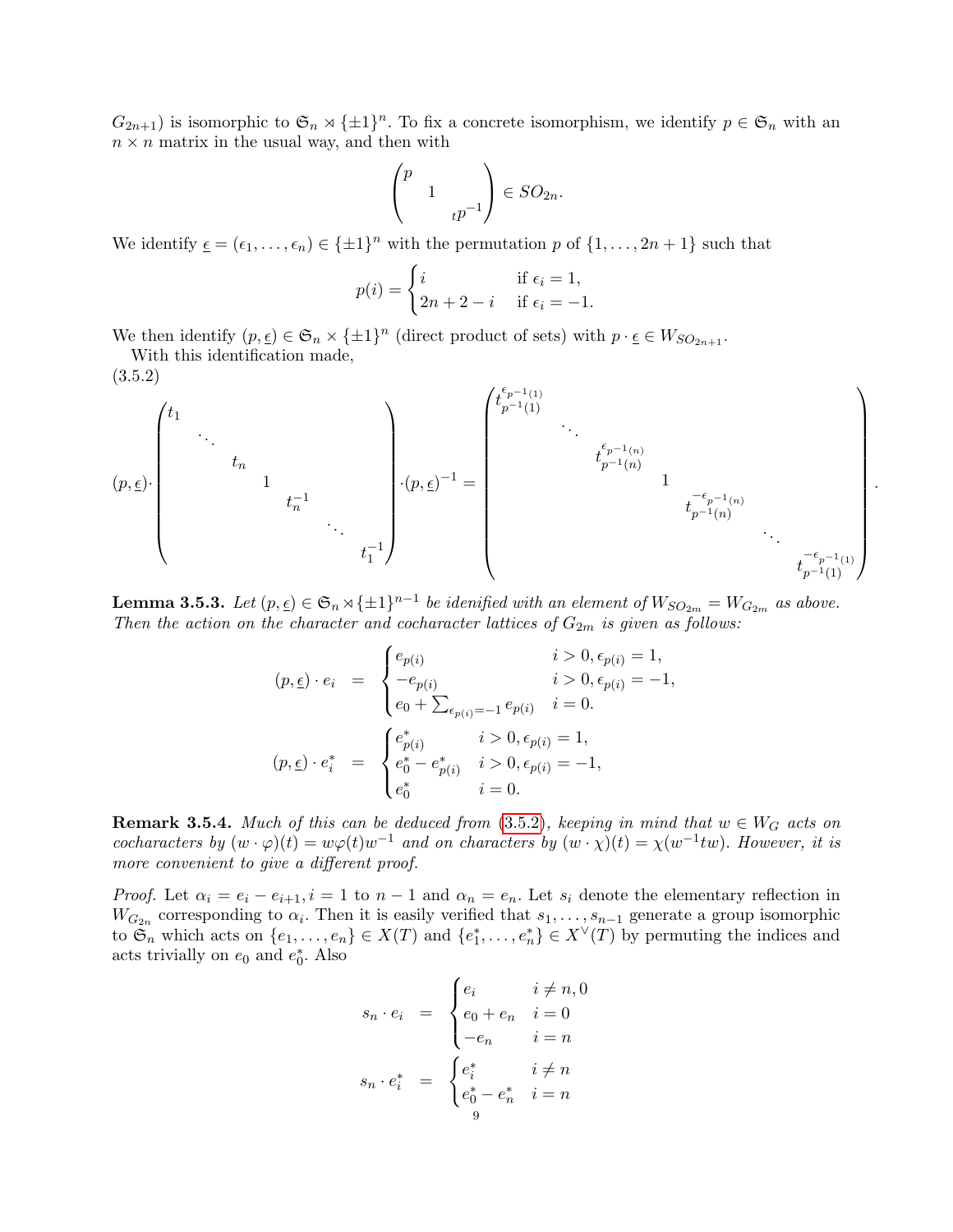$G_{2n+1}$) is isomorphic to $\mathfrak{S}_n \rtimes \{\pm 1\}^n$. To fix a concrete isomorphism, we identify $p \in \mathfrak{S}_n$ with an $n \times n$ matrix in the usual way, and then with

$$\begin{pmatrix} p & & \\ & 1 & \\ & & {}_t p^{-1} \end{pmatrix} \in SO_{2n}.$$

We identify $\underline{\epsilon} = (\epsilon_1, \dots, \epsilon_n) \in \{\pm 1\}^n$ with the permutation $p$ of $\{1, \dots, 2n+1\}$ such that

$$p(i) = \begin{cases} i & \text{if } \epsilon_i = 1, \\ 2n+2-i & \text{if } \epsilon_i = -1. \end{cases}$$

We then identify $(p, \underline{\epsilon}) \in \mathfrak{S}_n \times \{\pm 1\}^n$ (direct product of sets) with $p \cdot \underline{\epsilon} \in W_{SO_{2n+1}}$.

With this identification made,

(3.5.2)

$$(p,\underline{\epsilon}) \cdot \begin{pmatrix} t_1 & & & & & & \\ & \ddots & & & & & \\ & & t_n & & & & \\ & & & 1 & & & \\ & & & & t_n^{-1} & & \\ & & & & & \ddots & \\ & & & & & & t_1^{-1} \end{pmatrix} \cdot (p,\underline{\epsilon})^{-1} = \begin{pmatrix} t_{p^{-1}(1)}^{\epsilon_{p^{-1}(1)}} & & & & & & \\ & \ddots & & & & & \\ & & t_{p^{-1}(n)}^{\epsilon_{p^{-1}(n)}} & & & & \\ & & & 1 & & & \\ & & & & t_{p^{-1}(n)}^{-\epsilon_{p^{-1}(n)}} & & \\ & & & & & \ddots & \\ & & & & & & t_{p^{-1}(1)}^{-\epsilon_{p^{-1}(1)}} \end{pmatrix}.$$

**Lemma 3.5.3.** *Let $(p, \underline{\epsilon}) \in \mathfrak{S}_n \rtimes \{\pm 1\}^{n-1}$ be idenified with an element of $W_{SO_{2m}} = W_{G_{2m}}$ as above. Then the action on the character and cocharacter lattices of $G_{2m}$ is given as follows:*

$$(p,\underline{\epsilon}) \cdot e_i = \begin{cases} e_{p(i)} & i > 0, \epsilon_{p(i)} = 1, \\ -e_{p(i)} & i > 0, \epsilon_{p(i)} = -1, \\ e_0 + \sum_{\epsilon_{p(i)}=-1} e_{p(i)} & i = 0. \end{cases}$$

$$(p,\underline{\epsilon}) \cdot e_i^* = \begin{cases} e_{p(i)}^* & i > 0, \epsilon_{p(i)} = 1, \\ e_0^* - e_{p(i)}^* & i > 0, \epsilon_{p(i)} = -1, \\ e_0^* & i = 0. \end{cases}$$

**Remark 3.5.4.** *Much of this can be deduced from (3.5.2), keeping in mind that $w \in W_G$ acts on cocharacters by $(w \cdot \varphi)(t) = w\varphi(t)w^{-1}$ and on characters by $(w \cdot \chi)(t) = \chi(w^{-1}tw)$. However, it is more convenient to give a different proof.*

*Proof.* Let $\alpha_i = e_i - e_{i+1}, i = 1$ to $n-1$ and $\alpha_n = e_n$. Let $s_i$ denote the elementary reflection in $W_{G_{2n}}$ corresponding to $\alpha_i$. Then it is easily verified that $s_1, \dots, s_{n-1}$ generate a group isomorphic to $\mathfrak{S}_n$ which acts on $\{e_1, \dots, e_n\} \in X(T)$ and $\{e_1^*, \dots, e_n^*\} \in X^\vee(T)$ by permuting the indices and acts trivially on $e_0$ and $e_0^*$. Also

$$s_n \cdot e_i = \begin{cases} e_i & i \neq n, 0 \\ e_0 + e_n & i = 0 \\ -e_n & i = n \end{cases}$$

$$s_n \cdot e_i^* = \begin{cases} e_i^* & i \neq n \\ e_0^* - e_n^* & i = n \end{cases}$$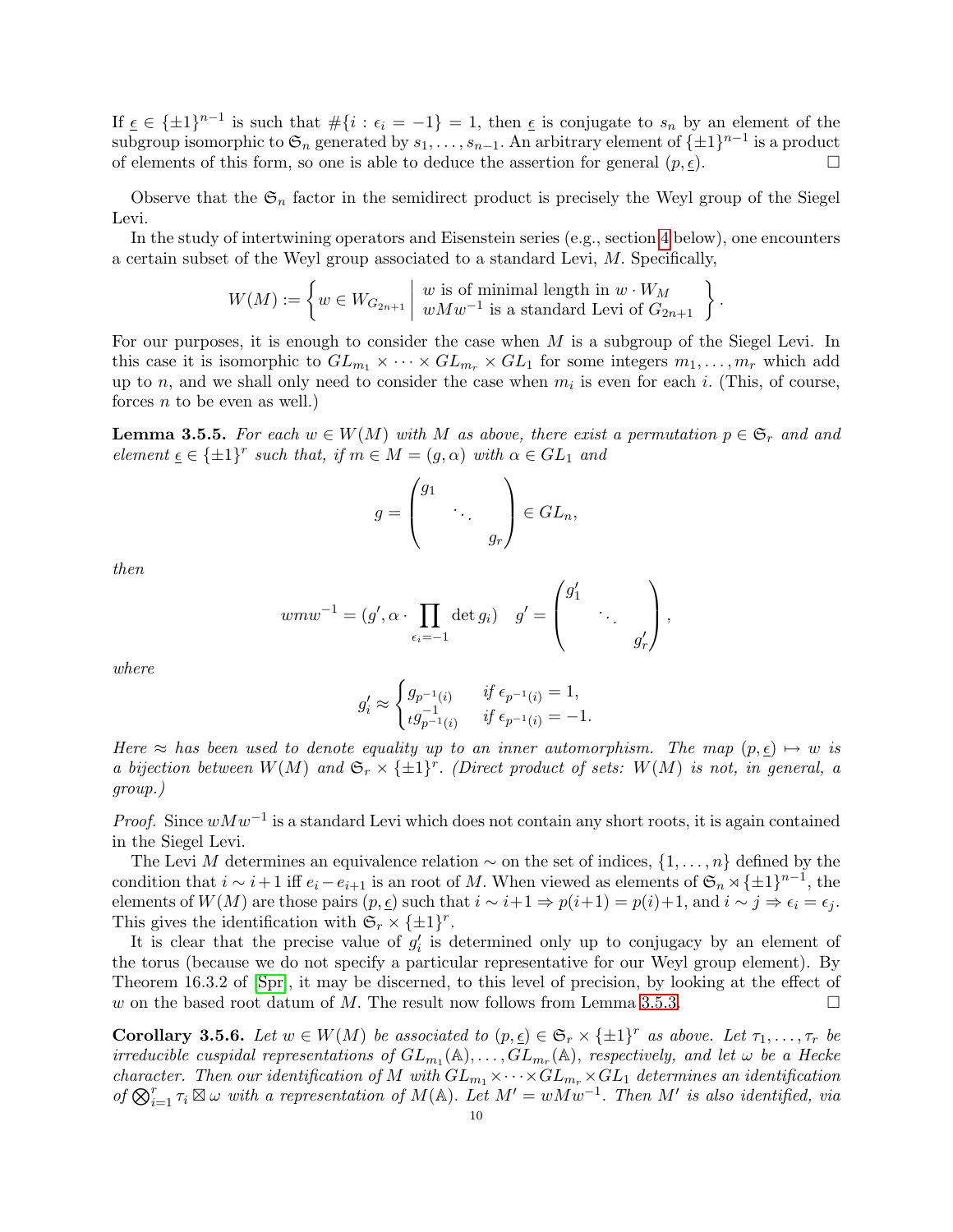If $\underline{\epsilon} \in \{\pm 1\}^{n-1}$ is such that $\#\{i : \epsilon_i = -1\} = 1$, then $\underline{\epsilon}$ is conjugate to $s_n$ by an element of the subgroup isomorphic to $\mathfrak{S}_n$ generated by $s_1, \ldots, s_{n-1}$. An arbitrary element of $\{\pm 1\}^{n-1}$ is a product of elements of this form, so one is able to deduce the assertion for general $(p, \underline{\epsilon})$. □

Observe that the $\mathfrak{S}_n$ factor in the semidirect product is precisely the Weyl group of the Siegel Levi.

In the study of intertwining operators and Eisenstein series (e.g., section 4 below), one encounters a certain subset of the Weyl group associated to a standard Levi, $M$. Specifically,

$$W(M) := \left\{ w \in W_{G_{2n+1}} \;\middle|\; \begin{array}{l} w \text{ is of minimal length in } w \cdot W_M \\ wMw^{-1} \text{ is a standard Levi of } G_{2n+1} \end{array} \right\}.$$

For our purposes, it is enough to consider the case when $M$ is a subgroup of the Siegel Levi. In this case it is isomorphic to $GL_{m_1} \times \cdots \times GL_{m_r} \times GL_1$ for some integers $m_1, \ldots, m_r$ which add up to $n$, and we shall only need to consider the case when $m_i$ is even for each $i$. (This, of course, forces $n$ to be even as well.)

**Lemma 3.5.5.** *For each $w \in W(M)$ with $M$ as above, there exist a permutation $p \in \mathfrak{S}_r$ and and element $\underline{\epsilon} \in \{\pm 1\}^r$ such that, if $m \in M = (g, \alpha)$ with $\alpha \in GL_1$ and*

$$g = \begin{pmatrix} g_1 & & \\ & \ddots & \\ & & g_r \end{pmatrix} \in GL_n,$$

*then*

$$wmw^{-1} = (g', \alpha \cdot \prod_{\epsilon_i = -1} \det g_i) \quad g' = \begin{pmatrix} g_1' & & \\ & \ddots & \\ & & g_r' \end{pmatrix},$$

*where*

$$g_i' \approx \begin{cases} g_{p^{-1}(i)} & \text{if } \epsilon_{p^{-1}(i)} = 1, \\ {}_t g_{p^{-1}(i)}^{-1} & \text{if } \epsilon_{p^{-1}(i)} = -1. \end{cases}$$

*Here $\approx$ has been used to denote equality up to an inner automorphism. The map $(p, \underline{\epsilon}) \mapsto w$ is a bijection between $W(M)$ and $\mathfrak{S}_r \times \{\pm 1\}^r$. (Direct product of sets: $W(M)$ is not, in general, a group.)*

*Proof.* Since $wMw^{-1}$ is a standard Levi which does not contain any short roots, it is again contained in the Siegel Levi.

The Levi $M$ determines an equivalence relation $\sim$ on the set of indices, $\{1, \ldots, n\}$ defined by the condition that $i \sim i+1$ iff $e_i - e_{i+1}$ is an root of $M$. When viewed as elements of $\mathfrak{S}_n \ltimes \{\pm 1\}^{n-1}$, the elements of $W(M)$ are those pairs $(p, \underline{\epsilon})$ such that $i \sim i+1 \Rightarrow p(i+1) = p(i)+1$, and $i \sim j \Rightarrow \epsilon_i = \epsilon_j$. This gives the identification with $\mathfrak{S}_r \times \{\pm 1\}^r$.

It is clear that the precise value of $g_i'$ is determined only up to conjugacy by an element of the torus (because we do not specify a particular representative for our Weyl group element). By Theorem 16.3.2 of [Spr], it may be discerned, to this level of precision, by looking at the effect of $w$ on the based root datum of $M$. The result now follows from Lemma 3.5.3. □

**Corollary 3.5.6.** *Let $w \in W(M)$ be associated to $(p, \underline{\epsilon}) \in \mathfrak{S}_r \times \{\pm 1\}^r$ as above. Let $\tau_1, \ldots, \tau_r$ be irreducible cuspidal representations of $GL_{m_1}(\mathbb{A}), \ldots, GL_{m_r}(\mathbb{A})$, respectively, and let $\omega$ be a Hecke character. Then our identification of $M$ with $GL_{m_1} \times \cdots \times GL_{m_r} \times GL_1$ determines an identification of $\bigotimes_{i=1}^r \tau_i \boxtimes \omega$ with a representation of $M(\mathbb{A})$. Let $M' = wMw^{-1}$. Then $M'$ is also identified, via*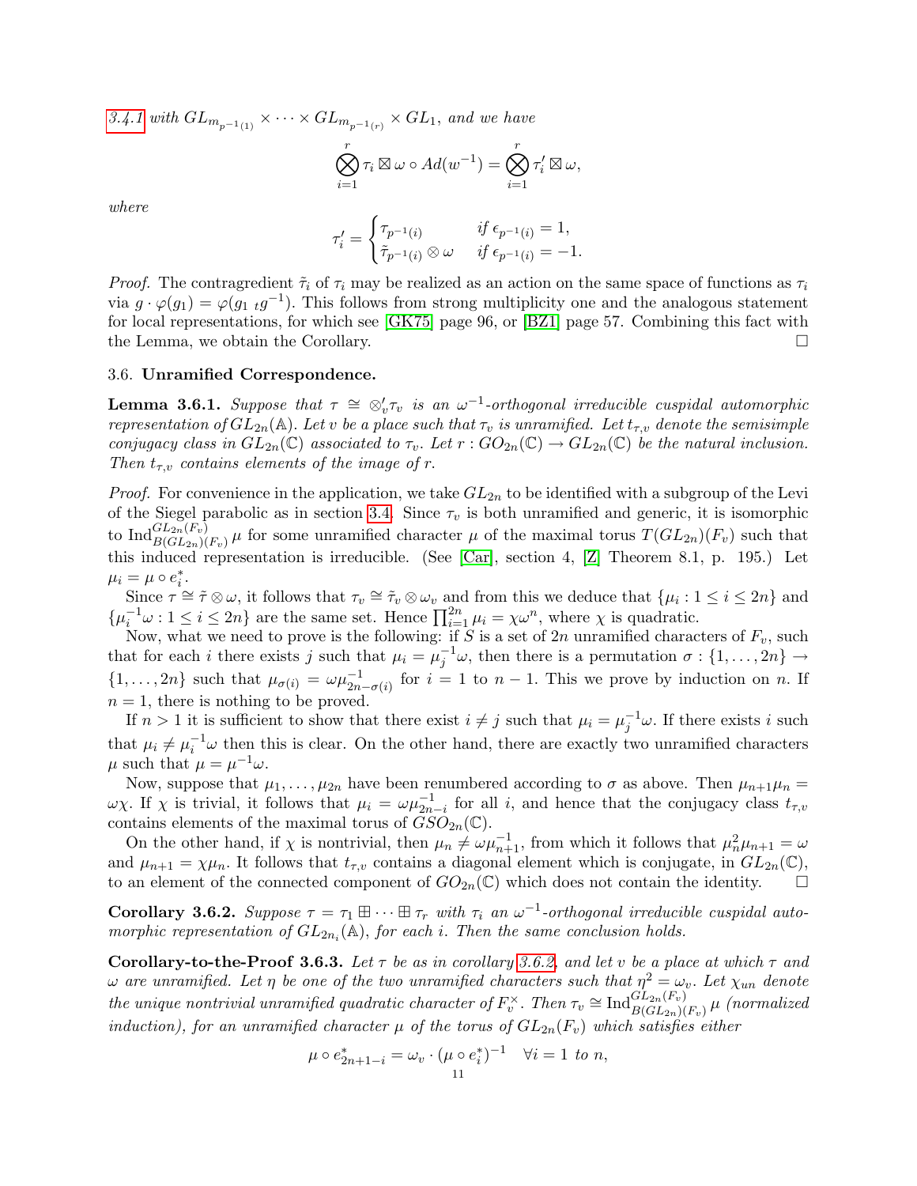3.4.1 *with* $GL_{m_{p^{-1}(1)}} \times \cdots \times GL_{m_{p^{-1}(r)}} \times GL_1$, *and we have*

$$\bigotimes_{i=1}^{r} \tau_i \boxtimes \omega \circ Ad(w^{-1}) = \bigotimes_{i=1}^{r} \tau_i' \boxtimes \omega,$$

*where*

$$\tau_i' = \begin{cases} \tau_{p^{-1}(i)} & \text{if } \epsilon_{p^{-1}(i)} = 1, \\ \tilde{\tau}_{p^{-1}(i)} \otimes \omega & \text{if } \epsilon_{p^{-1}(i)} = -1. \end{cases}$$

*Proof.* The contragredient $\tilde{\tau}_i$ of $\tau_i$ may be realized as an action on the same space of functions as $\tau_i$ via $g \cdot \varphi(g_1) = \varphi(g_1\, {}_t g^{-1})$. This follows from strong multiplicity one and the analogous statement for local representations, for which see [GK75] page 96, or [BZ1] page 57. Combining this fact with the Lemma, we obtain the Corollary. □

### 3.6. **Unramified Correspondence.**

**Lemma 3.6.1.** *Suppose that* $\tau \cong \otimes_v' \tau_v$ *is an* $\omega^{-1}$*-orthogonal irreducible cuspidal automorphic representation of* $GL_{2n}(\mathbb{A})$*. Let* $v$ *be a place such that* $\tau_v$ *is unramified. Let* $t_{\tau,v}$ *denote the semisimple conjugacy class in* $GL_{2n}(\mathbb{C})$ *associated to* $\tau_v$*. Let* $r : GO_{2n}(\mathbb{C}) \to GL_{2n}(\mathbb{C})$ *be the natural inclusion. Then* $t_{\tau,v}$ *contains elements of the image of* $r$*.*

*Proof.* For convenience in the application, we take $GL_{2n}$ to be identified with a subgroup of the Levi of the Siegel parabolic as in section 3.4. Since $\tau_v$ is both unramified and generic, it is isomorphic to $\mathrm{Ind}_{B(GL_{2n})(F_v)}^{GL_{2n}(F_v)} \mu$ for some unramified character $\mu$ of the maximal torus $T(GL_{2n})(F_v)$ such that this induced representation is irreducible. (See [Car], section 4, [Z] Theorem 8.1, p. 195.) Let $\mu_i = \mu \circ e_i^*$.

Since $\tau \cong \tilde{\tau} \otimes \omega$, it follows that $\tau_v \cong \tilde{\tau}_v \otimes \omega_v$ and from this we deduce that $\{\mu_i : 1 \le i \le 2n\}$ and $\{\mu_i^{-1}\omega : 1 \le i \le 2n\}$ are the same set. Hence $\prod_{i=1}^{2n} \mu_i = \chi\omega^n$, where $\chi$ is quadratic.

Now, what we need to prove is the following: if $S$ is a set of $2n$ unramified characters of $F_v$, such that for each $i$ there exists $j$ such that $\mu_i = \mu_j^{-1}\omega$, then there is a permutation $\sigma : \{1, \dots, 2n\} \to \{1, \dots, 2n\}$ such that $\mu_{\sigma(i)} = \omega\mu_{2n-\sigma(i)}^{-1}$ for $i = 1$ to $n-1$. This we prove by induction on $n$. If $n = 1$, there is nothing to be proved.

If $n > 1$ it is sufficient to show that there exist $i \neq j$ such that $\mu_i = \mu_j^{-1}\omega$. If there exists $i$ such that $\mu_i \neq \mu_i^{-1}\omega$ then this is clear. On the other hand, there are exactly two unramified characters $\mu$ such that $\mu = \mu^{-1}\omega$.

Now, suppose that $\mu_1, \dots, \mu_{2n}$ have been renumbered according to $\sigma$ as above. Then $\mu_{n+1}\mu_n = \omega\chi$. If $\chi$ is trivial, it follows that $\mu_i = \omega\mu_{2n-i}^{-1}$ for all $i$, and hence that the conjugacy class $t_{\tau,v}$ contains elements of the maximal torus of $GSO_{2n}(\mathbb{C})$.

On the other hand, if $\chi$ is nontrivial, then $\mu_n \neq \omega\mu_{n+1}^{-1}$, from which it follows that $\mu_n^2\mu_{n+1} = \omega$ and $\mu_{n+1} = \chi\mu_n$. It follows that $t_{\tau,v}$ contains a diagonal element which is conjugate, in $GL_{2n}(\mathbb{C})$, to an element of the connected component of $GO_{2n}(\mathbb{C})$ which does not contain the identity. □

**Corollary 3.6.2.** *Suppose* $\tau = \tau_1 \boxplus \cdots \boxplus \tau_r$ *with* $\tau_i$ *an* $\omega^{-1}$*-orthogonal irreducible cuspidal automorphic representation of* $GL_{2n_i}(\mathbb{A})$*, for each* $i$*. Then the same conclusion holds.*

**Corollary-to-the-Proof 3.6.3.** *Let* $\tau$ *be as in corollary 3.6.2, and let* $v$ *be a place at which* $\tau$ *and* $\omega$ *are unramified. Let* $\eta$ *be one of the two unramified characters such that* $\eta^2 = \omega_v$*. Let* $\chi_{un}$ *denote the unique nontrivial unramified quadratic character of* $F_v^\times$*. Then* $\tau_v \cong \mathrm{Ind}_{B(GL_{2n})(F_v)}^{GL_{2n}(F_v)} \mu$ *(normalized induction), for an unramified character* $\mu$ *of the torus of* $GL_{2n}(F_v)$ *which satisfies either*

$$\mu \circ e_{2n+1-i}^* = \omega_v \cdot (\mu \circ e_i^*)^{-1} \quad \forall i = 1 \text{ to } n,$$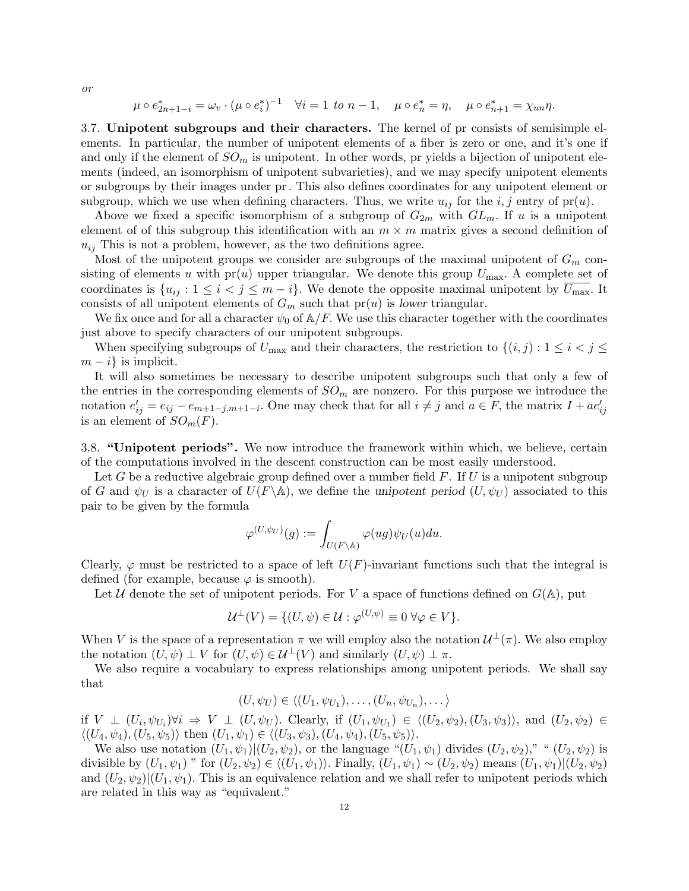*or*

$$\mu \circ e^*_{2n+1-i} = \omega_v \cdot (\mu \circ e^*_i)^{-1} \quad \forall i = 1 \text{ to } n-1, \quad \mu \circ e^*_n = \eta, \quad \mu \circ e^*_{n+1} = \chi_{un}\eta.$$

3.7. **Unipotent subgroups and their characters.** The kernel of pr consists of semisimple elements. In particular, the number of unipotent elements of a fiber is zero or one, and it's one if and only if the element of $SO_m$ is unipotent. In other words, pr yields a bijection of unipotent elements (indeed, an isomorphism of unipotent subvarieties), and we may specify unipotent elements or subgroups by their images under pr . This also defines coordinates for any unipotent element or subgroup, which we use when defining characters. Thus, we write $u_{ij}$ for the $i, j$ entry of $\mathrm{pr}(u)$.

Above we fixed a specific isomorphism of a subgroup of $G_{2m}$ with $GL_m$. If $u$ is a unipotent element of of this subgroup this identification with an $m \times m$ matrix gives a second definition of $u_{ij}$ This is not a problem, however, as the two definitions agree.

Most of the unipotent groups we consider are subgroups of the maximal unipotent of $G_m$ consisting of elements $u$ with $\mathrm{pr}(u)$ upper triangular. We denote this group $U_{\max}$. A complete set of coordinates is $\{u_{ij} : 1 \le i < j \le m - i\}$. We denote the opposite maximal unipotent by $\overline{U_{\max}}$. It consists of all unipotent elements of $G_m$ such that $\mathrm{pr}(u)$ is *lower* triangular.

We fix once and for all a character $\psi_0$ of $\mathbb{A}/F$. We use this character together with the coordinates just above to specify characters of our unipotent subgroups.

When specifying subgroups of $U_{\max}$ and their characters, the restriction to $\{(i, j) : 1 \le i < j \le m - i\}$ is implicit.

It will also sometimes be necessary to describe unipotent subgroups such that only a few of the entries in the corresponding elements of $SO_m$ are nonzero. For this purpose we introduce the notation $e'_{ij} = e_{ij} - e_{m+1-j,m+1-i}$. One may check that for all $i \ne j$ and $a \in F$, the matrix $I + ae'_{ij}$ is an element of $SO_m(F)$.

3.8. **"Unipotent periods".** We now introduce the framework within which, we believe, certain of the computations involved in the descent construction can be most easily understood.

Let $G$ be a reductive algebraic group defined over a number field $F$. If $U$ is a unipotent subgroup of $G$ and $\psi_U$ is a character of $U(F\backslash\mathbb{A})$, we define the *unipotent period* $(U, \psi_U)$ associated to this pair to be given by the formula

$$\varphi^{(U,\psi_U)}(g) := \int_{U(F\backslash\mathbb{A})} \varphi(ug)\psi_U(u)du.$$

Clearly, $\varphi$ must be restricted to a space of left $U(F)$-invariant functions such that the integral is defined (for example, because $\varphi$ is smooth).

Let $\mathcal{U}$ denote the set of unipotent periods. For $V$ a space of functions defined on $G(\mathbb{A})$, put

$$\mathcal{U}^{\perp}(V) = \{(U, \psi) \in \mathcal{U} : \varphi^{(U,\psi)} \equiv 0 \ \forall \varphi \in V\}.$$

When $V$ is the space of a representation $\pi$ we will employ also the notation $\mathcal{U}^{\perp}(\pi)$. We also employ the notation $(U, \psi) \perp V$ for $(U, \psi) \in \mathcal{U}^{\perp}(V)$ and similarly $(U, \psi) \perp \pi$.

We also require a vocabulary to express relationships among unipotent periods. We shall say that

$$(U, \psi_U) \in \langle (U_1, \psi_{U_1}), \ldots, (U_n, \psi_{U_n}), \ldots \rangle$$

if $V \perp (U_i, \psi_{U_i}) \forall i \Rightarrow V \perp (U, \psi_U)$. Clearly, if $(U_1, \psi_{U_1}) \in \langle (U_2, \psi_2), (U_3, \psi_3) \rangle$, and $(U_2, \psi_2) \in \langle (U_4, \psi_4), (U_5, \psi_5) \rangle$ then $(U_1, \psi_1) \in \langle (U_3, \psi_3), (U_4, \psi_4), (U_5, \psi_5) \rangle$.

We also use notation $(U_1, \psi_1) | (U_2, \psi_2)$, or the language "$(U_1, \psi_1)$ divides $(U_2, \psi_2)$," "$(U_2, \psi_2)$ is divisible by $(U_1, \psi_1)$" for $(U_2, \psi_2) \in \langle (U_1, \psi_1) \rangle$. Finally, $(U_1, \psi_1) \sim (U_2, \psi_2)$ means $(U_1, \psi_1) | (U_2, \psi_2)$ and $(U_2, \psi_2) | (U_1, \psi_1)$. This is an equivalence relation and we shall refer to unipotent periods which are related in this way as "equivalent."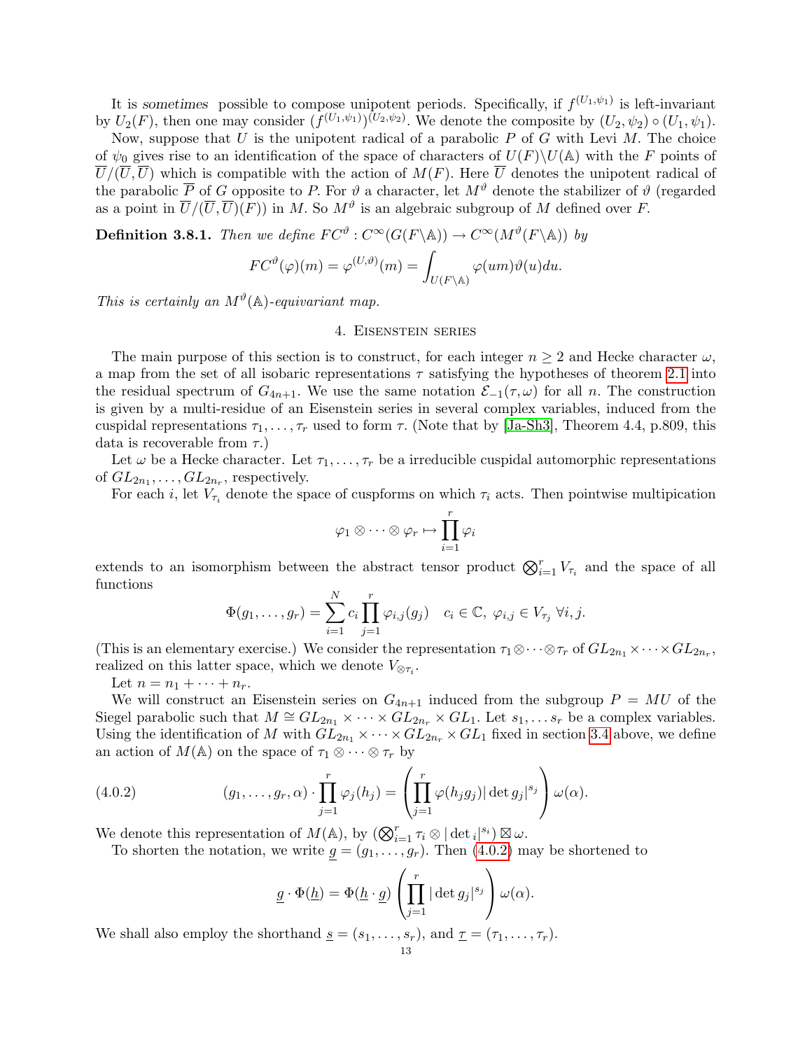It is *sometimes* possible to compose unipotent periods. Specifically, if $f^{(U_1,\psi_1)}$ is left-invariant by $U_2(F)$, then one may consider $(f^{(U_1,\psi_1)})^{(U_2,\psi_2)}$. We denote the composite by $(U_2,\psi_2)\circ(U_1,\psi_1)$.

Now, suppose that $U$ is the unipotent radical of a parabolic $P$ of $G$ with Levi $M$. The choice of $\psi_0$ gives rise to an identification of the space of characters of $U(F)\backslash U(\mathbb{A})$ with the $F$ points of $\overline{U}/(\overline{U},\overline{U})$ which is compatible with the action of $M(F)$. Here $\overline{U}$ denotes the unipotent radical of the parabolic $\overline{P}$ of $G$ opposite to $P$. For $\vartheta$ a character, let $M^\vartheta$ denote the stabilizer of $\vartheta$ (regarded as a point in $\overline{U}/(\overline{U},\overline{U})(F)$) in $M$. So $M^\vartheta$ is an algebraic subgroup of $M$ defined over $F$.

**Definition 3.8.1.** *Then we define $FC^\vartheta : C^\infty(G(F\backslash\mathbb{A}))\to C^\infty(M^\vartheta(F\backslash\mathbb{A}))$ by*

$$FC^\vartheta(\varphi)(m)=\varphi^{(U,\vartheta)}(m)=\int_{U(F\backslash\mathbb{A})}\varphi(um)\vartheta(u)du.$$

*This is certainly an $M^\vartheta(\mathbb{A})$-equivariant map.*

## 4. Eisenstein series

The main purpose of this section is to construct, for each integer $n\geq 2$ and Hecke character $\omega$, a map from the set of all isobaric representations $\tau$ satisfying the hypotheses of theorem 2.1 into the residual spectrum of $G_{4n+1}$. We use the same notation $\mathcal{E}_{-1}(\tau,\omega)$ for all $n$. The construction is given by a multi-residue of an Eisenstein series in several complex variables, induced from the cuspidal representations $\tau_1,\dots,\tau_r$ used to form $\tau$. (Note that by [Ja-Sh3], Theorem 4.4, p.809, this data is recoverable from $\tau$.)

Let $\omega$ be a Hecke character. Let $\tau_1,\dots,\tau_r$ be a irreducible cuspidal automorphic representations of $GL_{2n_1},\dots,GL_{2n_r}$, respectively.

For each $i$, let $V_{\tau_i}$ denote the space of cuspforms on which $\tau_i$ acts. Then pointwise multipication

$$\varphi_1\otimes\cdots\otimes\varphi_r\mapsto\prod_{i=1}^r\varphi_i$$

extends to an isomorphism between the abstract tensor product $\bigotimes_{i=1}^r V_{\tau_i}$ and the space of all functions

$$\Phi(g_1,\dots,g_r)=\sum_{i=1}^N c_i\prod_{j=1}^r\varphi_{i,j}(g_j)\quad c_i\in\mathbb{C},\ \varphi_{i,j}\in V_{\tau_j}\ \forall i,j.$$

(This is an elementary exercise.) We consider the representation $\tau_1\otimes\cdots\otimes\tau_r$ of $GL_{2n_1}\times\cdots\times GL_{2n_r}$, realized on this latter space, which we denote $V_{\otimes\tau_i}$.

Let $n=n_1+\cdots+n_r$.

We will construct an Eisenstein series on $G_{4n+1}$ induced from the subgroup $P=MU$ of the Siegel parabolic such that $M\cong GL_{2n_1}\times\cdots\times GL_{2n_r}\times GL_1$. Let $s_1,\dots s_r$ be a complex variables. Using the identification of $M$ with $GL_{2n_1}\times\cdots\times GL_{2n_r}\times GL_1$ fixed in section 3.4 above, we define an action of $M(\mathbb{A})$ on the space of $\tau_1\otimes\cdots\otimes\tau_r$ by

$$(g_1,\dots,g_r,\alpha)\cdot\prod_{j=1}^r\varphi_j(h_j)=\left(\prod_{j=1}^r\varphi(h_jg_j)|\det g_j|^{s_j}\right)\omega(\alpha). \tag{4.0.2}$$

We denote this representation of $M(\mathbb{A})$, by $(\bigotimes_{i=1}^r\tau_i\otimes|\det{}_i|^{s_i})\boxtimes\omega$.

To shorten the notation, we write $\underline{g}=(g_1,\dots,g_r)$. Then (4.0.2) may be shortened to

$$\underline{g}\cdot\Phi(\underline{h})=\Phi(\underline{h}\cdot\underline{g})\left(\prod_{j=1}^r|\det g_j|^{s_j}\right)\omega(\alpha).$$

We shall also employ the shorthand $\underline{s}=(s_1,\dots,s_r)$, and $\underline{\tau}=(\tau_1,\dots,\tau_r)$.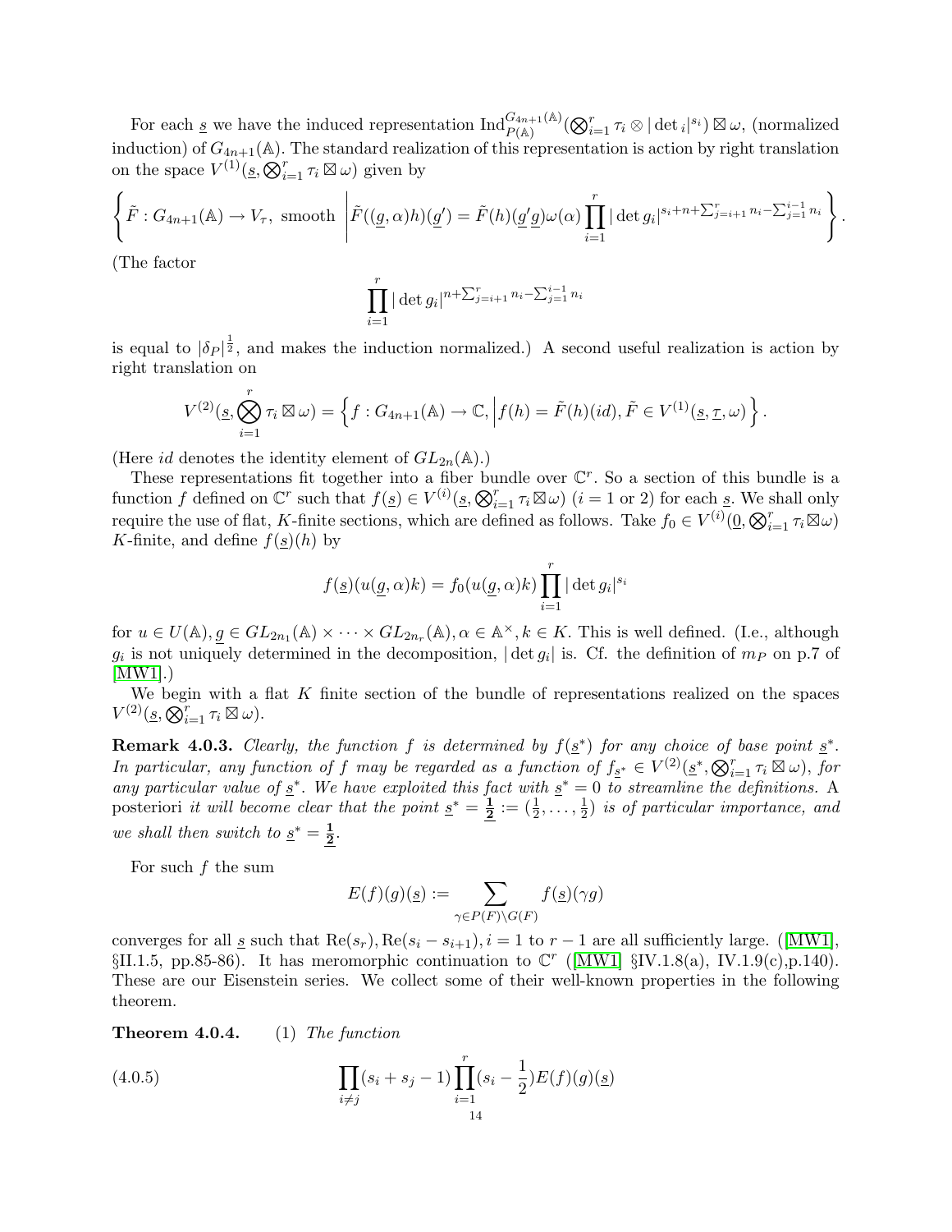For each $\underline{s}$ we have the induced representation $\operatorname{Ind}_{P(\mathbb{A})}^{G_{4n+1}(\mathbb{A})}(\bigotimes_{i=1}^r \tau_i \otimes |\det{}_i|^{s_i}) \boxtimes \omega$, (normalized induction) of $G_{4n+1}(\mathbb{A})$. The standard realization of this representation is action by right translation on the space $V^{(1)}(\underline{s}, \bigotimes_{i=1}^r \tau_i \boxtimes \omega)$ given by

$$\left\{ \tilde{F} : G_{4n+1}(\mathbb{A}) \to V_\tau, \text{ smooth } \left| \tilde{F}((\underline{g},\alpha)h)(\underline{g}') = \tilde{F}(h)(\underline{g}'\underline{g})\omega(\alpha) \prod_{i=1}^r |\det g_i|^{s_i + n + \sum_{j=i+1}^r n_i - \sum_{j=1}^{i-1} n_i} \right. \right\}.$$

(The factor

$$\prod_{i=1}^r |\det g_i|^{n + \sum_{j=i+1}^r n_i - \sum_{j=1}^{i-1} n_i}$$

is equal to $|\delta_P|^{\frac{1}{2}}$, and makes the induction normalized.) A second useful realization is action by right translation on

$$V^{(2)}(\underline{s}, \bigotimes_{i=1}^r \tau_i \boxtimes \omega) = \left\{ f : G_{4n+1}(\mathbb{A}) \to \mathbb{C}, \left| f(h) = \tilde{F}(h)(id), \tilde{F} \in V^{(1)}(\underline{s}, \underline{\tau}, \omega) \right. \right\}.$$

(Here $id$ denotes the identity element of $GL_{2n}(\mathbb{A})$.)

These representations fit together into a fiber bundle over $\mathbb{C}^r$. So a section of this bundle is a function $f$ defined on $\mathbb{C}^r$ such that $f(\underline{s}) \in V^{(i)}(\underline{s}, \bigotimes_{i=1}^r \tau_i \boxtimes \omega)$ ($i = 1$ or $2$) for each $\underline{s}$. We shall only require the use of flat, $K$-finite sections, which are defined as follows. Take $f_0 \in V^{(i)}(\underline{0}, \bigotimes_{i=1}^r \tau_i \boxtimes \omega)$ $K$-finite, and define $f(\underline{s})(h)$ by

$$f(\underline{s})(u(\underline{g},\alpha)k) = f_0(u(\underline{g},\alpha)k) \prod_{i=1}^r |\det g_i|^{s_i}$$

for $u \in U(\mathbb{A}), \underline{g} \in GL_{2n_1}(\mathbb{A}) \times \cdots \times GL_{2n_r}(\mathbb{A}), \alpha \in \mathbb{A}^\times, k \in K$. This is well defined. (I.e., although $g_i$ is not uniquely determined in the decomposition, $|\det g_i|$ is. Cf. the definition of $m_P$ on p.7 of [MW1].)

We begin with a flat $K$ finite section of the bundle of representations realized on the spaces $V^{(2)}(\underline{s}, \bigotimes_{i=1}^r \tau_i \boxtimes \omega)$.

**Remark 4.0.3.** *Clearly, the function $f$ is determined by $f(\underline{s}^*)$ for any choice of base point $\underline{s}^*$. In particular, any function of $f$ may be regarded as a function of $f_{\underline{s}^*} \in V^{(2)}(\underline{s}^*, \bigotimes_{i=1}^r \tau_i \boxtimes \omega)$, for any particular value of $\underline{s}^*$. We have exploited this fact with $\underline{s}^* = 0$ to streamline the definitions.* A posteriori *it will become clear that the point $\underline{s}^* = \underline{\mathbf{\frac{1}{2}}} := (\frac{1}{2}, \ldots, \frac{1}{2})$ is of particular importance, and we shall then switch to $\underline{s}^* = \underline{\mathbf{\frac{1}{2}}}$.*

For such $f$ the sum

$$E(f)(g)(\underline{s}) := \sum_{\gamma \in P(F)\backslash G(F)} f(\underline{s})(\gamma g)$$

converges for all $\underline{s}$ such that $\mathrm{Re}(s_r), \mathrm{Re}(s_i - s_{i+1}), i = 1$ to $r-1$ are all sufficiently large. ([MW1], §II.1.5, pp.85-86). It has meromorphic continuation to $\mathbb{C}^r$ ([MW1] §IV.1.8(a), IV.1.9(c),p.140). These are our Eisenstein series. We collect some of their well-known properties in the following theorem.

**Theorem 4.0.4.** (1) *The function*

$$\prod_{i \neq j}(s_i + s_j - 1) \prod_{i=1}^r (s_i - \frac{1}{2}) E(f)(g)(\underline{s}) \tag{4.0.5}$$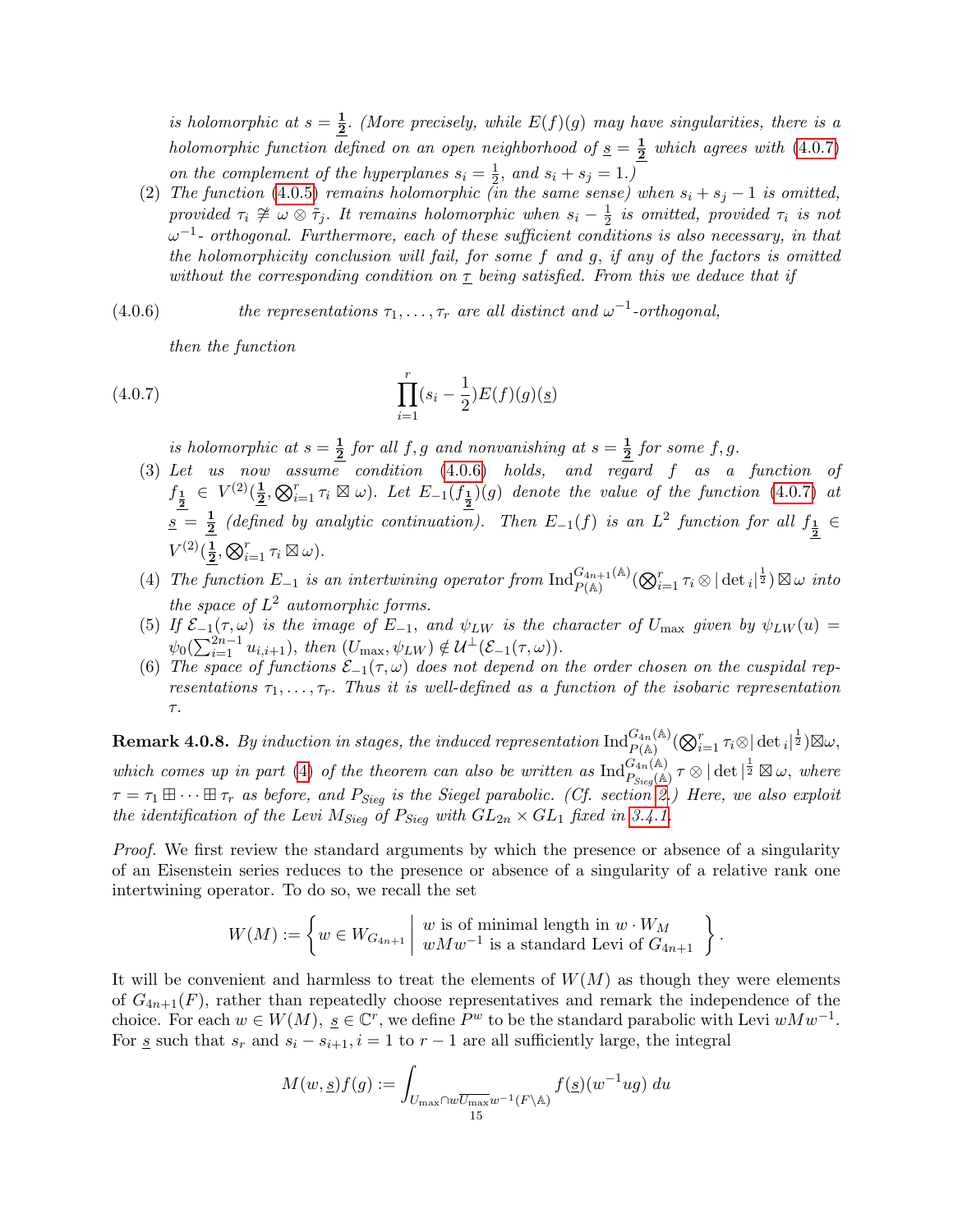*is holomorphic at $s = \underline{\frac{1}{2}}$. (More precisely, while $E(f)(g)$ may have singularities, there is a holomorphic function defined on an open neighborhood of $\underline{s} = \underline{\frac{1}{2}}$ which agrees with (4.0.7) on the complement of the hyperplanes $s_i = \frac{1}{2}$, and $s_i + s_j = 1$.)*

(2) *The function (4.0.5) remains holomorphic (in the same sense) when $s_i + s_j - 1$ is omitted, provided $\tau_i \not\cong \omega \otimes \tilde{\tau}_j$. It remains holomorphic when $s_i - \frac{1}{2}$ is omitted, provided $\tau_i$ is not $\omega^{-1}$- orthogonal. Furthermore, each of these sufficient conditions is also necessary, in that the holomorphicity conclusion will fail, for some $f$ and $g$, if any of the factors is omitted without the corresponding condition on $\underline{\tau}$ being satisfied. From this we deduce that if*

$$\text{the representations } \tau_1, \ldots, \tau_r \text{ are all distinct and } \omega^{-1}\text{-orthogonal,} \tag{4.0.6}$$

*then the function*

$$\prod_{i=1}^{r}(s_i - \frac{1}{2})E(f)(g)(\underline{s}) \tag{4.0.7}$$

*is holomorphic at $s = \underline{\frac{1}{2}}$ for all $f, g$ and nonvanishing at $s = \underline{\frac{1}{2}}$ for some $f, g$.*

(3) *Let us now assume condition (4.0.6) holds, and regard $f$ as a function of $f_{\underline{\frac{1}{2}}} \in V^{(2)}(\underline{\frac{1}{2}}, \bigotimes_{i=1}^r \tau_i \boxtimes \omega)$. Let $E_{-1}(f_{\underline{\frac{1}{2}}})(g)$ denote the value of the function (4.0.7) at $\underline{s} = \underline{\frac{1}{2}}$ (defined by analytic continuation). Then $E_{-1}(f)$ is an $L^2$ function for all $f_{\underline{\frac{1}{2}}} \in V^{(2)}(\underline{\frac{1}{2}}, \bigotimes_{i=1}^r \tau_i \boxtimes \omega)$.*

(4) *The function $E_{-1}$ is an intertwining operator from $\mathrm{Ind}_{P(\mathbb{A})}^{G_{4n+1}(\mathbb{A})}(\bigotimes_{i=1}^r \tau_i \otimes |\det{}_i|^{\frac{1}{2}}) \boxtimes \omega$ into the space of $L^2$ automorphic forms.*

(5) *If $\mathcal{E}_{-1}(\tau, \omega)$ is the image of $E_{-1}$, and $\psi_{LW}$ is the character of $U_{\max}$ given by $\psi_{LW}(u) = \psi_0(\sum_{i=1}^{2n-1} u_{i,i+1})$, then $(U_{\max}, \psi_{LW}) \notin \mathcal{U}^\perp(\mathcal{E}_{-1}(\tau, \omega))$.*

(6) *The space of functions $\mathcal{E}_{-1}(\tau, \omega)$ does not depend on the order chosen on the cuspidal representations $\tau_1, \ldots, \tau_r$. Thus it is well-defined as a function of the isobaric representation $\tau$.*

**Remark 4.0.8.** *By induction in stages, the induced representation $\mathrm{Ind}_{P(\mathbb{A})}^{G_{4n}(\mathbb{A})}(\bigotimes_{i=1}^r \tau_i \otimes |\det{}_i|^{\frac{1}{2}}) \boxtimes \omega$, which comes up in part (4) of the theorem can also be written as $\mathrm{Ind}_{P_{Sieg}(\mathbb{A})}^{G_{4n}(\mathbb{A})} \tau \otimes |\det|^{\frac{1}{2}} \boxtimes \omega$, where $\tau = \tau_1 \boxplus \cdots \boxplus \tau_r$ as before, and $P_{Sieg}$ is the Siegel parabolic. (Cf. section 2.) Here, we also exploit the identification of the Levi $M_{Sieg}$ of $P_{Sieg}$ with $GL_{2n} \times GL_1$ fixed in 3.4.1.*

*Proof.* We first review the standard arguments by which the presence or absence of a singularity of an Eisenstein series reduces to the presence or absence of a singularity of a relative rank one intertwining operator. To do so, we recall the set

$$W(M) := \left\{ w \in W_{G_{4n+1}} \;\middle|\; \begin{array}{l} w \text{ is of minimal length in } w \cdot W_M \\ wMw^{-1} \text{ is a standard Levi of } G_{4n+1} \end{array} \right\}.$$

It will be convenient and harmless to treat the elements of $W(M)$ as though they were elements of $G_{4n+1}(F)$, rather than repeatedly choose representatives and remark the independence of the choice. For each $w \in W(M)$, $\underline{s} \in \mathbb{C}^r$, we define $P^w$ to be the standard parabolic with Levi $wMw^{-1}$. For $\underline{s}$ such that $s_r$ and $s_i - s_{i+1}, i = 1$ to $r-1$ are all sufficiently large, the integral

$$M(w, \underline{s})f(g) := \int_{U_{\max} \cap w\overline{U_{\max}}w^{-1}(F \backslash \mathbb{A})} f(\underline{s})(w^{-1}ug)\, du$$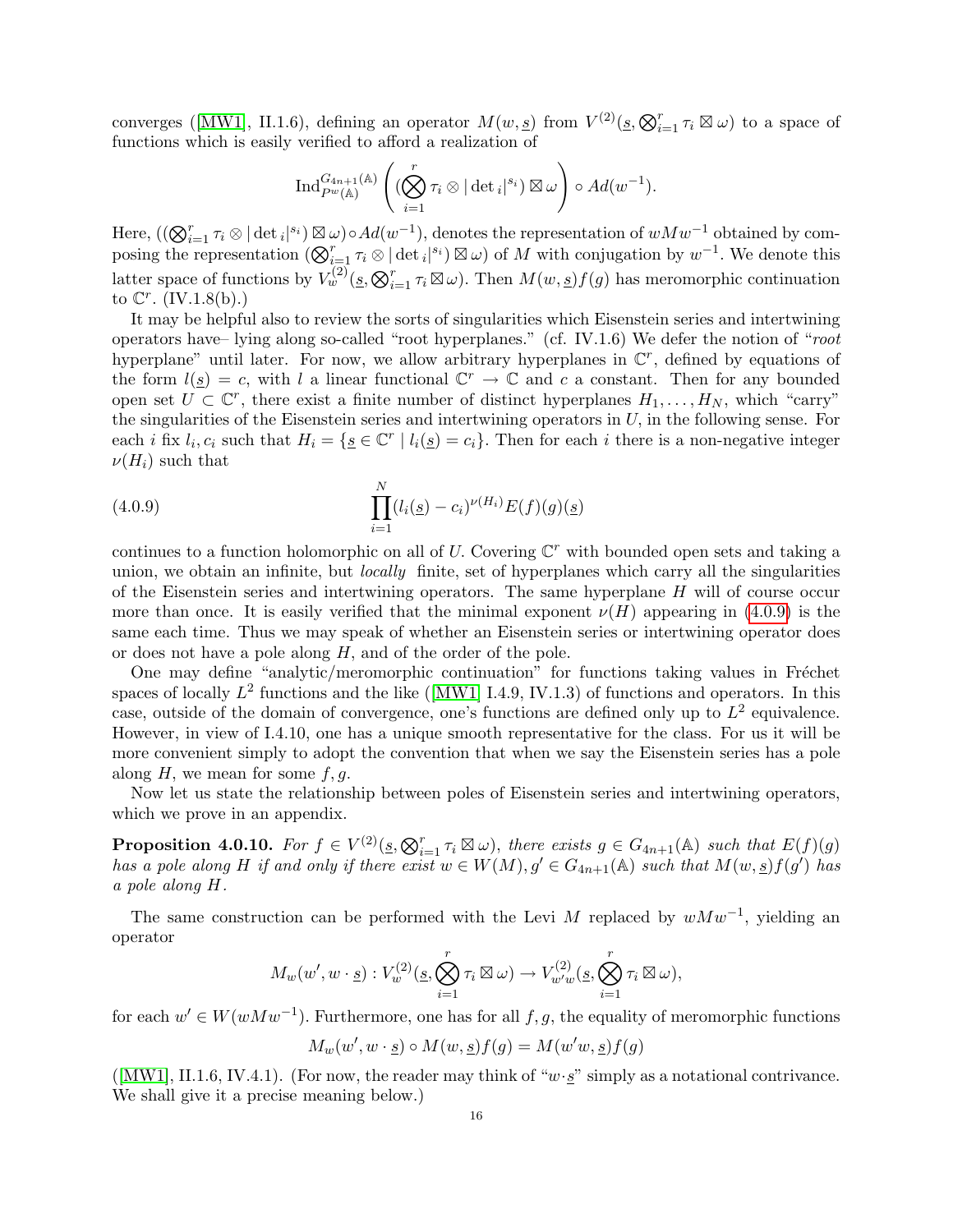converges ([MW1], II.1.6), defining an operator $M(w, \underline{s})$ from $V^{(2)}(\underline{s}, \bigotimes_{i=1}^r \tau_i \boxtimes \omega)$ to a space of functions which is easily verified to afford a realization of

$$\mathrm{Ind}_{P^w(\mathbb{A})}^{G_{4n+1}(\mathbb{A})} \left( (\bigotimes_{i=1}^r \tau_i \otimes |\det{}_i|^{s_i}) \boxtimes \omega \right) \circ Ad(w^{-1}).$$

Here, $((\bigotimes_{i=1}^r \tau_i \otimes |\det{}_i|^{s_i}) \boxtimes \omega) \circ Ad(w^{-1})$, denotes the representation of $wMw^{-1}$ obtained by composing the representation $(\bigotimes_{i=1}^r \tau_i \otimes |\det{}_i|^{s_i}) \boxtimes \omega)$ of $M$ with conjugation by $w^{-1}$. We denote this latter space of functions by $V_w^{(2)}(\underline{s}, \bigotimes_{i=1}^r \tau_i \boxtimes \omega)$. Then $M(w, \underline{s})f(g)$ has meromorphic continuation to $\mathbb{C}^r$. (IV.1.8(b).)

It may be helpful also to review the sorts of singularities which Eisenstein series and intertwining operators have– lying along so-called "root hyperplanes." (cf. IV.1.6) We defer the notion of "*root* hyperplane" until later. For now, we allow arbitrary hyperplanes in $\mathbb{C}^r$, defined by equations of the form $l(\underline{s}) = c$, with $l$ a linear functional $\mathbb{C}^r \to \mathbb{C}$ and $c$ a constant. Then for any bounded open set $U \subset \mathbb{C}^r$, there exist a finite number of distinct hyperplanes $H_1, \dots, H_N$, which "carry" the singularities of the Eisenstein series and intertwining operators in $U$, in the following sense. For each $i$ fix $l_i, c_i$ such that $H_i = \{\underline{s} \in \mathbb{C}^r \mid l_i(\underline{s}) = c_i\}$. Then for each $i$ there is a non-negative integer $\nu(H_i)$ such that

$$\prod_{i=1}^N (l_i(\underline{s}) - c_i)^{\nu(H_i)} E(f)(g)(\underline{s}) \tag{4.0.9}$$

continues to a function holomorphic on all of $U$. Covering $\mathbb{C}^r$ with bounded open sets and taking a union, we obtain an infinite, but *locally* finite, set of hyperplanes which carry all the singularities of the Eisenstein series and intertwining operators. The same hyperplane $H$ will of course occur more than once. It is easily verified that the minimal exponent $\nu(H)$ appearing in (4.0.9) is the same each time. Thus we may speak of whether an Eisenstein series or intertwining operator does or does not have a pole along $H$, and of the order of the pole.

One may define "analytic/meromorphic continuation" for functions taking values in Fréchet spaces of locally $L^2$ functions and the like ([MW1] I.4.9, IV.1.3) of functions and operators. In this case, outside of the domain of convergence, one's functions are defined only up to $L^2$ equivalence. However, in view of I.4.10, one has a unique smooth representative for the class. For us it will be more convenient simply to adopt the convention that when we say the Eisenstein series has a pole along $H$, we mean for some $f, g$.

Now let us state the relationship between poles of Eisenstein series and intertwining operators, which we prove in an appendix.

**Proposition 4.0.10.** *For $f \in V^{(2)}(\underline{s}, \bigotimes_{i=1}^r \tau_i \boxtimes \omega)$, there exists $g \in G_{4n+1}(\mathbb{A})$ such that $E(f)(g)$ has a pole along $H$ if and only if there exist $w \in W(M), g' \in G_{4n+1}(\mathbb{A})$ such that $M(w, \underline{s})f(g')$ has a pole along $H$.*

The same construction can be performed with the Levi $M$ replaced by $wMw^{-1}$, yielding an operator

$$M_w(w', w \cdot \underline{s}) : V_w^{(2)}(\underline{s}, \bigotimes_{i=1}^r \tau_i \boxtimes \omega) \to V_{w'w}^{(2)}(\underline{s}, \bigotimes_{i=1}^r \tau_i \boxtimes \omega),$$

for each $w' \in W(wMw^{-1})$. Furthermore, one has for all $f, g$, the equality of meromorphic functions

$$M_w(w', w \cdot \underline{s}) \circ M(w, \underline{s})f(g) = M(w'w, \underline{s})f(g)$$

([MW1], II.1.6, IV.4.1). (For now, the reader may think of "$w \cdot \underline{s}$" simply as a notational contrivance. We shall give it a precise meaning below.)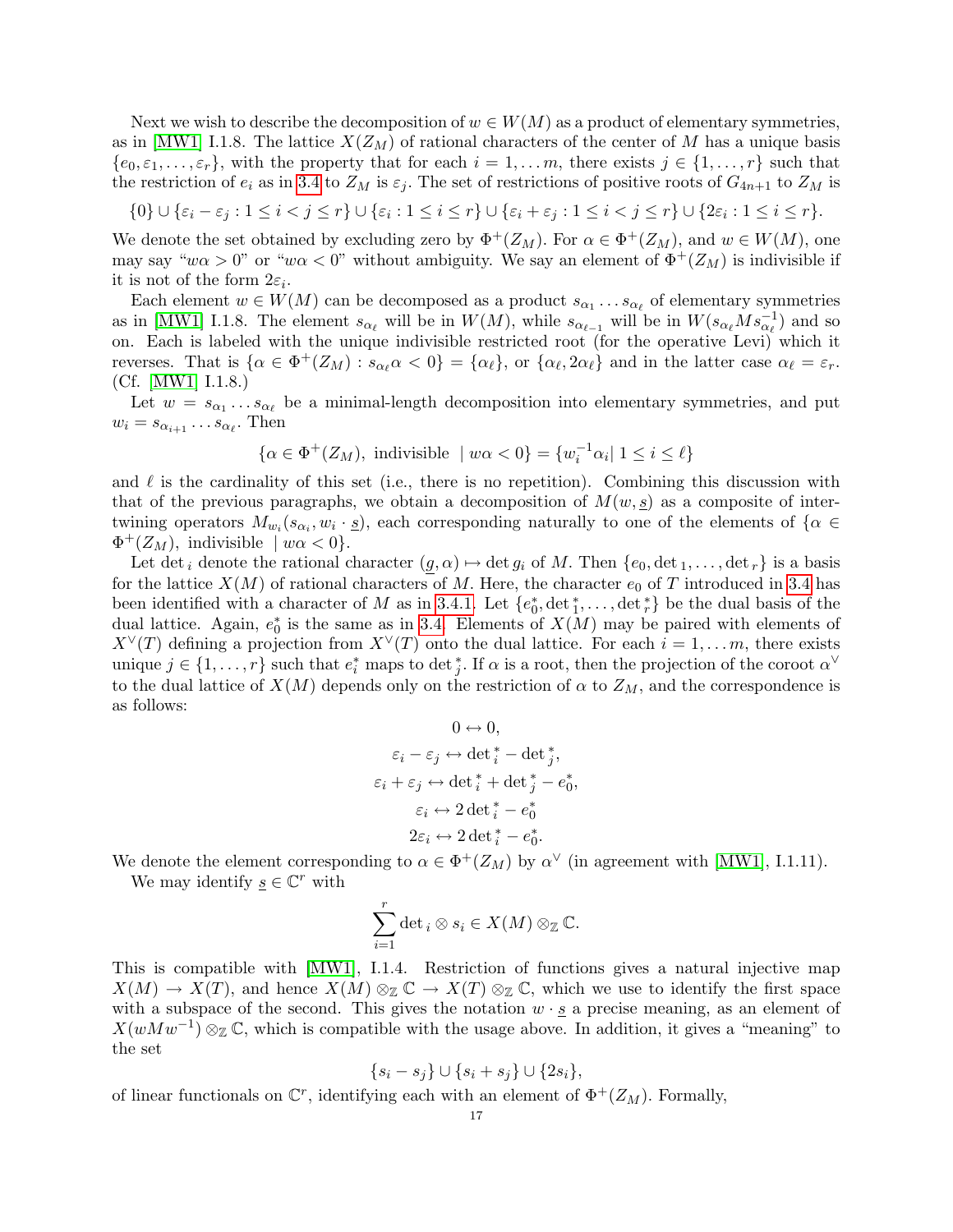Next we wish to describe the decomposition of $w \in W(M)$ as a product of elementary symmetries, as in [MW1] I.1.8. The lattice $X(Z_M)$ of rational characters of the center of $M$ has a unique basis $\{e_0, \varepsilon_1, \dots, \varepsilon_r\}$, with the property that for each $i = 1, \dots m$, there exists $j \in \{1, \dots, r\}$ such that the restriction of $e_i$ as in 3.4 to $Z_M$ is $\varepsilon_j$. The set of restrictions of positive roots of $G_{4n+1}$ to $Z_M$ is

$$\{0\} \cup \{\varepsilon_i - \varepsilon_j : 1 \le i < j \le r\} \cup \{\varepsilon_i : 1 \le i \le r\} \cup \{\varepsilon_i + \varepsilon_j : 1 \le i < j \le r\} \cup \{2\varepsilon_i : 1 \le i \le r\}.$$

We denote the set obtained by excluding zero by $\Phi^+(Z_M)$. For $\alpha \in \Phi^+(Z_M)$, and $w \in W(M)$, one may say "$w\alpha > 0$" or "$w\alpha < 0$" without ambiguity. We say an element of $\Phi^+(Z_M)$ is indivisible if it is not of the form $2\varepsilon_i$.

Each element $w \in W(M)$ can be decomposed as a product $s_{\alpha_1} \dots s_{\alpha_\ell}$ of elementary symmetries as in [MW1] I.1.8. The element $s_{\alpha_\ell}$ will be in $W(M)$, while $s_{\alpha_{\ell-1}}$ will be in $W(s_{\alpha_\ell} M s_{\alpha_\ell}^{-1})$ and so on. Each is labeled with the unique indivisible restricted root (for the operative Levi) which it reverses. That is $\{\alpha \in \Phi^+(Z_M) : s_{\alpha_\ell}\alpha < 0\} = \{\alpha_\ell\}$, or $\{\alpha_\ell, 2\alpha_\ell\}$ and in the latter case $\alpha_\ell = \varepsilon_r$. (Cf. [MW1] I.1.8.)

Let $w = s_{\alpha_1} \dots s_{\alpha_\ell}$ be a minimal-length decomposition into elementary symmetries, and put $w_i = s_{\alpha_{i+1}} \dots s_{\alpha_\ell}$. Then

$$\{\alpha \in \Phi^+(Z_M), \text{ indivisible } \mid w\alpha < 0\} = \{w_i^{-1}\alpha_i \mid 1 \le i \le \ell\}$$

and $\ell$ is the cardinality of this set (i.e., there is no repetition). Combining this discussion with that of the previous paragraphs, we obtain a decomposition of $M(w, \underline{s})$ as a composite of intertwining operators $M_{w_i}(s_{\alpha_i}, w_i \cdot \underline{s})$, each corresponding naturally to one of the elements of $\{\alpha \in \Phi^+(Z_M), \text{ indivisible } \mid w\alpha < 0\}$.

Let $\det_i$ denote the rational character $(\underline{g}, \alpha) \mapsto \det g_i$ of $M$. Then $\{e_0, \det_1, \dots, \det_r\}$ is a basis for the lattice $X(M)$ of rational characters of $M$. Here, the character $e_0$ of $T$ introduced in 3.4 has been identified with a character of $M$ as in 3.4.1. Let $\{e_0^*, \det_1^*, \dots, \det_r^*\}$ be the dual basis of the dual lattice. Again, $e_0^*$ is the same as in 3.4. Elements of $X(M)$ may be paired with elements of $X^\vee(T)$ defining a projection from $X^\vee(T)$ onto the dual lattice. For each $i = 1, \dots m$, there exists unique $j \in \{1, \dots, r\}$ such that $e_i^*$ maps to $\det_j^*$. If $\alpha$ is a root, then the projection of the coroot $\alpha^\vee$ to the dual lattice of $X(M)$ depends only on the restriction of $\alpha$ to $Z_M$, and the correspondence is as follows:

$$
\begin{gathered}
0 \leftrightarrow 0, \\
\varepsilon_i - \varepsilon_j \leftrightarrow \det{}_i^* - \det{}_j^*, \\
\varepsilon_i + \varepsilon_j \leftrightarrow \det{}_i^* + \det{}_j^* - e_0^*, \\
\varepsilon_i \leftrightarrow 2\det{}_i^* - e_0^* \\
2\varepsilon_i \leftrightarrow 2\det{}_i^* - e_0^*.
\end{gathered}
$$

We denote the element corresponding to $\alpha \in \Phi^+(Z_M)$ by $\alpha^\vee$ (in agreement with [MW1], I.1.11).

We may identify $\underline{s} \in \mathbb{C}^r$ with

$$\sum_{i=1}^r \det{}_i \otimes s_i \in X(M) \otimes_{\mathbb{Z}} \mathbb{C}.$$

This is compatible with [MW1], I.1.4. Restriction of functions gives a natural injective map $X(M) \to X(T)$, and hence $X(M) \otimes_{\mathbb{Z}} \mathbb{C} \to X(T) \otimes_{\mathbb{Z}} \mathbb{C}$, which we use to identify the first space with a subspace of the second. This gives the notation $w \cdot \underline{s}$ a precise meaning, as an element of $X(wMw^{-1}) \otimes_{\mathbb{Z}} \mathbb{C}$, which is compatible with the usage above. In addition, it gives a "meaning" to the set

$$\{s_i - s_j\} \cup \{s_i + s_j\} \cup \{2s_i\},$$

of linear functionals on $\mathbb{C}^r$, identifying each with an element of $\Phi^+(Z_M)$. Formally,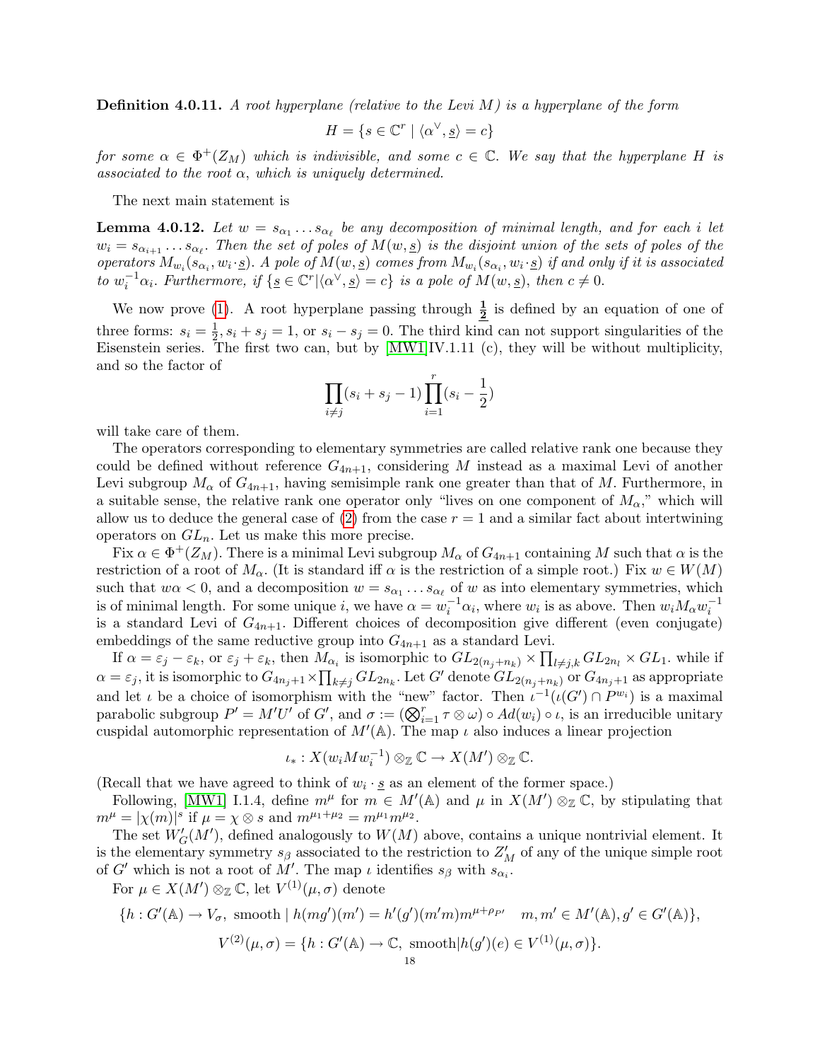**Definition 4.0.11.** *A root hyperplane (relative to the Levi $M$) is a hyperplane of the form*

$$H = \{s \in \mathbb{C}^r \mid \langle \alpha^\vee, \underline{s}\rangle = c\}$$

*for some $\alpha \in \Phi^+(Z_M)$ which is indivisible, and some $c \in \mathbb{C}$. We say that the hyperplane $H$ is associated to the root $\alpha$, which is uniquely determined.*

The next main statement is

**Lemma 4.0.12.** *Let $w = s_{\alpha_1} \dots s_{\alpha_\ell}$ be any decomposition of minimal length, and for each $i$ let $w_i = s_{\alpha_{i+1}} \dots s_{\alpha_\ell}$. Then the set of poles of $M(w, \underline{s})$ is the disjoint union of the sets of poles of the operators $M_{w_i}(s_{\alpha_i}, w_i \cdot \underline{s})$. A pole of $M(w, \underline{s})$ comes from $M_{w_i}(s_{\alpha_i}, w_i \cdot \underline{s})$ if and only if it is associated to $w_i^{-1}\alpha_i$. Furthermore, if $\{\underline{s} \in \mathbb{C}^r | \langle \alpha^\vee, \underline{s}\rangle = c\}$ is a pole of $M(w, \underline{s})$, then $c \neq 0$.*

We now prove (1). A root hyperplane passing through $\underline{\mathbf{\frac{1}{2}}}$ is defined by an equation of one of three forms: $s_i = \frac{1}{2}, s_i + s_j = 1$, or $s_i - s_j = 0$. The third kind can not support singularities of the Eisenstein series. The first two can, but by [MW1]IV.1.11 (c), they will be without multiplicity, and so the factor of

$$\prod_{i \neq j}(s_i + s_j - 1)\prod_{i=1}^{r}(s_i - \frac{1}{2})$$

will take care of them.

The operators corresponding to elementary symmetries are called relative rank one because they could be defined without reference $G_{4n+1}$, considering $M$ instead as a maximal Levi of another Levi subgroup $M_\alpha$ of $G_{4n+1}$, having semisimple rank one greater than that of $M$. Furthermore, in a suitable sense, the relative rank one operator only "lives on one component of $M_\alpha$," which will allow us to deduce the general case of (2) from the case $r = 1$ and a similar fact about intertwining operators on $GL_n$. Let us make this more precise.

Fix $\alpha \in \Phi^+(Z_M)$. There is a minimal Levi subgroup $M_\alpha$ of $G_{4n+1}$ containing $M$ such that $\alpha$ is the restriction of a root of $M_\alpha$. (It is standard iff $\alpha$ is the restriction of a simple root.) Fix $w \in W(M)$ such that $w\alpha < 0$, and a decomposition $w = s_{\alpha_1} \dots s_{\alpha_\ell}$ of $w$ as into elementary symmetries, which is of minimal length. For some unique $i$, we have $\alpha = w_i^{-1}\alpha_i$, where $w_i$ is as above. Then $w_i M_\alpha w_i^{-1}$ is a standard Levi of $G_{4n+1}$. Different choices of decomposition give different (even conjugate) embeddings of the same reductive group into $G_{4n+1}$ as a standard Levi.

If $\alpha = \varepsilon_j - \varepsilon_k$, or $\varepsilon_j + \varepsilon_k$, then $M_{\alpha_i}$ is isomorphic to $GL_{2(n_j+n_k)} \times \prod_{l \neq j,k} GL_{2n_l} \times GL_1$. while if $\alpha = \varepsilon_j$, it is isomorphic to $G_{4n_j+1} \times \prod_{k \neq j} GL_{2n_k}$. Let $G'$ denote $GL_{2(n_j+n_k)}$ or $G_{4n_j+1}$ as appropriate and let $\iota$ be a choice of isomorphism with the "new" factor. Then $\iota^{-1}(\iota(G') \cap P^{w_i})$ is a maximal parabolic subgroup $P' = M'U'$ of $G'$, and $\sigma := (\bigotimes_{i=1}^r \tau \otimes \omega) \circ Ad(w_i) \circ \iota$, is an irreducible unitary cuspidal automorphic representation of $M'(\mathbb{A})$. The map $\iota$ also induces a linear projection

$$\iota_* : X(w_i M w_i^{-1}) \otimes_{\mathbb{Z}} \mathbb{C} \to X(M') \otimes_{\mathbb{Z}} \mathbb{C}.$$

(Recall that we have agreed to think of $w_i \cdot \underline{s}$ as an element of the former space.)

Following, [MW1] I.1.4, define $m^\mu$ for $m \in M'(\mathbb{A})$ and $\mu$ in $X(M') \otimes_{\mathbb{Z}} \mathbb{C}$, by stipulating that $m^\mu = |\chi(m)|^s$ if $\mu = \chi \otimes s$ and $m^{\mu_1+\mu_2} = m^{\mu_1}m^{\mu_2}$.

The set $W'_G(M')$, defined analogously to $W(M)$ above, contains a unique nontrivial element. It is the elementary symmetry $s_\beta$ associated to the restriction to $Z'_M$ of any of the unique simple root of $G'$ which is not a root of $M'$. The map $\iota$ identifies $s_\beta$ with $s_{\alpha_i}$.

For $\mu \in X(M') \otimes_{\mathbb{Z}} \mathbb{C}$, let $V^{(1)}(\mu, \sigma)$ denote

$$\{h : G'(\mathbb{A}) \to V_\sigma, \text{ smooth} \mid h(mg')(m') = h'(g')(m'm)m^{\mu+\rho_{P'}} \quad m, m' \in M'(\mathbb{A}), g' \in G'(\mathbb{A})\},$$

$$V^{(2)}(\mu, \sigma) = \{h : G'(\mathbb{A}) \to \mathbb{C}, \text{ smooth} | h(g')(e) \in V^{(1)}(\mu, \sigma)\}.$$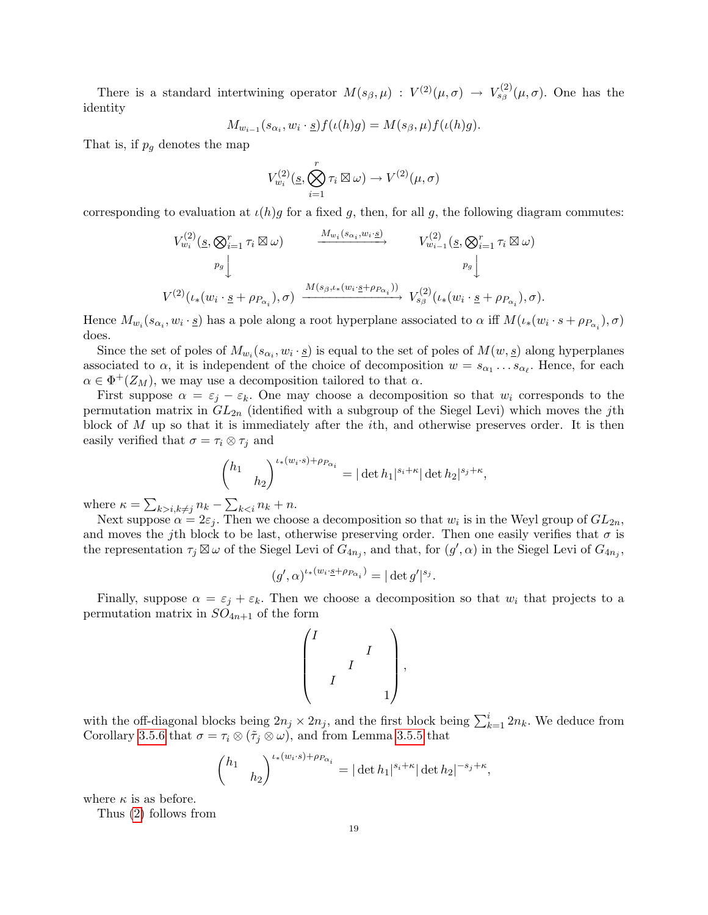There is a standard intertwining operator $M(s_\beta, \mu) : V^{(2)}(\mu, \sigma) \to V^{(2)}_{s_\beta}(\mu, \sigma)$. One has the identity

$$M_{w_{i-1}}(s_{\alpha_i}, w_i \cdot \underline{s}) f(\iota(h)g) = M(s_\beta, \mu) f(\iota(h)g).$$

That is, if $p_g$ denotes the map

$$V^{(2)}_{w_i}(\underline{s}, \bigotimes_{i=1}^{r} \tau_i \boxtimes \omega) \to V^{(2)}(\mu, \sigma)$$

corresponding to evaluation at $\iota(h)g$ for a fixed $g$, then, for all $g$, the following diagram commutes:

$$\begin{array}{ccc}
V^{(2)}_{w_i}(\underline{s}, \bigotimes_{i=1}^{r} \tau_i \boxtimes \omega) & \xrightarrow{M_{w_i}(s_{\alpha_i}, w_i \cdot \underline{s})} & V^{(2)}_{w_{i-1}}(\underline{s}, \bigotimes_{i=1}^{r} \tau_i \boxtimes \omega) \\
{\scriptstyle p_g}\downarrow & & {\scriptstyle p_g}\downarrow \\
V^{(2)}(\iota_*(w_i \cdot \underline{s} + \rho_{P_{\alpha_i}}), \sigma) & \xrightarrow{M(s_\beta, \iota_*(w_i \cdot \underline{s} + \rho_{P_{\alpha_i}}))} & V^{(2)}_{s_\beta}(\iota_*(w_i \cdot \underline{s} + \rho_{P_{\alpha_i}}), \sigma).
\end{array}$$

Hence $M_{w_i}(s_{\alpha_i}, w_i \cdot \underline{s})$ has a pole along a root hyperplane associated to $\alpha$ iff $M(\iota_*(w_i \cdot s + \rho_{P_{\alpha_i}}), \sigma)$ does.

Since the set of poles of $M_{w_i}(s_{\alpha_i}, w_i \cdot \underline{s})$ is equal to the set of poles of $M(w, \underline{s})$ along hyperplanes associated to $\alpha$, it is independent of the choice of decomposition $w = s_{\alpha_1} \dots s_{\alpha_\ell}$. Hence, for each $\alpha \in \Phi^+(Z_M)$, we may use a decomposition tailored to that $\alpha$.

First suppose $\alpha = \varepsilon_j - \varepsilon_k$. One may choose a decomposition so that $w_i$ corresponds to the permutation matrix in $GL_{2n}$ (identified with a subgroup of the Siegel Levi) which moves the $j$th block of $M$ up so that it is immediately after the $i$th, and otherwise preserves order. It is then easily verified that $\sigma = \tau_i \otimes \tau_j$ and

$$\begin{pmatrix} h_1 & \\ & h_2 \end{pmatrix}^{\iota_*(w_i \cdot s) + \rho_{P_{\alpha_i}}} = |\det h_1|^{s_i + \kappa} |\det h_2|^{s_j + \kappa},$$

where $\kappa = \sum_{k > i, k \neq j} n_k - \sum_{k < i} n_k + n$.

Next suppose $\alpha = 2\varepsilon_j$. Then we choose a decomposition so that $w_i$ is in the Weyl group of $GL_{2n}$, and moves the $j$th block to be last, otherwise preserving order. Then one easily verifies that $\sigma$ is the representation $\tau_j \boxtimes \omega$ of the Siegel Levi of $G_{4n_j}$, and that, for $(g', \alpha)$ in the Siegel Levi of $G_{4n_j}$,

$$(g', \alpha)^{\iota_*(w_i \cdot \underline{s} + \rho_{P_{\alpha_i}})} = |\det g'|^{s_j}.$$

Finally, suppose $\alpha = \varepsilon_j + \varepsilon_k$. Then we choose a decomposition so that $w_i$ that projects to a permutation matrix in $SO_{4n+1}$ of the form

$$\begin{pmatrix} I & & & & \\ & & & I & \\ & & I & & \\ & I & & & \\ & & & & 1 \end{pmatrix},$$

with the off-diagonal blocks being $2n_j \times 2n_j$, and the first block being $\sum_{k=1}^{i} 2n_k$. We deduce from Corollary 3.5.6 that $\sigma = \tau_i \otimes (\tilde{\tau}_j \otimes \omega)$, and from Lemma 3.5.5 that

$$\begin{pmatrix} h_1 & \\ & h_2 \end{pmatrix}^{\iota_*(w_i \cdot s) + \rho_{P_{\alpha_i}}} = |\det h_1|^{s_i + \kappa} |\det h_2|^{-s_j + \kappa},$$

where $\kappa$ is as before.

Thus (2) follows from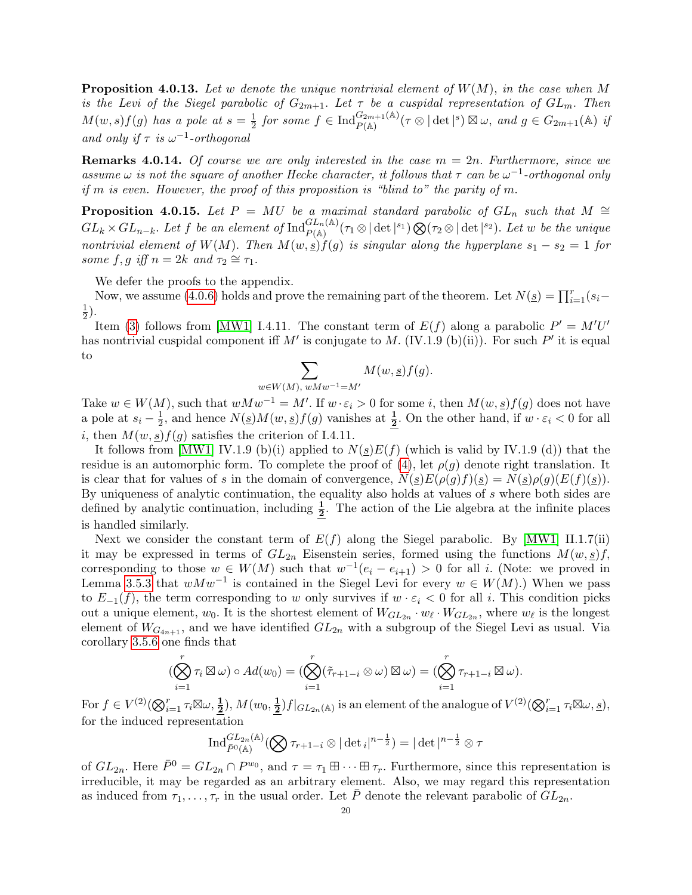**Proposition 4.0.13.** *Let $w$ denote the unique nontrivial element of $W(M)$, in the case when $M$ is the Levi of the Siegel parabolic of $G_{2m+1}$. Let $\tau$ be a cuspidal representation of $GL_m$. Then $M(w,s)f(g)$ has a pole at $s=\frac{1}{2}$ for some $f \in \operatorname{Ind}_{P(\mathbb{A})}^{G_{2m+1}(\mathbb{A})}(\tau \otimes |\det|^s) \boxtimes \omega$, and $g \in G_{2m+1}(\mathbb{A})$ if and only if $\tau$ is $\omega^{-1}$-orthogonal*

**Remarks 4.0.14.** *Of course we are only interested in the case $m = 2n$. Furthermore, since we assume $\omega$ is not the square of another Hecke character, it follows that $\tau$ can be $\omega^{-1}$-orthogonal only if $m$ is even. However, the proof of this proposition is "blind to" the parity of $m$.*

**Proposition 4.0.15.** *Let $P = MU$ be a maximal standard parabolic of $GL_n$ such that $M \cong GL_k \times GL_{n-k}$. Let $f$ be an element of $\operatorname{Ind}_{P(\mathbb{A})}^{GL_n(\mathbb{A})}(\tau_1 \otimes |\det|^{s_1}) \bigotimes (\tau_2 \otimes |\det|^{s_2})$. Let $w$ be the unique nontrivial element of $W(M)$. Then $M(w,\underline{s})f(g)$ is singular along the hyperplane $s_1 - s_2 = 1$ for some $f, g$ iff $n = 2k$ and $\tau_2 \cong \tau_1$.*

We defer the proofs to the appendix.

Now, we assume (4.0.6) holds and prove the remaining part of the theorem. Let $N(\underline{s}) = \prod_{i=1}^r (s_i - \frac{1}{2})$.

Item (3) follows from [MW1] I.4.11. The constant term of $E(f)$ along a parabolic $P' = M'U'$ has nontrivial cuspidal component iff $M'$ is conjugate to $M$. (IV.1.9 (b)(ii)). For such $P'$ it is equal to

$$\sum_{w \in W(M),\ wMw^{-1} = M'} M(w,\underline{s})f(g).$$

Take $w \in W(M)$, such that $wMw^{-1} = M'$. If $w \cdot \varepsilon_i > 0$ for some $i$, then $M(w,\underline{s})f(g)$ does not have a pole at $s_i - \frac{1}{2}$, and hence $N(\underline{s})M(w,\underline{s})f(g)$ vanishes at $\underline{\mathbf{\frac{1}{2}}}$. On the other hand, if $w \cdot \varepsilon_i < 0$ for all $i$, then $M(w,\underline{s})f(g)$ satisfies the criterion of I.4.11.

It follows from [MW1] IV.1.9 (b)(i) applied to $N(\underline{s})E(f)$ (which is valid by IV.1.9 (d)) that the residue is an automorphic form. To complete the proof of (4), let $\rho(g)$ denote right translation. It is clear that for values of $s$ in the domain of convergence, $N(\underline{s})E(\rho(g)f)(\underline{s}) = N(\underline{s})\rho(g)(E(f)(\underline{s}))$. By uniqueness of analytic continuation, the equality also holds at values of $s$ where both sides are defined by analytic continuation, including $\underline{\mathbf{\frac{1}{2}}}$. The action of the Lie algebra at the infinite places is handled similarly.

Next we consider the constant term of $E(f)$ along the Siegel parabolic. By [MW1] II.1.7(ii) it may be expressed in terms of $GL_{2n}$ Eisenstein series, formed using the functions $M(w,\underline{s})f$, corresponding to those $w \in W(M)$ such that $w^{-1}(e_i - e_{i+1}) > 0$ for all $i$. (Note: we proved in Lemma 3.5.3 that $wMw^{-1}$ is contained in the Siegel Levi for every $w \in W(M)$.) When we pass to $E_{-1}(f)$, the term corresponding to $w$ only survives if $w \cdot \varepsilon_i < 0$ for all $i$. This condition picks out a unique element, $w_0$. It is the shortest element of $W_{GL_{2n}} \cdot w_\ell \cdot W_{GL_{2n}}$, where $w_\ell$ is the longest element of $W_{G_{4n+1}}$, and we have identified $GL_{2n}$ with a subgroup of the Siegel Levi as usual. Via corollary 3.5.6 one finds that

$$\left(\bigotimes_{i=1}^r \tau_i \boxtimes \omega\right) \circ Ad(w_0) = \left(\bigotimes_{i=1}^r (\tilde{\tau}_{r+1-i} \otimes \omega) \boxtimes \omega\right) = \left(\bigotimes_{i=1}^r \tau_{r+1-i} \boxtimes \omega\right).$$

For $f \in V^{(2)}(\bigotimes_{i=1}^r \tau_i \boxtimes \omega, \underline{\mathbf{\frac{1}{2}}})$, $M(w_0, \underline{\mathbf{\frac{1}{2}}})f|_{GL_{2n}(\mathbb{A})}$ is an element of the analogue of $V^{(2)}(\bigotimes_{i=1}^r \tau_i \boxtimes \omega, \underline{s})$, for the induced representation

$$\operatorname{Ind}_{\bar{P}^0(\mathbb{A})}^{GL_{2n}(\mathbb{A})}\left(\bigotimes \tau_{r+1-i} \otimes |\det{}_i|^{n-\frac{1}{2}}\right) = |\det|^{n-\frac{1}{2}} \otimes \tau$$

of $GL_{2n}$. Here $\bar{P}^0 = GL_{2n} \cap P^{w_0}$, and $\tau = \tau_1 \boxplus \cdots \boxplus \tau_r$. Furthermore, since this representation is irreducible, it may be regarded as an arbitrary element. Also, we may regard this representation as induced from $\tau_1, \ldots, \tau_r$ in the usual order. Let $\bar{P}$ denote the relevant parabolic of $GL_{2n}$.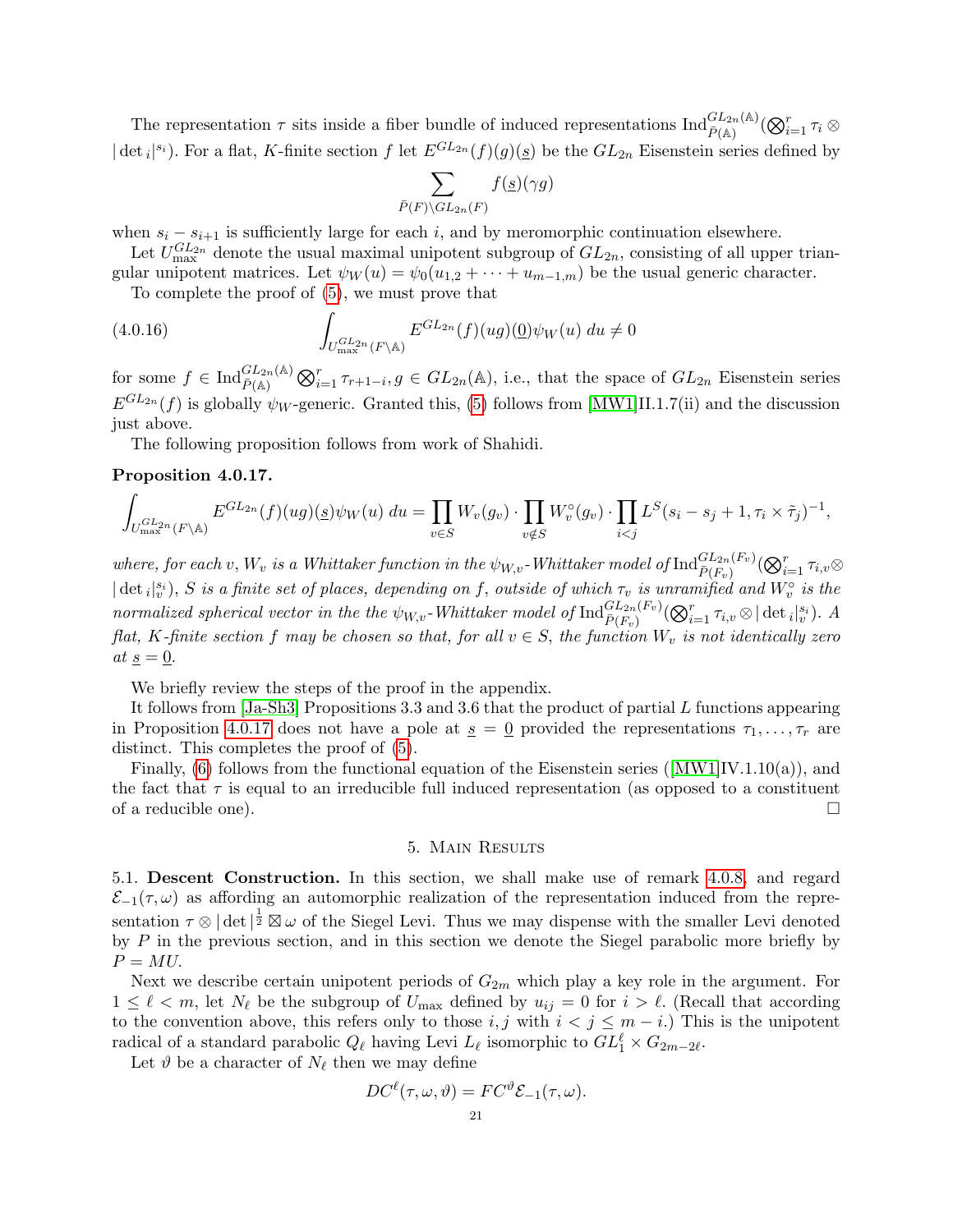The representation $\tau$ sits inside a fiber bundle of induced representations $\mathrm{Ind}_{\bar{P}(\mathbb{A})}^{GL_{2n}(\mathbb{A})}(\bigotimes_{i=1}^r \tau_i \otimes |\det{}_i|^{s_i})$. For a flat, $K$-finite section $f$ let $E^{GL_{2n}}(f)(g)(\underline{s})$ be the $GL_{2n}$ Eisenstein series defined by

$$\sum_{\bar{P}(F)\backslash GL_{2n}(F)} f(\underline{s})(\gamma g)$$

when $s_i - s_{i+1}$ is sufficiently large for each $i$, and by meromorphic continuation elsewhere.

Let $U_{\max}^{GL_{2n}}$ denote the usual maximal unipotent subgroup of $GL_{2n}$, consisting of all upper triangular unipotent matrices. Let $\psi_W(u) = \psi_0(u_{1,2} + \cdots + u_{m-1,m})$ be the usual generic character.

To complete the proof of (5), we must prove that

$$\int_{U_{\max}^{GL_{2n}}(F\backslash\mathbb{A})} E^{GL_{2n}}(f)(ug)(\underline{0})\psi_W(u)\, du \neq 0 \tag{4.0.16}$$

for some $f \in \mathrm{Ind}_{\bar{P}(\mathbb{A})}^{GL_{2n}(\mathbb{A})} \bigotimes_{i=1}^r \tau_{r+1-i}, g \in GL_{2n}(\mathbb{A})$, i.e., that the space of $GL_{2n}$ Eisenstein series $E^{GL_{2n}}(f)$ is globally $\psi_W$-generic. Granted this, (5) follows from [MW1]II.1.7(ii) and the discussion just above.

The following proposition follows from work of Shahidi.

**Proposition 4.0.17.**

$$\int_{U_{\max}^{GL_{2n}}(F\backslash\mathbb{A})} E^{GL_{2n}}(f)(ug)(\underline{s})\psi_W(u)\, du = \prod_{v\in S} W_v(g_v) \cdot \prod_{v\notin S} W_v^\circ(g_v) \cdot \prod_{i<j} L^S(s_i - s_j + 1, \tau_i \times \tilde{\tau}_j)^{-1},$$

*where, for each $v$, $W_v$ is a Whittaker function in the $\psi_{W,v}$-Whittaker model of $\mathrm{Ind}_{\bar{P}(F_v)}^{GL_{2n}(F_v)}(\bigotimes_{i=1}^r \tau_{i,v} \otimes |\det{}_i|_v^{s_i})$, $S$ is a finite set of places, depending on $f$, outside of which $\tau_v$ is unramified and $W_v^\circ$ is the normalized spherical vector in the the $\psi_{W,v}$-Whittaker model of $\mathrm{Ind}_{\bar{P}(F_v)}^{GL_{2n}(F_v)}(\bigotimes_{i=1}^r \tau_{i,v} \otimes |\det{}_i|_v^{s_i})$. A flat, $K$-finite section $f$ may be chosen so that, for all $v \in S$, the function $W_v$ is not identically zero at $\underline{s} = \underline{0}$.*

We briefly review the steps of the proof in the appendix.

It follows from [Ja-Sh3] Propositions 3.3 and 3.6 that the product of partial $L$ functions appearing in Proposition 4.0.17 does not have a pole at $\underline{s} = \underline{0}$ provided the representations $\tau_1, \ldots, \tau_r$ are distinct. This completes the proof of (5).

Finally, (6) follows from the functional equation of the Eisenstein series ([MW1]IV.1.10(a)), and the fact that $\tau$ is equal to an irreducible full induced representation (as opposed to a constituent of a reducible one). $\square$

## 5. Main Results

**5.1. Descent Construction.** In this section, we shall make use of remark 4.0.8, and regard $\mathcal{E}_{-1}(\tau, \omega)$ as affording an automorphic realization of the representation induced from the representation $\tau \otimes |\det|^{\frac{1}{2}} \boxtimes \omega$ of the Siegel Levi. Thus we may dispense with the smaller Levi denoted by $P$ in the previous section, and in this section we denote the Siegel parabolic more briefly by $P = MU$.

Next we describe certain unipotent periods of $G_{2m}$ which play a key role in the argument. For $1 \leq \ell < m$, let $N_\ell$ be the subgroup of $U_{\max}$ defined by $u_{ij} = 0$ for $i > \ell$. (Recall that according to the convention above, this refers only to those $i, j$ with $i < j \leq m - i$.) This is the unipotent radical of a standard parabolic $Q_\ell$ having Levi $L_\ell$ isomorphic to $GL_1^\ell \times G_{2m-2\ell}$.

Let $\vartheta$ be a character of $N_\ell$ then we may define

$$DC^\ell(\tau, \omega, \vartheta) = FC^\vartheta \mathcal{E}_{-1}(\tau, \omega).$$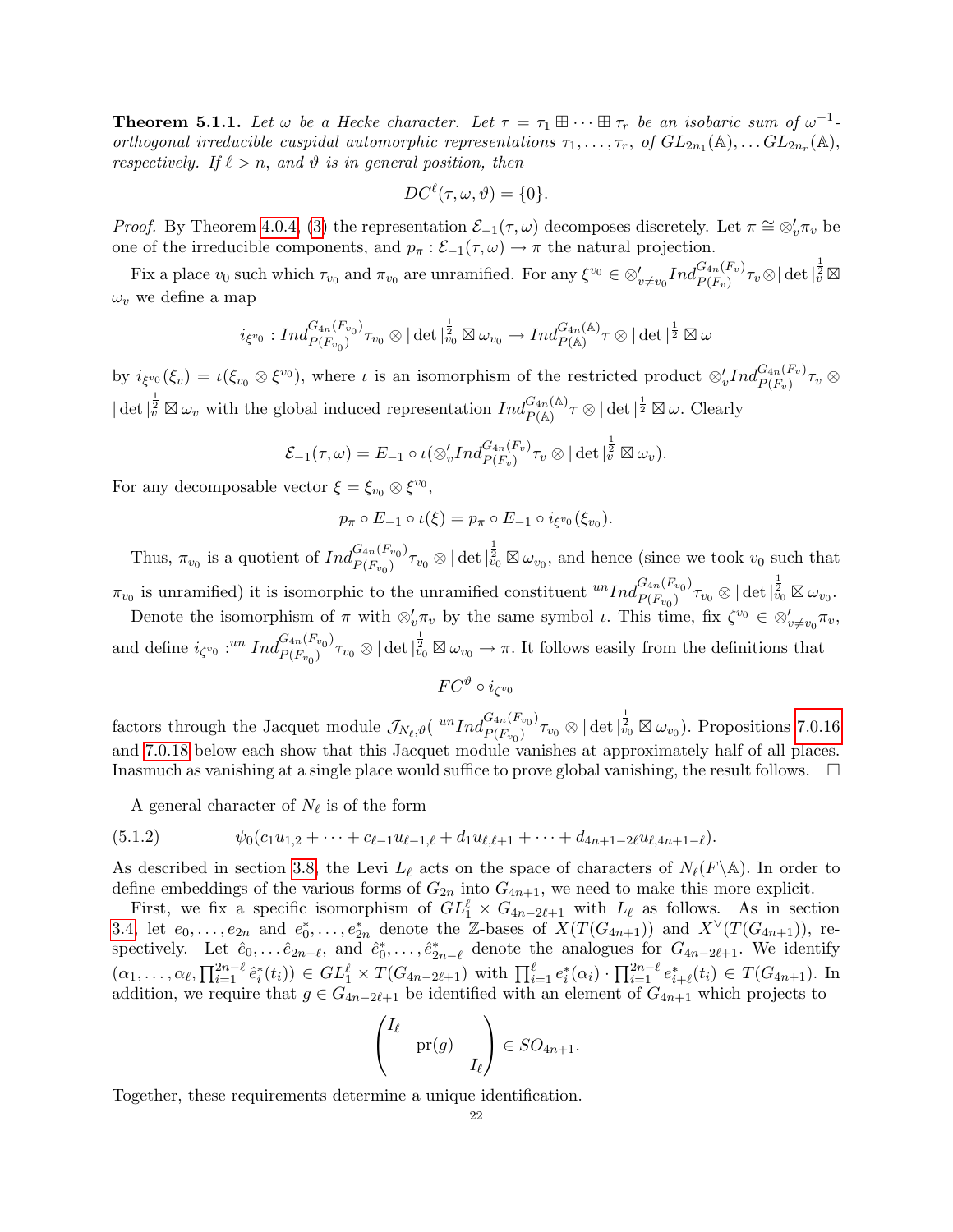**Theorem 5.1.1.** *Let $\omega$ be a Hecke character. Let $\tau = \tau_1 \boxplus \cdots \boxplus \tau_r$ be an isobaric sum of $\omega^{-1}$-orthogonal irreducible cuspidal automorphic representations $\tau_1, \ldots, \tau_r$, of $GL_{2n_1}(\mathbb{A}), \ldots GL_{2n_r}(\mathbb{A})$, respectively. If $\ell > n$, and $\vartheta$ is in general position, then*

$$DC^\ell(\tau, \omega, \vartheta) = \{0\}.$$

*Proof.* By Theorem 4.0.4, (3) the representation $\mathcal{E}_{-1}(\tau, \omega)$ decomposes discretely. Let $\pi \cong \otimes'_v \pi_v$ be one of the irreducible components, and $p_\pi : \mathcal{E}_{-1}(\tau, \omega) \to \pi$ the natural projection.

Fix a place $v_0$ such which $\tau_{v_0}$ and $\pi_{v_0}$ are unramified. For any $\xi^{v_0} \in \otimes'_{v \neq v_0} Ind_{P(F_v)}^{G_{4n}(F_v)} \tau_v \otimes |\det|_v^{\frac{1}{2}} \boxtimes \omega_v$ we define a map

$$i_{\xi^{v_0}} : Ind_{P(F_{v_0})}^{G_{4n}(F_{v_0})} \tau_{v_0} \otimes |\det|_{v_0}^{\frac{1}{2}} \boxtimes \omega_{v_0} \to Ind_{P(\mathbb{A})}^{G_{4n}(\mathbb{A})} \tau \otimes |\det|^{\frac{1}{2}} \boxtimes \omega$$

by $i_{\xi^{v_0}}(\xi_v) = \iota(\xi_{v_0} \otimes \xi^{v_0})$, where $\iota$ is an isomorphism of the restricted product $\otimes'_v Ind_{P(F_v)}^{G_{4n}(F_v)} \tau_v \otimes |\det|_v^{\frac{1}{2}} \boxtimes \omega_v$ with the global induced representation $Ind_{P(\mathbb{A})}^{G_{4n}(\mathbb{A})} \tau \otimes |\det|^{\frac{1}{2}} \boxtimes \omega$. Clearly

$$\mathcal{E}_{-1}(\tau, \omega) = E_{-1} \circ \iota(\otimes'_v Ind_{P(F_v)}^{G_{4n}(F_v)} \tau_v \otimes |\det|_v^{\frac{1}{2}} \boxtimes \omega_v).$$

For any decomposable vector $\xi = \xi_{v_0} \otimes \xi^{v_0}$,

$$p_\pi \circ E_{-1} \circ \iota(\xi) = p_\pi \circ E_{-1} \circ i_{\xi^{v_0}}(\xi_{v_0}).$$

Thus, $\pi_{v_0}$ is a quotient of $Ind_{P(F_{v_0})}^{G_{4n}(F_{v_0})} \tau_{v_0} \otimes |\det|_{v_0}^{\frac{1}{2}} \boxtimes \omega_{v_0}$, and hence (since we took $v_0$ such that $\pi_{v_0}$ is unramified) it is isomorphic to the unramified constituent ${}^{un}Ind_{P(F_{v_0})}^{G_{4n}(F_{v_0})} \tau_{v_0} \otimes |\det|_{v_0}^{\frac{1}{2}} \boxtimes \omega_{v_0}$.

Denote the isomorphism of $\pi$ with $\otimes'_v \pi_v$ by the same symbol $\iota$. This time, fix $\zeta^{v_0} \in \otimes'_{v \neq v_0} \pi_v$, and define $i_{\zeta^{v_0}} : {}^{un}Ind_{P(F_{v_0})}^{G_{4n}(F_{v_0})} \tau_{v_0} \otimes |\det|_{v_0}^{\frac{1}{2}} \boxtimes \omega_{v_0} \to \pi$. It follows easily from the definitions that

$$FC^\vartheta \circ i_{\zeta^{v_0}}$$

factors through the Jacquet module $\mathcal{J}_{N_\ell, \vartheta}( {}^{un}Ind_{P(F_{v_0})}^{G_{4n}(F_{v_0})} \tau_{v_0} \otimes |\det|_{v_0}^{\frac{1}{2}} \boxtimes \omega_{v_0})$. Propositions 7.0.16 and 7.0.18 below each show that this Jacquet module vanishes at approximately half of all places. Inasmuch as vanishing at a single place would suffice to prove global vanishing, the result follows. $\square$

A general character of $N_\ell$ is of the form

$$\psi_0(c_1 u_{1,2} + \cdots + c_{\ell-1} u_{\ell-1,\ell} + d_1 u_{\ell,\ell+1} + \cdots + d_{4n+1-2\ell} u_{\ell,4n+1-\ell}). \tag{5.1.2}$$

As described in section 3.8, the Levi $L_\ell$ acts on the space of characters of $N_\ell(F\backslash\mathbb{A})$. In order to define embeddings of the various forms of $G_{2n}$ into $G_{4n+1}$, we need to make this more explicit.

First, we fix a specific isomorphism of $GL_1^\ell \times G_{4n-2\ell+1}$ with $L_\ell$ as follows. As in section 3.4, let $e_0, \ldots, e_{2n}$ and $e_0^*, \ldots, e_{2n}^*$ denote the $\mathbb{Z}$-bases of $X(T(G_{4n+1}))$ and $X^\vee(T(G_{4n+1}))$, respectively. Let $\hat{e}_0, \ldots \hat{e}_{2n-\ell}$, and $\hat{e}_0^*, \ldots, \hat{e}_{2n-\ell}^*$ denote the analogues for $G_{4n-2\ell+1}$. We identify $(\alpha_1, \ldots, \alpha_\ell, \prod_{i=1}^{2n-\ell} \hat{e}_i^*(t_i)) \in GL_1^\ell \times T(G_{4n-2\ell+1})$ with $\prod_{i=1}^{\ell} e_i^*(\alpha_i) \cdot \prod_{i=1}^{2n-\ell} e_{i+\ell}^*(t_i) \in T(G_{4n+1})$. In addition, we require that $g \in G_{4n-2\ell+1}$ be identified with an element of $G_{4n+1}$ which projects to

$$\begin{pmatrix} I_\ell & & \\ & \text{pr}(g) & \\ & & I_\ell \end{pmatrix} \in SO_{4n+1}.$$

Together, these requirements determine a unique identification.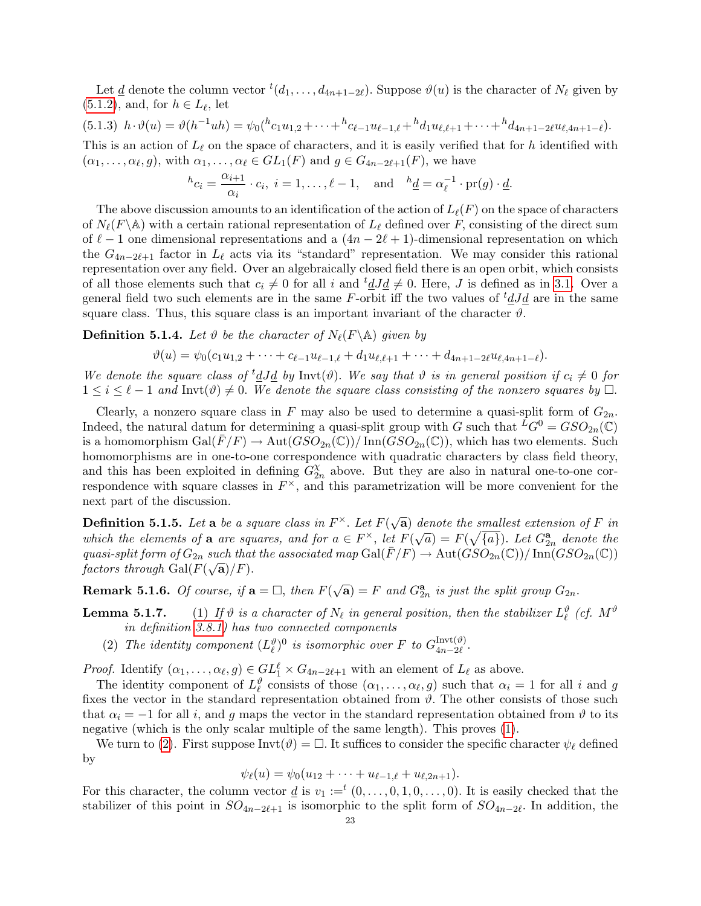Let $\underline{d}$ denote the column vector ${}^t(d_1, \dots, d_{4n+1-2\ell})$. Suppose $\vartheta(u)$ is the character of $N_\ell$ given by (5.1.2), and, for $h \in L_\ell$, let

(5.1.3) $h \cdot \vartheta(u) = \vartheta(h^{-1}uh) = \psi_0({}^hc_1u_{1,2} + \cdots + {}^hc_{\ell-1}u_{\ell-1,\ell} + {}^hd_1u_{\ell,\ell+1} + \cdots + {}^hd_{4n+1-2\ell}u_{\ell,4n+1-\ell})$.

This is an action of $L_\ell$ on the space of characters, and it is easily verified that for $h$ identified with $(\alpha_1, \dots, \alpha_\ell, g)$, with $\alpha_1, \dots, \alpha_\ell \in GL_1(F)$ and $g \in G_{4n-2\ell+1}(F)$, we have

$$ {}^hc_i = \frac{\alpha_{i+1}}{\alpha_i} \cdot c_i,\ i = 1, \dots, \ell-1, \quad \text{and} \quad {}^h\underline{d} = \alpha_\ell^{-1} \cdot \mathrm{pr}(g) \cdot \underline{d}. $$

The above discussion amounts to an identification of the action of $L_\ell(F)$ on the space of characters of $N_\ell(F\backslash\mathbb{A})$ with a certain rational representation of $L_\ell$ defined over $F$, consisting of the direct sum of $\ell - 1$ one dimensional representations and a $(4n-2\ell+1)$-dimensional representation on which the $G_{4n-2\ell+1}$ factor in $L_\ell$ acts via its "standard" representation. We may consider this rational representation over any field. Over an algebraically closed field there is an open orbit, which consists of all those elements such that $c_i \neq 0$ for all $i$ and ${}^t\underline{d}J\underline{d} \neq 0$. Here, $J$ is defined as in 3.1. Over a general field two such elements are in the same $F$-orbit iff the two values of ${}^t\underline{d}J\underline{d}$ are in the same square class. Thus, this square class is an important invariant of the character $\vartheta$.

**Definition 5.1.4.** *Let $\vartheta$ be the character of $N_\ell(F\backslash\mathbb{A})$ given by*

$$ \vartheta(u) = \psi_0(c_1u_{1,2} + \cdots + c_{\ell-1}u_{\ell-1,\ell} + d_1u_{\ell,\ell+1} + \cdots + d_{4n+1-2\ell}u_{\ell,4n+1-\ell}). $$

*We denote the square class of ${}^t\underline{d}J\underline{d}$ by $\mathrm{Invt}(\vartheta)$. We say that $\vartheta$ is in general position if $c_i \neq 0$ for $1 \leq i \leq \ell-1$ and $\mathrm{Invt}(\vartheta) \neq 0$. We denote the square class consisting of the nonzero squares by $\square$.*

Clearly, a nonzero square class in $F$ may also be used to determine a quasi-split form of $G_{2n}$. Indeed, the natural datum for determining a quasi-split group with $G$ such that ${}^LG^0 = GSO_{2n}(\mathbb{C})$ is a homomorphism $\mathrm{Gal}(\bar{F}/F) \to \mathrm{Aut}(GSO_{2n}(\mathbb{C}))/\mathrm{Inn}(GSO_{2n}(\mathbb{C}))$, which has two elements. Such homomorphisms are in one-to-one correspondence with quadratic characters by class field theory, and this has been exploited in defining $G_{2n}^\chi$ above. But they are also in natural one-to-one correspondence with square classes in $F^\times$, and this parametrization will be more convenient for the next part of the discussion.

**Definition 5.1.5.** *Let $\mathbf{a}$ be a square class in $F^\times$. Let $F(\sqrt{\mathbf{a}})$ denote the smallest extension of $F$ in which the elements of $\mathbf{a}$ are squares, and for $a \in F^\times$, let $F(\sqrt{a}) = F(\sqrt{\{a\}})$. Let $G_{2n}^{\mathbf{a}}$ denote the quasi-split form of $G_{2n}$ such that the associated map $\mathrm{Gal}(\bar{F}/F) \to \mathrm{Aut}(GSO_{2n}(\mathbb{C}))/\mathrm{Inn}(GSO_{2n}(\mathbb{C}))$ factors through $\mathrm{Gal}(F(\sqrt{\mathbf{a}})/F)$.*

**Remark 5.1.6.** *Of course, if $\mathbf{a} = \square$, then $F(\sqrt{\mathbf{a}}) = F$ and $G_{2n}^{\mathbf{a}}$ is just the split group $G_{2n}$.*

**Lemma 5.1.7.**
(1) *If $\vartheta$ is a character of $N_\ell$ in general position, then the stabilizer $L_\ell^\vartheta$ (cf. $M^\vartheta$ in definition 3.8.1) has two connected components*
(2) *The identity component $(L_\ell^\vartheta)^0$ is isomorphic over $F$ to $G_{4n-2\ell}^{\mathrm{Invt}(\vartheta)}$.*

*Proof.* Identify $(\alpha_1, \dots, \alpha_\ell, g) \in GL_1^\ell \times G_{4n-2\ell+1}$ with an element of $L_\ell$ as above.

The identity component of $L_\ell^\vartheta$ consists of those $(\alpha_1, \dots, \alpha_\ell, g)$ such that $\alpha_i = 1$ for all $i$ and $g$ fixes the vector in the standard representation obtained from $\vartheta$. The other consists of those such that $\alpha_i = -1$ for all $i$, and $g$ maps the vector in the standard representation obtained from $\vartheta$ to its negative (which is the only scalar multiple of the same length). This proves (1).

We turn to (2). First suppose $\mathrm{Invt}(\vartheta) = \square$. It suffices to consider the specific character $\psi_\ell$ defined by

$$ \psi_\ell(u) = \psi_0(u_{12} + \cdots + u_{\ell-1,\ell} + u_{\ell,2n+1}). $$

For this character, the column vector $\underline{d}$ is $v_1 := {}^t(0, \dots, 0, 1, 0, \dots, 0)$. It is easily checked that the stabilizer of this point in $SO_{4n-2\ell+1}$ is isomorphic to the split form of $SO_{4n-2\ell}$. In addition, the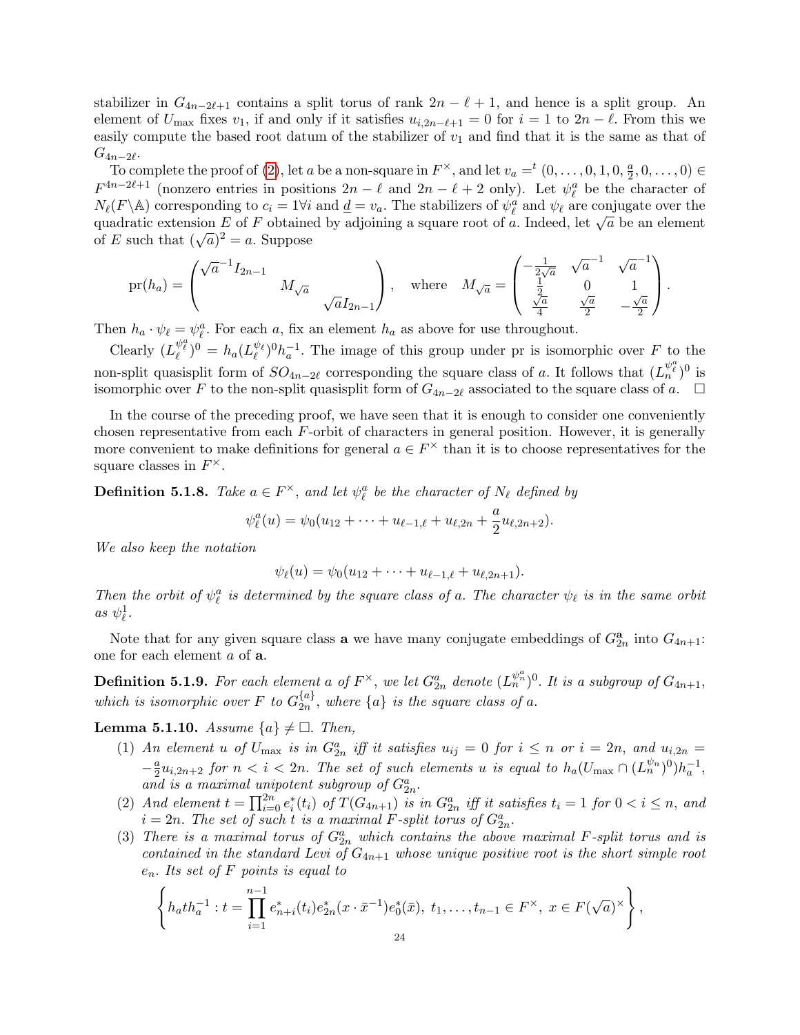stabilizer in $G_{4n-2\ell+1}$ contains a split torus of rank $2n-\ell+1$, and hence is a split group. An element of $U_{\max}$ fixes $v_1$, if and only if it satisfies $u_{i,2n-\ell+1}=0$ for $i=1$ to $2n-\ell$. From this we easily compute the based root datum of the stabilizer of $v_1$ and find that it is the same as that of $G_{4n-2\ell}$.

To complete the proof of (2), let $a$ be a non-square in $F^\times$, and let $v_a = {}^t(0,\dots,0,1,0,\frac{a}{2},0,\dots,0) \in F^{4n-2\ell+1}$ (nonzero entries in positions $2n-\ell$ and $2n-\ell+2$ only). Let $\psi_\ell^a$ be the character of $N_\ell(F\backslash\mathbb{A})$ corresponding to $c_i = 1 \forall i$ and $\underline{d} = v_a$. The stabilizers of $\psi_\ell^a$ and $\psi_\ell$ are conjugate over the quadratic extension $E$ of $F$ obtained by adjoining a square root of $a$. Indeed, let $\sqrt{a}$ be an element of $E$ such that $(\sqrt{a})^2 = a$. Suppose

$$\operatorname{pr}(h_a) = \begin{pmatrix} \sqrt{a}^{-1} I_{2n-1} & & \\ & M_{\sqrt{a}} & \\ & & \sqrt{a} I_{2n-1}\end{pmatrix}, \quad \text{where} \quad M_{\sqrt{a}} = \begin{pmatrix} -\frac{1}{2\sqrt{a}} & \sqrt{a}^{-1} & \sqrt{a}^{-1} \\ \frac{1}{2} & 0 & 1 \\ \frac{\sqrt{a}}{4} & \frac{\sqrt{a}}{2} & -\frac{\sqrt{a}}{2}\end{pmatrix}.$$

Then $h_a \cdot \psi_\ell = \psi_\ell^a$. For each $a$, fix an element $h_a$ as above for use throughout.

Clearly $(L_\ell^{\psi_\ell^a})^0 = h_a (L_\ell^{\psi_\ell})^0 h_a^{-1}$. The image of this group under pr is isomorphic over $F$ to the non-split quasisplit form of $SO_{4n-2\ell}$ corresponding the square class of $a$. It follows that $(L_n^{\psi_\ell^a})^0$ is isomorphic over $F$ to the non-split quasisplit form of $G_{4n-2\ell}$ associated to the square class of $a$. $\square$

In the course of the preceding proof, we have seen that it is enough to consider one conveniently chosen representative from each $F$-orbit of characters in general position. However, it is generally more convenient to make definitions for general $a \in F^\times$ than it is to choose representatives for the square classes in $F^\times$.

**Definition 5.1.8.** *Take $a \in F^\times$, and let $\psi_\ell^a$ be the character of $N_\ell$ defined by*

$$\psi_\ell^a(u) = \psi_0(u_{12} + \cdots + u_{\ell-1,\ell} + u_{\ell,2n} + \frac{a}{2} u_{\ell,2n+2}).$$

*We also keep the notation*

$$\psi_\ell(u) = \psi_0(u_{12} + \cdots + u_{\ell-1,\ell} + u_{\ell,2n+1}).$$

*Then the orbit of $\psi_\ell^a$ is determined by the square class of $a$. The character $\psi_\ell$ is in the same orbit as $\psi_\ell^1$.*

Note that for any given square class $\mathbf{a}$ we have many conjugate embeddings of $G_{2n}^{\mathbf{a}}$ into $G_{4n+1}$: one for each element $a$ of $\mathbf{a}$.

**Definition 5.1.9.** *For each element $a$ of $F^\times$, we let $G_{2n}^a$ denote $(L_n^{\psi_n^a})^0$. It is a subgroup of $G_{4n+1}$, which is isomorphic over $F$ to $G_{2n}^{\{a\}}$, where $\{a\}$ is the square class of $a$.*

**Lemma 5.1.10.** *Assume $\{a\} \neq \square$. Then,*

1. *An element $u$ of $U_{\max}$ is in $G_{2n}^a$ iff it satisfies $u_{ij} = 0$ for $i \le n$ or $i = 2n$, and $u_{i,2n} = -\frac{a}{2} u_{i,2n+2}$ for $n < i < 2n$. The set of such elements $u$ is equal to $h_a (U_{\max} \cap (L_n^{\psi_n})^0) h_a^{-1}$, and is a maximal unipotent subgroup of $G_{2n}^a$.*
2. *And element $t = \prod_{i=0}^{2n} e_i^*(t_i)$ of $T(G_{4n+1})$ is in $G_{2n}^a$ iff it satisfies $t_i = 1$ for $0 < i \le n$, and $i = 2n$. The set of such $t$ is a maximal $F$-split torus of $G_{2n}^a$.*
3. *There is a maximal torus of $G_{2n}^a$ which contains the above maximal $F$-split torus and is contained in the standard Levi of $G_{4n+1}$ whose unique positive root is the short simple root $e_n$. Its set of $F$ points is equal to*

$$\left\{ h_a t h_a^{-1} : t = \prod_{i=1}^{n-1} e_{n+i}^*(t_i) e_{2n}^*(x \cdot \bar{x}^{-1}) e_0^*(\bar{x}),\ t_1, \dots, t_{n-1} \in F^\times,\ x \in F(\sqrt{a})^\times \right\},$$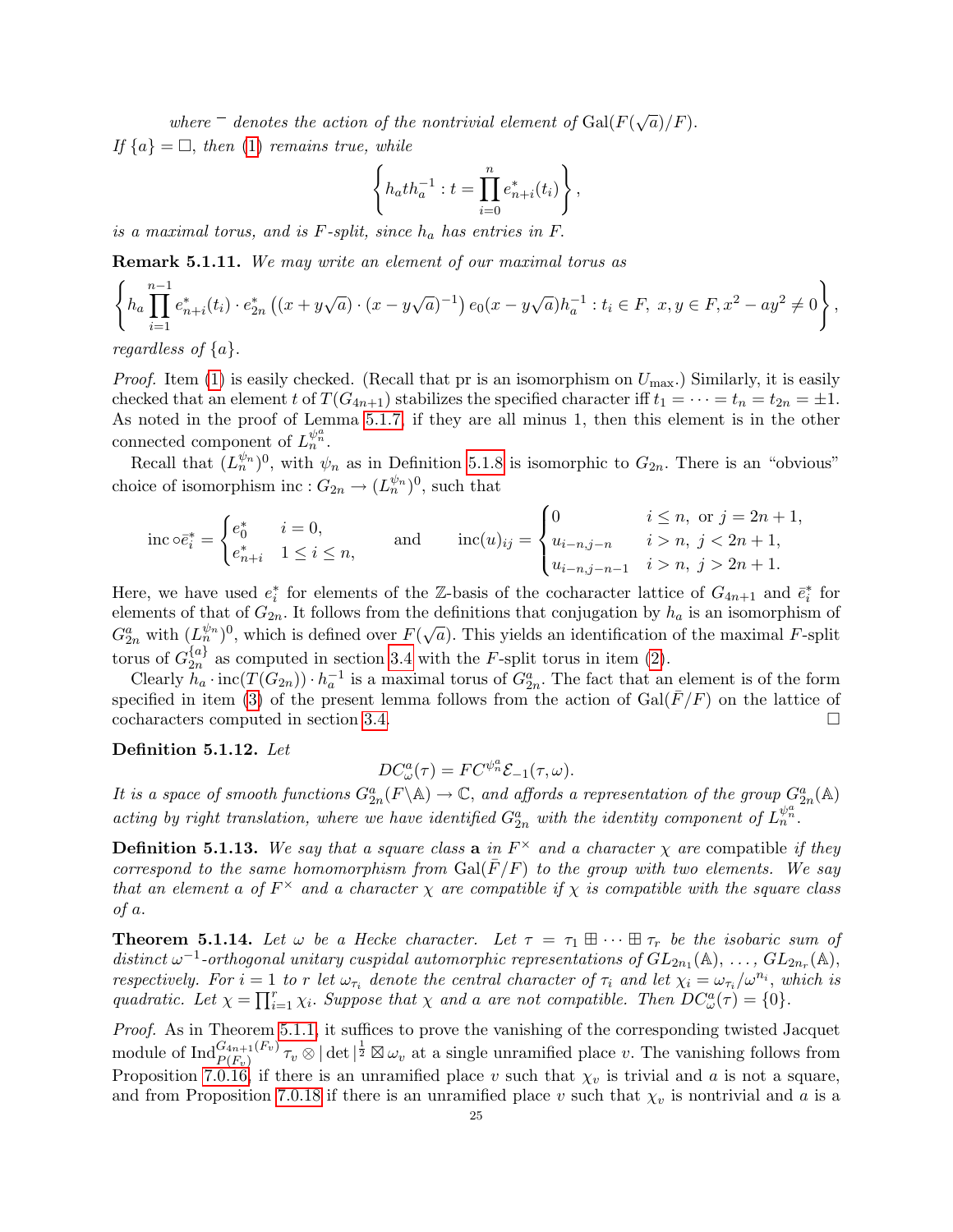*where* $^-$ *denotes the action of the nontrivial element of* $\mathrm{Gal}(F(\sqrt{a})/F)$.

*If* $\{a\} = \square$*, then* (1) *remains true, while*

$$\left\{ h_a t h_a^{-1} : t = \prod_{i=0}^{n} e^*_{n+i}(t_i) \right\},$$

*is a maximal torus, and is* $F$*-split, since* $h_a$ *has entries in* $F$*.*

**Remark 5.1.11.** *We may write an element of our maximal torus as*

$$\left\{ h_a \prod_{i=1}^{n-1} e^*_{n+i}(t_i) \cdot e^*_{2n}\left( (x+y\sqrt{a}) \cdot (x-y\sqrt{a})^{-1} \right) e_0(x-y\sqrt{a}) h_a^{-1} : t_i \in F,\ x,y \in F, x^2-ay^2 \neq 0 \right\},$$

*regardless of* $\{a\}$*.*

*Proof.* Item (1) is easily checked. (Recall that pr is an isomorphism on $U_{\max}$.) Similarly, it is easily checked that an element $t$ of $T(G_{4n+1})$ stabilizes the specified character iff $t_1 = \cdots = t_n = t_{2n} = \pm 1$. As noted in the proof of Lemma 5.1.7, if they are all minus 1, then this element is in the other connected component of $L_n^{\psi_n^a}$.

Recall that $(L_n^{\psi_n})^0$, with $\psi_n$ as in Definition 5.1.8 is isomorphic to $G_{2n}$. There is an "obvious" choice of isomorphism $\mathrm{inc} : G_{2n} \to (L_n^{\psi_n})^0$, such that

$$\mathrm{inc} \circ \bar{e}_i^* = \begin{cases} e_0^* & i = 0, \\ e^*_{n+i} & 1 \le i \le n, \end{cases} \qquad \text{and} \qquad \mathrm{inc}(u)_{ij} = \begin{cases} 0 & i \le n, \text{ or } j = 2n+1, \\ u_{i-n,j-n} & i > n,\ j < 2n+1, \\ u_{i-n,j-n-1} & i > n,\ j > 2n+1. \end{cases}$$

Here, we have used $e_i^*$ for elements of the $\mathbb{Z}$-basis of the cocharacter lattice of $G_{4n+1}$ and $\bar{e}_i^*$ for elements of that of $G_{2n}$. It follows from the definitions that conjugation by $h_a$ is an isomorphism of $G_{2n}^a$ with $(L_n^{\psi_n})^0$, which is defined over $F(\sqrt{a})$. This yields an identification of the maximal $F$-split torus of $G_{2n}^{\{a\}}$ as computed in section 3.4 with the $F$-split torus in item (2).

Clearly $h_a \cdot \mathrm{inc}(T(G_{2n})) \cdot h_a^{-1}$ is a maximal torus of $G_{2n}^a$. The fact that an element is of the form specified in item (3) of the present lemma follows from the action of $\mathrm{Gal}(\bar{F}/F)$ on the lattice of cocharacters computed in section 3.4. $\square$

**Definition 5.1.12.** *Let*

$$DC^a_\omega(\tau) = FC^{\psi_n^a}\mathcal{E}_{-1}(\tau, \omega).$$

*It is a space of smooth functions* $G^a_{2n}(F\backslash\mathbb{A}) \to \mathbb{C}$*, and affords a representation of the group* $G^a_{2n}(\mathbb{A})$ *acting by right translation, where we have identified* $G^a_{2n}$ *with the identity component of* $L_n^{\psi_n^a}$*.*

**Definition 5.1.13.** *We say that a square class* $\mathbf{a}$ *in* $F^\times$ *and a character* $\chi$ *are* compatible *if they correspond to the same homomorphism from* $\mathrm{Gal}(\bar{F}/F)$ *to the group with two elements. We say that an element* $a$ *of* $F^\times$ *and a character* $\chi$ *are compatible if* $\chi$ *is compatible with the square class of* $a$*.*

**Theorem 5.1.14.** *Let* $\omega$ *be a Hecke character. Let* $\tau = \tau_1 \boxplus \cdots \boxplus \tau_r$ *be the isobaric sum of distinct* $\omega^{-1}$*-orthogonal unitary cuspidal automorphic representations of* $GL_{2n_1}(\mathbb{A}), \ldots, GL_{2n_r}(\mathbb{A})$*, respectively. For* $i = 1$ *to* $r$ *let* $\omega_{\tau_i}$ *denote the central character of* $\tau_i$ *and let* $\chi_i = \omega_{\tau_i}/\omega^{n_i}$*, which is quadratic. Let* $\chi = \prod_{i=1}^r \chi_i$*. Suppose that* $\chi$ *and* $a$ *are not compatible. Then* $DC^a_\omega(\tau) = \{0\}$*.*

*Proof.* As in Theorem 5.1.1, it suffices to prove the vanishing of the corresponding twisted Jacquet module of $\mathrm{Ind}_{P(F_v)}^{G_{4n+1}(F_v)} \tau_v \otimes |\det|^{\frac{1}{2}} \boxtimes \omega_v$ at a single unramified place $v$. The vanishing follows from Proposition 7.0.16, if there is an unramified place $v$ such that $\chi_v$ is trivial and $a$ is not a square, and from Proposition 7.0.18 if there is an unramified place $v$ such that $\chi_v$ is nontrivial and $a$ is a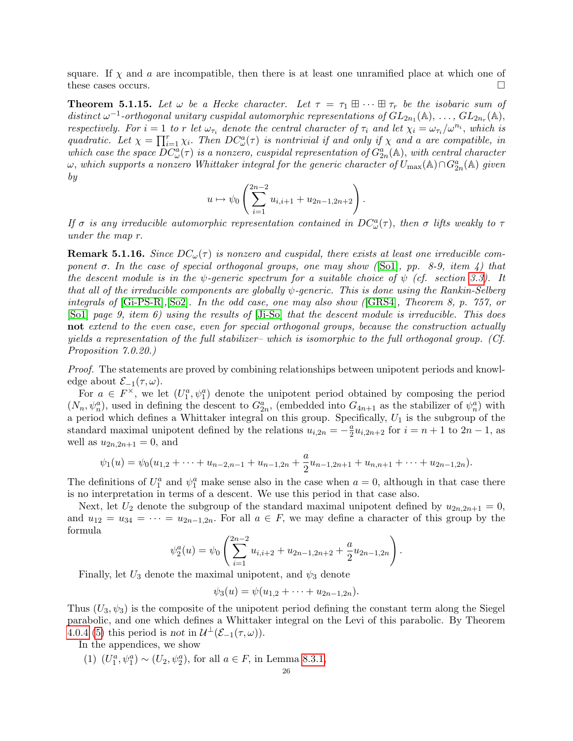square. If $\chi$ and $a$ are incompatible, then there is at least one unramified place at which one of these cases occurs. $\square$

**Theorem 5.1.15.** *Let $\omega$ be a Hecke character. Let $\tau = \tau_1 \boxplus \cdots \boxplus \tau_r$ be the isobaric sum of distinct $\omega^{-1}$-orthogonal unitary cuspidal automorphic representations of $GL_{2n_1}(\mathbb{A}), \ldots, GL_{2n_r}(\mathbb{A})$, respectively. For $i = 1$ to $r$ let $\omega_{\tau_i}$ denote the central character of $\tau_i$ and let $\chi_i = \omega_{\tau_i}/\omega^{n_i}$, which is quadratic. Let $\chi = \prod_{i=1}^r \chi_i$. Then $DC^a_\omega(\tau)$ is nontrivial if and only if $\chi$ and $a$ are compatible, in which case the space $DC^a_\omega(\tau)$ is a nonzero, cuspidal representation of $G^a_{2n}(\mathbb{A})$, with central character $\omega$, which supports a nonzero Whittaker integral for the generic character of $U_{\max}(\mathbb{A}) \cap G^a_{2n}(\mathbb{A})$ given by*

$$u \mapsto \psi_0\left(\sum_{i=1}^{2n-2} u_{i,i+1} + u_{2n-1,2n+2}\right).$$

*If $\sigma$ is any irreducible automorphic representation contained in $DC^a_\omega(\tau)$, then $\sigma$ lifts weakly to $\tau$ under the map $r$.*

**Remark 5.1.16.** *Since $DC_\omega(\tau)$ is nonzero and cuspidal, there exists at least one irreducible component $\sigma$. In the case of special orthogonal groups, one may show ([So1], pp. 8-9, item 4) that the descent module is in the $\psi$-generic spectrum for a suitable choice of $\psi$ (cf. section 3.3). It that all of the irreducible components are globally $\psi$-generic. This is done using the Rankin-Selberg integrals of [Gi-PS-R],[So2]. In the odd case, one may also show ([GRS4], Theorem 8, p. 757, or [So1] page 9, item 6) using the results of [Ji-So] that the descent module is irreducible. This does* **not** *extend to the even case, even for special orthogonal groups, because the construction actually yields a representation of the full stabilizer– which is isomorphic to the full orthogonal group. (Cf. Proposition 7.0.20.)*

*Proof.* The statements are proved by combining relationships between unipotent periods and knowledge about $\mathcal{E}_{-1}(\tau, \omega)$.

For $a \in F^\times$, we let $(U_1^a, \psi_1^a)$ denote the unipotent period obtained by composing the period $(N_n, \psi_n^a)$, used in defining the descent to $G^a_{2n}$, (embedded into $G_{4n+1}$ as the stabilizer of $\psi_n^a$) with a period which defines a Whittaker integral on this group. Specifically, $U_1$ is the subgroup of the standard maximal unipotent defined by the relations $u_{i,2n} = -\frac{a}{2} u_{i,2n+2}$ for $i = n+1$ to $2n-1$, as well as $u_{2n,2n+1} = 0$, and

$$\psi_1(u) = \psi_0(u_{1,2} + \cdots + u_{n-2,n-1} + u_{n-1,2n} + \frac{a}{2} u_{n-1,2n+1} + u_{n,n+1} + \cdots + u_{2n-1,2n}).$$

The definitions of $U_1^a$ and $\psi_1^a$ make sense also in the case when $a = 0$, although in that case there is no interpretation in terms of a descent. We use this period in that case also.

Next, let $U_2$ denote the subgroup of the standard maximal unipotent defined by $u_{2n,2n+1} = 0$, and $u_{12} = u_{34} = \cdots = u_{2n-1,2n}$. For all $a \in F$, we may define a character of this group by the formula

$$\psi_2^a(u) = \psi_0\left(\sum_{i=1}^{2n-2} u_{i,i+2} + u_{2n-1,2n+2} + \frac{a}{2} u_{2n-1,2n}\right).$$

Finally, let $U_3$ denote the maximal unipotent, and $\psi_3$ denote

$$\psi_3(u) = \psi(u_{1,2} + \cdots + u_{2n-1,2n}).$$

Thus $(U_3, \psi_3)$ is the composite of the unipotent period defining the constant term along the Siegel parabolic, and one which defines a Whittaker integral on the Levi of this parabolic. By Theorem 4.0.4 (5) this period is *not* in $\mathcal{U}^\perp(\mathcal{E}_{-1}(\tau, \omega))$.

In the appendices, we show

(1) $(U_1^a, \psi_1^a) \sim (U_2, \psi_2^a)$, for all $a \in F$, in Lemma 8.3.1,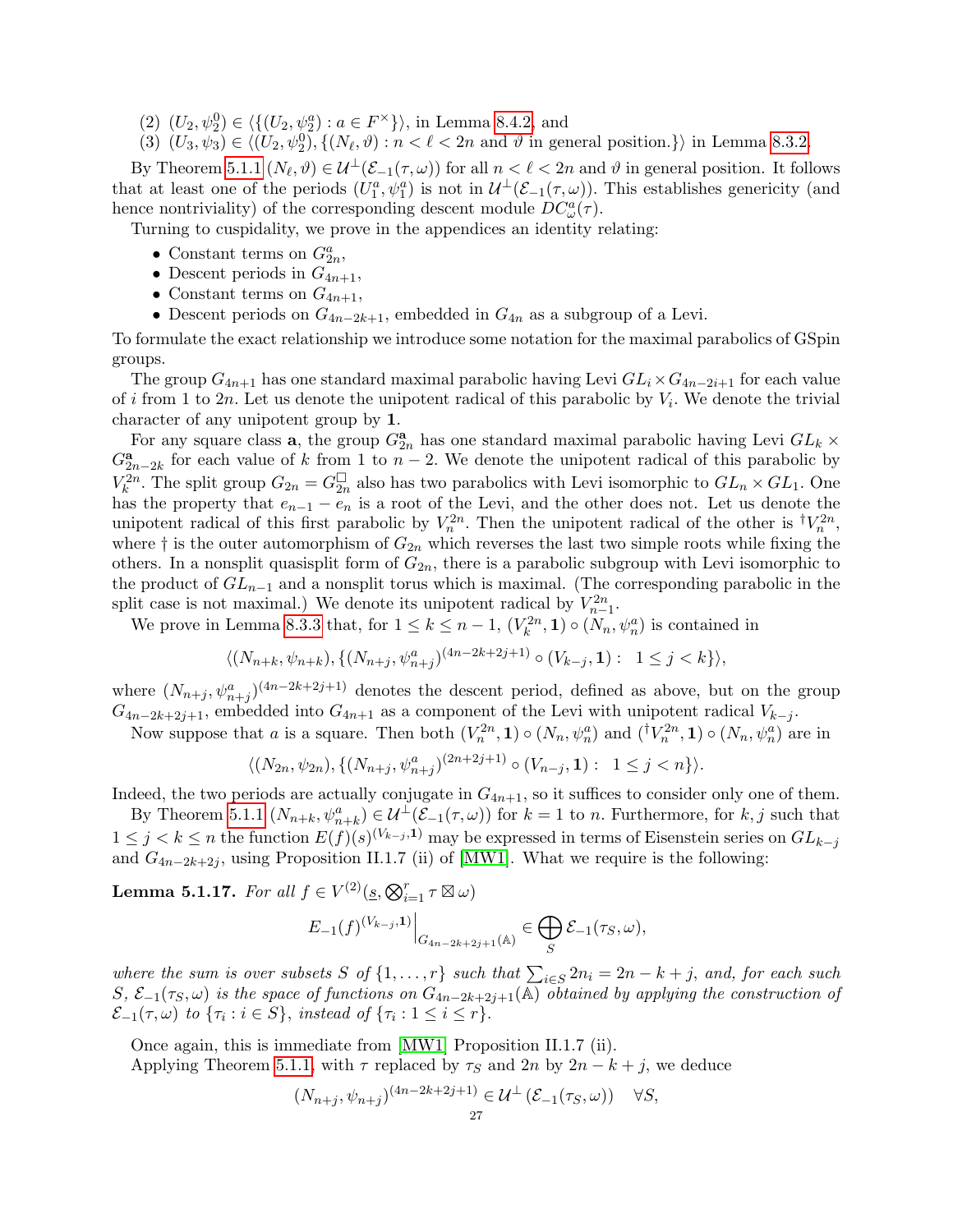(2) $(U_2, \psi_2^0) \in \langle \{(U_2, \psi_2^a) : a \in F^\times\} \rangle$, in Lemma 8.4.2, and
(3) $(U_3, \psi_3) \in \langle (U_2, \psi_2^0), \{(N_\ell, \vartheta) : n < \ell < 2n \text{ and } \vartheta \text{ in general position.}\} \rangle$ in Lemma 8.3.2.

By Theorem 5.1.1 $(N_\ell, \vartheta) \in \mathcal{U}^\perp(\mathcal{E}_{-1}(\tau, \omega))$ for all $n < \ell < 2n$ and $\vartheta$ in general position. It follows that at least one of the periods $(U_1^a, \psi_1^a)$ is not in $\mathcal{U}^\perp(\mathcal{E}_{-1}(\tau, \omega))$. This establishes genericity (and hence nontriviality) of the corresponding descent module $DC_\omega^a(\tau)$.

Turning to cuspidality, we prove in the appendices an identity relating:

- Constant terms on $G_{2n}^a$,
- Descent periods in $G_{4n+1}$,
- Constant terms on $G_{4n+1}$,
- Descent periods on $G_{4n-2k+1}$, embedded in $G_{4n}$ as a subgroup of a Levi.

To formulate the exact relationship we introduce some notation for the maximal parabolics of GSpin groups.

The group $G_{4n+1}$ has one standard maximal parabolic having Levi $GL_i \times G_{4n-2i+1}$ for each value of $i$ from 1 to $2n$. Let us denote the unipotent radical of this parabolic by $V_i$. We denote the trivial character of any unipotent group by $\mathbf{1}$.

For any square class $\mathbf{a}$, the group $G_{2n}^{\mathbf{a}}$ has one standard maximal parabolic having Levi $GL_k \times G_{2n-2k}^{\mathbf{a}}$ for each value of $k$ from 1 to $n-2$. We denote the unipotent radical of this parabolic by $V_k^{2n}$. The split group $G_{2n} = G_{2n}^{\square}$ also has two parabolics with Levi isomorphic to $GL_n \times GL_1$. One has the property that $e_{n-1} - e_n$ is a root of the Levi, and the other does not. Let us denote the unipotent radical of this first parabolic by $V_n^{2n}$. Then the unipotent radical of the other is ${}^\dagger V_n^{2n}$, where $\dagger$ is the outer automorphism of $G_{2n}$ which reverses the last two simple roots while fixing the others. In a nonsplit quasisplit form of $G_{2n}$, there is a parabolic subgroup with Levi isomorphic to the product of $GL_{n-1}$ and a nonsplit torus which is maximal. (The corresponding parabolic in the split case is not maximal.) We denote its unipotent radical by $V_{n-1}^{2n}$.

We prove in Lemma 8.3.3 that, for $1 \leq k \leq n-1$, $(V_k^{2n}, \mathbf{1}) \circ (N_n, \psi_n^a)$ is contained in

$$\langle (N_{n+k}, \psi_{n+k}), \{(N_{n+j}, \psi_{n+j}^a)^{(4n-2k+2j+1)} \circ (V_{k-j}, \mathbf{1}) : \ 1 \leq j < k\} \rangle,$$

where $(N_{n+j}, \psi_{n+j}^a)^{(4n-2k+2j+1)}$ denotes the descent period, defined as above, but on the group $G_{4n-2k+2j+1}$, embedded into $G_{4n+1}$ as a component of the Levi with unipotent radical $V_{k-j}$.

Now suppose that $a$ is a square. Then both $(V_n^{2n}, \mathbf{1}) \circ (N_n, \psi_n^a)$ and $({}^\dagger V_n^{2n}, \mathbf{1}) \circ (N_n, \psi_n^a)$ are in

$$\langle (N_{2n}, \psi_{2n}), \{(N_{n+j}, \psi_{n+j}^a)^{(2n+2j+1)} \circ (V_{n-j}, \mathbf{1}) : \ 1 \leq j < n\} \rangle.$$

Indeed, the two periods are actually conjugate in $G_{4n+1}$, so it suffices to consider only one of them.

By Theorem 5.1.1 $(N_{n+k}, \psi_{n+k}^a) \in \mathcal{U}^\perp(\mathcal{E}_{-1}(\tau, \omega))$ for $k = 1$ to $n$. Furthermore, for $k, j$ such that $1 \leq j < k \leq n$ the function $E(f)(s)^{(V_{k-j}, \mathbf{1})}$ may be expressed in terms of Eisenstein series on $GL_{k-j}$ and $G_{4n-2k+2j}$, using Proposition II.1.7 (ii) of [MW1]. What we require is the following:

**Lemma 5.1.17.** *For all $f \in V^{(2)}(\underline{s}, \bigotimes_{i=1}^r \tau \boxtimes \omega)$*

$$E_{-1}(f)^{(V_{k-j}, \mathbf{1})}\Big|_{G_{4n-2k+2j+1}(\mathbb{A})} \in \bigoplus_S \mathcal{E}_{-1}(\tau_S, \omega),$$

*where the sum is over subsets $S$ of $\{1, \ldots, r\}$ such that $\sum_{i \in S} 2n_i = 2n - k + j$, and, for each such $S$, $\mathcal{E}_{-1}(\tau_S, \omega)$ is the space of functions on $G_{4n-2k+2j+1}(\mathbb{A})$ obtained by applying the construction of $\mathcal{E}_{-1}(\tau, \omega)$ to $\{\tau_i : i \in S\}$, instead of $\{\tau_i : 1 \leq i \leq r\}$.*

Once again, this is immediate from [MW1] Proposition II.1.7 (ii).

Applying Theorem 5.1.1, with $\tau$ replaced by $\tau_S$ and $2n$ by $2n - k + j$, we deduce

$$(N_{n+j}, \psi_{n+j})^{(4n-2k+2j+1)} \in \mathcal{U}^\perp\left(\mathcal{E}_{-1}(\tau_S, \omega)\right) \quad \forall S,$$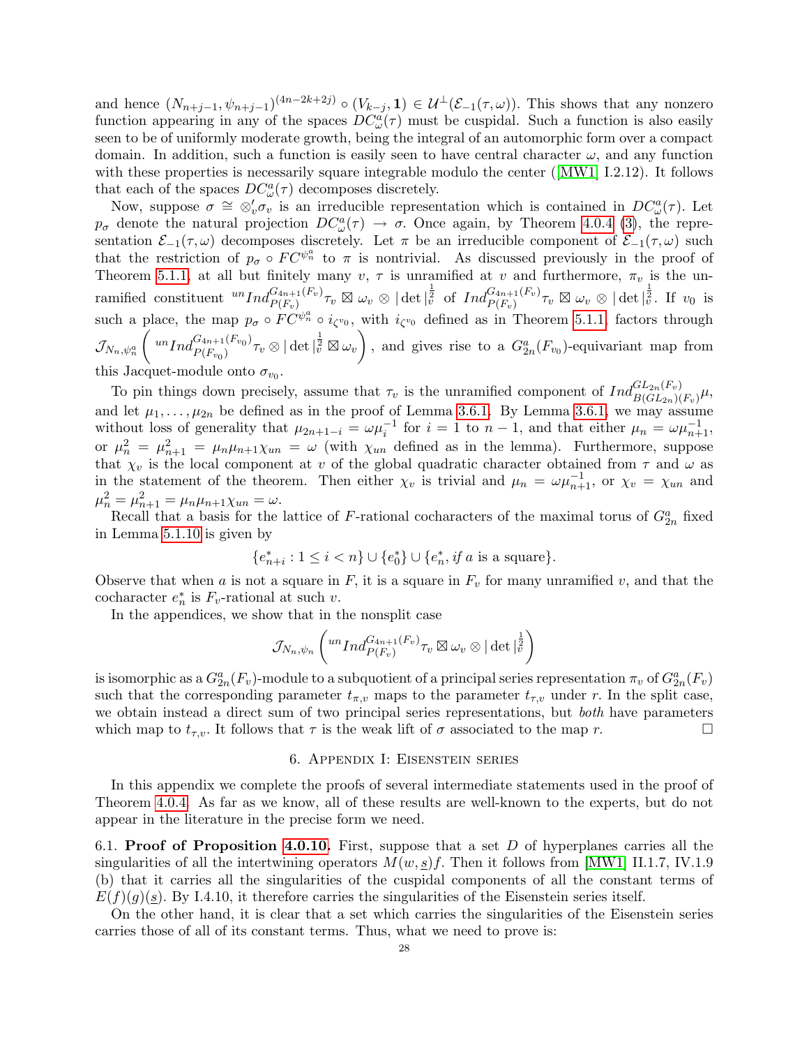and hence $(N_{n+j-1}, \psi_{n+j-1})^{(4n-2k+2j)} \circ (V_{k-j}, \mathbf{1}) \in \mathcal{U}^{\perp}(\mathcal{E}_{-1}(\tau, \omega))$. This shows that any nonzero function appearing in any of the spaces $DC^a_\omega(\tau)$ must be cuspidal. Such a function is also easily seen to be of uniformly moderate growth, being the integral of an automorphic form over a compact domain. In addition, such a function is easily seen to have central character $\omega$, and any function with these properties is necessarily square integrable modulo the center ([MW1] I.2.12). It follows that each of the spaces $DC^a_\omega(\tau)$ decomposes discretely.

Now, suppose $\sigma \cong \otimes'_v \sigma_v$ is an irreducible representation which is contained in $DC^a_\omega(\tau)$. Let $p_\sigma$ denote the natural projection $DC^a_\omega(\tau) \to \sigma$. Once again, by Theorem 4.0.4 (3), the representation $\mathcal{E}_{-1}(\tau, \omega)$ decomposes discretely. Let $\pi$ be an irreducible component of $\mathcal{E}_{-1}(\tau, \omega)$ such that the restriction of $p_\sigma \circ FC^{\psi^a_n}$ to $\pi$ is nontrivial. As discussed previously in the proof of Theorem 5.1.1, at all but finitely many $v$, $\tau$ is unramified at $v$ and furthermore, $\pi_v$ is the unramified constituent ${}^{un}Ind_{P(F_v)}^{G_{4n+1}(F_v)} \tau_v \boxtimes \omega_v \otimes |\det|_v^{\frac{1}{2}}$ of $Ind_{P(F_v)}^{G_{4n+1}(F_v)} \tau_v \boxtimes \omega_v \otimes |\det|_v^{\frac{1}{2}}$. If $v_0$ is such a place, the map $p_\sigma \circ FC^{\psi^a_n} \circ i_{\zeta^{v_0}}$, with $i_{\zeta^{v_0}}$ defined as in Theorem 5.1.1, factors through $\mathcal{J}_{N_n, \psi^a_n}\left( {}^{un}Ind_{P(F_{v_0})}^{G_{4n+1}(F_{v_0})} \tau_v \otimes |\det|_v^{\frac{1}{2}} \boxtimes \omega_v \right)$, and gives rise to a $G^a_{2n}(F_{v_0})$-equivariant map from this Jacquet-module onto $\sigma_{v_0}$.

To pin things down precisely, assume that $\tau_v$ is the unramified component of $Ind_{B(GL_{2n})(F_v)}^{GL_{2n}(F_v)} \mu$, and let $\mu_1, \dots, \mu_{2n}$ be defined as in the proof of Lemma 3.6.1. By Lemma 3.6.1, we may assume without loss of generality that $\mu_{2n+1-i} = \omega \mu_i^{-1}$ for $i = 1$ to $n-1$, and that either $\mu_n = \omega \mu_{n+1}^{-1}$, or $\mu_n^2 = \mu_{n+1}^2 = \mu_n \mu_{n+1} \chi_{un} = \omega$ (with $\chi_{un}$ defined as in the lemma). Furthermore, suppose that $\chi_v$ is the local component at $v$ of the global quadratic character obtained from $\tau$ and $\omega$ as in the statement of the theorem. Then either $\chi_v$ is trivial and $\mu_n = \omega \mu_{n+1}^{-1}$, or $\chi_v = \chi_{un}$ and $\mu_n^2 = \mu_{n+1}^2 = \mu_n \mu_{n+1} \chi_{un} = \omega$.

Recall that a basis for the lattice of $F$-rational cocharacters of the maximal torus of $G^a_{2n}$ fixed in Lemma 5.1.10 is given by

$$\{e^*_{n+i} : 1 \le i < n\} \cup \{e^*_0\} \cup \{e^*_n, \text{ if } a \text{ is a square}\}.$$

Observe that when $a$ is not a square in $F$, it is a square in $F_v$ for many unramified $v$, and that the cocharacter $e^*_n$ is $F_v$-rational at such $v$.

In the appendices, we show that in the nonsplit case

$$\mathcal{J}_{N_n, \psi_n}\left( {}^{un}Ind_{P(F_v)}^{G_{4n+1}(F_v)} \tau_v \boxtimes \omega_v \otimes |\det|_v^{\frac{1}{2}} \right)$$

is isomorphic as a $G^a_{2n}(F_v)$-module to a subquotient of a principal series representation $\pi_v$ of $G^a_{2n}(F_v)$ such that the corresponding parameter $t_{\pi,v}$ maps to the parameter $t_{\tau,v}$ under $r$. In the split case, we obtain instead a direct sum of two principal series representations, but *both* have parameters which map to $t_{\tau,v}$. It follows that $\tau$ is the weak lift of $\sigma$ associated to the map $r$. □

## 6. Appendix I: Eisenstein series

In this appendix we complete the proofs of several intermediate statements used in the proof of Theorem 4.0.4. As far as we know, all of these results are well-known to the experts, but do not appear in the literature in the precise form we need.

6.1. **Proof of Proposition 4.0.10.** First, suppose that a set $D$ of hyperplanes carries all the singularities of all the intertwining operators $M(w, \underline{s})f$. Then it follows from [MW1] II.1.7, IV.1.9 (b) that it carries all the singularities of the cuspidal components of all the constant terms of $E(f)(g)(\underline{s})$. By I.4.10, it therefore carries the singularities of the Eisenstein series itself.

On the other hand, it is clear that a set which carries the singularities of the Eisenstein series carries those of all of its constant terms. Thus, what we need to prove is: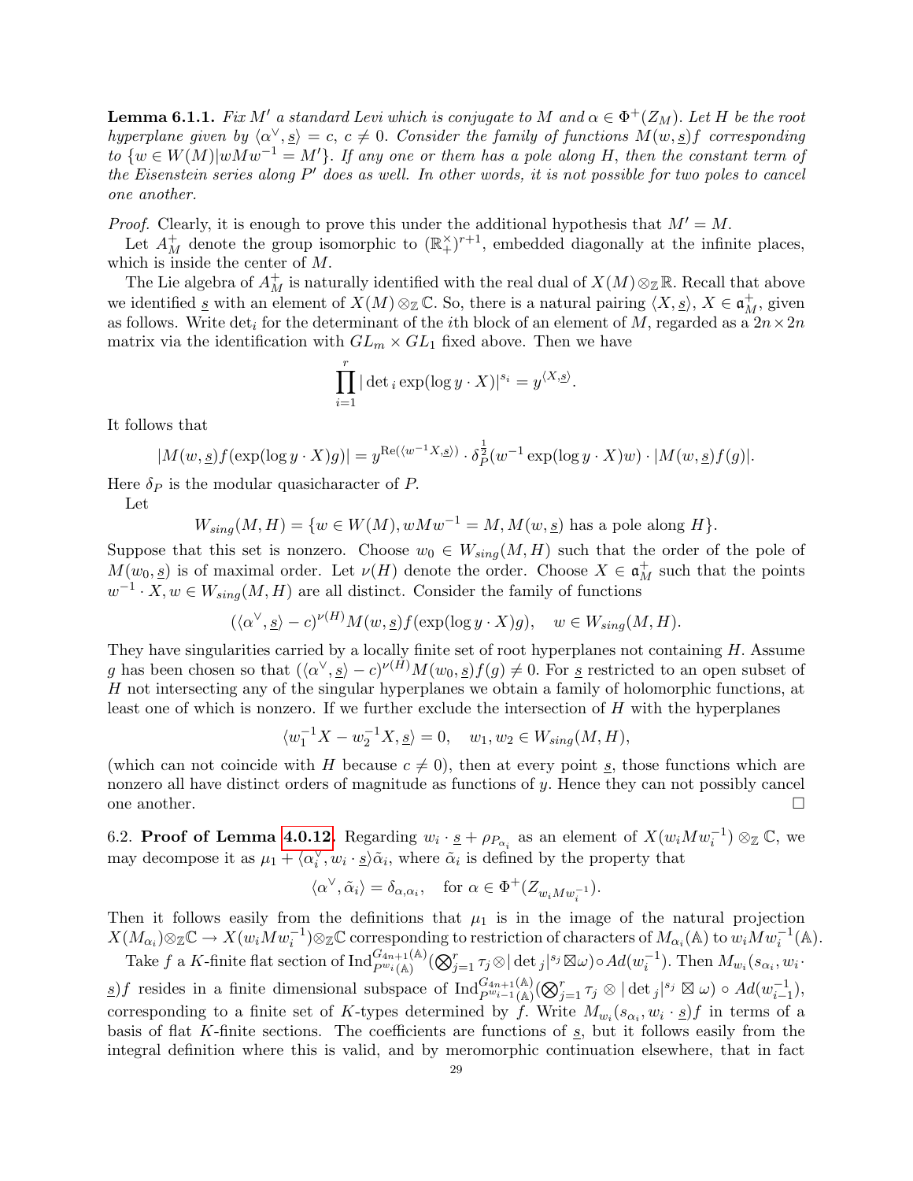**Lemma 6.1.1.** *Fix $M'$ a standard Levi which is conjugate to $M$ and $\alpha \in \Phi^+(Z_M)$. Let $H$ be the root hyperplane given by $\langle \alpha^\vee, \underline{s}\rangle = c$, $c \neq 0$. Consider the family of functions $M(w, \underline{s})f$ corresponding to $\{w \in W(M) | wMw^{-1} = M'\}$. If any one or them has a pole along $H$, then the constant term of the Eisenstein series along $P'$ does as well. In other words, it is not possible for two poles to cancel one another.*

*Proof.* Clearly, it is enough to prove this under the additional hypothesis that $M' = M$.

Let $A_M^+$ denote the group isomorphic to $(\mathbb{R}_+^\times)^{r+1}$, embedded diagonally at the infinite places, which is inside the center of $M$.

The Lie algebra of $A_M^+$ is naturally identified with the real dual of $X(M)\otimes_{\mathbb{Z}}\mathbb{R}$. Recall that above we identified $\underline{s}$ with an element of $X(M)\otimes_{\mathbb{Z}}\mathbb{C}$. So, there is a natural pairing $\langle X, \underline{s}\rangle$, $X \in \mathfrak{a}_M^+$, given as follows. Write $\det_i$ for the determinant of the $i$th block of an element of $M$, regarded as a $2n\times 2n$ matrix via the identification with $GL_m \times GL_1$ fixed above. Then we have

$$\prod_{i=1}^r |\det{}_i \exp(\log y \cdot X)|^{s_i} = y^{\langle X, \underline{s}\rangle}.$$

It follows that

$$|M(w,\underline{s})f(\exp(\log y\cdot X)g)| = y^{\mathrm{Re}(\langle w^{-1}X, \underline{s}\rangle)}\cdot \delta_P^{\frac{1}{2}}(w^{-1}\exp(\log y \cdot X)w)\cdot |M(w,\underline{s})f(g)|.$$

Here $\delta_P$ is the modular quasicharacter of $P$.

Let

$$W_{sing}(M,H) = \{w \in W(M), wMw^{-1} = M, M(w,\underline{s}) \text{ has a pole along } H\}.$$

Suppose that this set is nonzero. Choose $w_0 \in W_{sing}(M,H)$ such that the order of the pole of $M(w_0,\underline{s})$ is of maximal order. Let $\nu(H)$ denote the order. Choose $X \in \mathfrak{a}_M^+$ such that the points $w^{-1}\cdot X, w \in W_{sing}(M,H)$ are all distinct. Consider the family of functions

$$(\langle \alpha^\vee, \underline{s}\rangle - c)^{\nu(H)} M(w,\underline{s})f(\exp(\log y \cdot X)g), \quad w \in W_{sing}(M,H).$$

They have singularities carried by a locally finite set of root hyperplanes not containing $H$. Assume $g$ has been chosen so that $(\langle \alpha^\vee, \underline{s}\rangle - c)^{\nu(H)}M(w_0,\underline{s})f(g) \neq 0$. For $\underline{s}$ restricted to an open subset of $H$ not intersecting any of the singular hyperplanes we obtain a family of holomorphic functions, at least one of which is nonzero. If we further exclude the intersection of $H$ with the hyperplanes

$$\langle w_1^{-1}X - w_2^{-1}X, \underline{s}\rangle = 0, \quad w_1, w_2 \in W_{sing}(M,H),$$

(which can not coincide with $H$ because $c \neq 0$), then at every point $\underline{s}$, those functions which are nonzero all have distinct orders of magnitude as functions of $y$. Hence they can not possibly cancel one another. $\square$

6.2. **Proof of Lemma 4.0.12.** Regarding $w_i \cdot \underline{s} + \rho_{P_{\alpha_i}}$ as an element of $X(w_iMw_i^{-1})\otimes_{\mathbb{Z}}\mathbb{C}$, we may decompose it as $\mu_1 + \langle \alpha_i^\vee, w_i\cdot \underline{s}\rangle \tilde{\alpha}_i$, where $\tilde{\alpha}_i$ is defined by the property that

$$\langle \alpha^\vee, \tilde{\alpha}_i\rangle = \delta_{\alpha,\alpha_i}, \quad \text{for } \alpha \in \Phi^+(Z_{w_iMw_i^{-1}}).$$

Then it follows easily from the definitions that $\mu_1$ is in the image of the natural projection $X(M_{\alpha_i})\otimes_{\mathbb{Z}}\mathbb{C} \to X(w_iMw_i^{-1})\otimes_{\mathbb{Z}}\mathbb{C}$ corresponding to restriction of characters of $M_{\alpha_i}(\mathbb{A})$ to $w_iMw_i^{-1}(\mathbb{A})$.

Take $f$ a $K$-finite flat section of $\mathrm{Ind}_{P^{w_i}(\mathbb{A})}^{G_{4n+1}(\mathbb{A})}(\bigotimes_{j=1}^r \tau_j \otimes |\det{}_j|^{s_j}\boxtimes\omega)\circ Ad(w_i^{-1})$. Then $M_{w_i}(s_{\alpha_i}, w_i\cdot \underline{s})f$ resides in a finite dimensional subspace of $\mathrm{Ind}_{P^{w_{i-1}}(\mathbb{A})}^{G_{4n+1}(\mathbb{A})}(\bigotimes_{j=1}^r \tau_j \otimes |\det{}_j|^{s_j}\boxtimes\omega)\circ Ad(w_{i-1}^{-1})$, corresponding to a finite set of $K$-types determined by $f$. Write $M_{w_i}(s_{\alpha_i}, w_i\cdot\underline{s})f$ in terms of a basis of flat $K$-finite sections. The coefficients are functions of $\underline{s}$, but it follows easily from the integral definition where this is valid, and by meromorphic continuation elsewhere, that in fact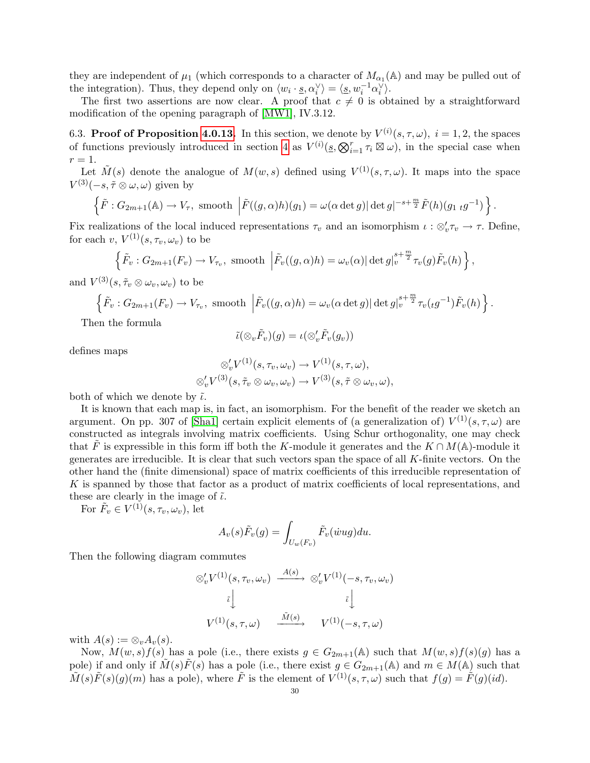they are independent of $\mu_1$ (which corresponds to a character of $M_{\alpha_1}(\mathbb{A})$ and may be pulled out of the integration). Thus, they depend only on $\langle w_i \cdot \underline{s}, \alpha_i^\vee \rangle = \langle \underline{s}, w_i^{-1}\alpha_i^\vee \rangle$.

The first two assertions are now clear. A proof that $c \neq 0$ is obtained by a straightforward modification of the opening paragraph of [MW1], IV.3.12.

6.3. **Proof of Proposition 4.0.13.** In this section, we denote by $V^{(i)}(s,\tau,\omega)$, $i=1,2$, the spaces of functions previously introduced in section 4 as $V^{(i)}(\underline{s}, \bigotimes_{i=1}^r \tau_i \boxtimes \omega)$, in the special case when $r=1$.

Let $\tilde{M}(s)$ denote the analogue of $M(w,s)$ defined using $V^{(1)}(s,\tau,\omega)$. It maps into the space $V^{(3)}(-s,\tilde{\tau}\otimes\omega,\omega)$ given by

$$\left\{ \tilde{F} : G_{2m+1}(\mathbb{A}) \to V_\tau, \text{ smooth } \left| \tilde{F}((g,\alpha)h)(g_1) = \omega(\alpha \det g)|\det g|^{-s+\frac{m}{2}} \tilde{F}(h)(g_1\, {}_tg^{-1}) \right.\right\}.$$

Fix realizations of the local induced representations $\tau_v$ and an isomorphism $\iota : \otimes_v' \tau_v \to \tau$. Define, for each $v$, $V^{(1)}(s,\tau_v,\omega_v)$ to be

$$\left\{ \tilde{F}_v : G_{2m+1}(F_v) \to V_{\tau_v}, \text{ smooth } \left| \tilde{F}_v((g,\alpha)h) = \omega_v(\alpha)|\det g|_v^{s+\frac{m}{2}} \tau_v(g)\tilde{F}_v(h) \right.\right\},$$

and $V^{(3)}(s,\tilde{\tau}_v\otimes\omega_v,\omega_v)$ to be

$$\left\{ \tilde{F}_v : G_{2m+1}(F_v) \to V_{\tau_v}, \text{ smooth } \left| \tilde{F}_v((g,\alpha)h) = \omega_v(\alpha \det g)|\det g|_v^{s+\frac{m}{2}} \tau_v({}_tg^{-1})\tilde{F}_v(h) \right.\right\}.$$

Then the formula

$$\tilde{\iota}(\otimes_v \tilde{F}_v)(g) = \iota(\otimes_v' \tilde{F}_v(g_v))$$

defines maps

$$\otimes_v' V^{(1)}(s,\tau_v,\omega_v) \to V^{(1)}(s,\tau,\omega),$$
$$\otimes_v' V^{(3)}(s,\tilde{\tau}_v\otimes\omega_v,\omega_v) \to V^{(3)}(s,\tilde{\tau}\otimes\omega_v,\omega),$$

both of which we denote by $\tilde{\iota}$.

It is known that each map is, in fact, an isomorphism. For the benefit of the reader we sketch an argument. On pp. 307 of [Sha1] certain explicit elements of (a generalization of) $V^{(1)}(s,\tau,\omega)$ are constructed as integrals involving matrix coefficients. Using Schur orthogonality, one may check that $\tilde{F}$ is expressible in this form iff both the $K$-module it generates and the $K\cap M(\mathbb{A})$-module it generates are irreducible. It is clear that such vectors span the space of all $K$-finite vectors. On the other hand the (finite dimensional) space of matrix coefficients of this irreducible representation of $K$ is spanned by those that factor as a product of matrix coefficients of local representations, and these are clearly in the image of $\tilde{\iota}$.

For $\tilde{F}_v \in V^{(1)}(s,\tau_v,\omega_v)$, let

$$A_v(s)\tilde{F}_v(g) = \int_{U_w(F_v)} \tilde{F}_v(\dot{w}ug)du.$$

Then the following diagram commutes

$$\begin{array}{ccc}
\otimes_v' V^{(1)}(s,\tau_v,\omega_v) & \xrightarrow{A(s)} & \otimes_v' V^{(1)}(-s,\tau_v,\omega_v) \\
\tilde{\iota}\big\downarrow & & \tilde{\iota}\big\downarrow \\
V^{(1)}(s,\tau,\omega) & \xrightarrow{\tilde{M}(s)} & V^{(1)}(-s,\tau,\omega)
\end{array}$$

with $A(s) := \otimes_v A_v(s)$.

Now, $M(w,s)f(s)$ has a pole (i.e., there exists $g\in G_{2m+1}(\mathbb{A})$ such that $M(w,s)f(s)(g)$ has a pole) if and only if $\tilde{M}(s)\tilde{F}(s)$ has a pole (i.e., there exist $g\in G_{2m+1}(\mathbb{A})$ and $m\in M(\mathbb{A})$ such that $\tilde{M}(s)\tilde{F}(s)(g)(m)$ has a pole), where $\tilde{F}$ is the element of $V^{(1)}(s,\tau,\omega)$ such that $f(g)=\tilde{F}(g)(id)$.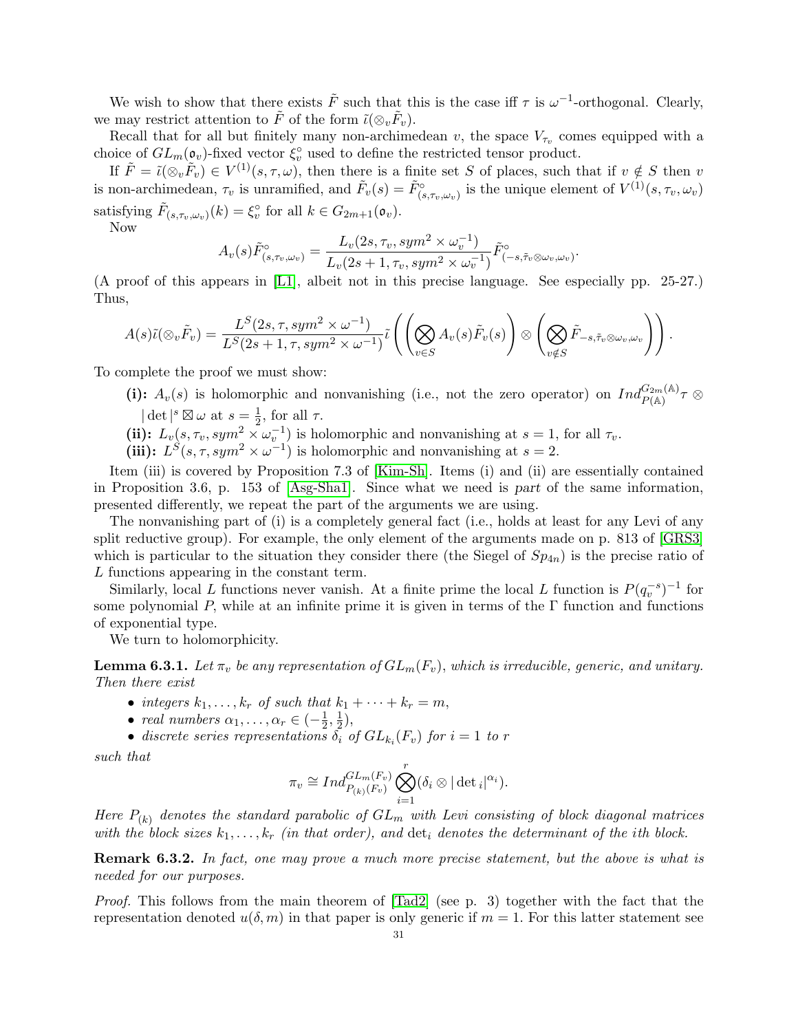We wish to show that there exists $\tilde{F}$ such that this is the case iff $\tau$ is $\omega^{-1}$-orthogonal. Clearly, we may restrict attention to $\tilde{F}$ of the form $\tilde{\iota}(\otimes_v \tilde{F}_v)$.

Recall that for all but finitely many non-archimedean $v$, the space $V_{\tau_v}$ comes equipped with a choice of $GL_m(\mathfrak{o}_v)$-fixed vector $\xi_v^\circ$ used to define the restricted tensor product.

If $\tilde{F} = \tilde{\iota}(\otimes_v \tilde{F}_v) \in V^{(1)}(s, \tau, \omega)$, then there is a finite set $S$ of places, such that if $v \notin S$ then $v$ is non-archimedean, $\tau_v$ is unramified, and $\tilde{F}_v(s) = \tilde{F}^\circ_{(s,\tau_v,\omega_v)}$ is the unique element of $V^{(1)}(s, \tau_v, \omega_v)$ satisfying $\tilde{F}_{(s,\tau_v,\omega_v)}(k) = \xi_v^\circ$ for all $k \in G_{2m+1}(\mathfrak{o}_v)$.

Now

$$A_v(s)\tilde{F}^\circ_{(s,\tau_v,\omega_v)} = \frac{L_v(2s, \tau_v, sym^2 \times \omega_v^{-1})}{L_v(2s+1, \tau_v, sym^2 \times \omega_v^{-1})}\tilde{F}^\circ_{(-s,\tilde{\tau}_v \otimes \omega_v, \omega_v)}.$$

(A proof of this appears in [L1], albeit not in this precise language. See especially pp. 25-27.) Thus,

$$A(s)\tilde{\iota}(\otimes_v \tilde{F}_v) = \frac{L^S(2s, \tau, sym^2 \times \omega^{-1})}{L^S(2s+1, \tau, sym^2 \times \omega^{-1})}\tilde{\iota}\left(\left(\bigotimes_{v\in S} A_v(s)\tilde{F}_v(s)\right) \otimes \left(\bigotimes_{v \notin S} \tilde{F}_{-s,\tilde{\tau}_v \otimes \omega_v, \omega_v}\right)\right).$$

To complete the proof we must show:

- **(i):** $A_v(s)$ is holomorphic and nonvanishing (i.e., not the zero operator) on $Ind_{P(\mathbb{A})}^{G_{2m}(\mathbb{A})} \tau \otimes |\det|^s \boxtimes \omega$ at $s = \frac{1}{2}$, for all $\tau$.
- **(ii):** $L_v(s, \tau_v, sym^2 \times \omega_v^{-1})$ is holomorphic and nonvanishing at $s = 1$, for all $\tau_v$.
- **(iii):** $L^S(s, \tau, sym^2 \times \omega^{-1})$ is holomorphic and nonvanishing at $s = 2$.

Item (iii) is covered by Proposition 7.3 of [Kim-Sh]. Items (i) and (ii) are essentially contained in Proposition 3.6, p. 153 of [Asg-Sha1]. Since what we need is *part* of the same information, presented differently, we repeat the part of the arguments we are using.

The nonvanishing part of (i) is a completely general fact (i.e., holds at least for any Levi of any split reductive group). For example, the only element of the arguments made on p. 813 of [GRS3] which is particular to the situation they consider there (the Siegel of $Sp_{4n}$) is the precise ratio of $L$ functions appearing in the constant term.

Similarly, local $L$ functions never vanish. At a finite prime the local $L$ function is $P(q_v^{-s})^{-1}$ for some polynomial $P$, while at an infinite prime it is given in terms of the $\Gamma$ function and functions of exponential type.

We turn to holomorphicity.

**Lemma 6.3.1.** *Let $\pi_v$ be any representation of $GL_m(F_v)$, which is irreducible, generic, and unitary. Then there exist*

- *integers $k_1, \dots, k_r$ of such that $k_1 + \cdots + k_r = m$,*
- *real numbers $\alpha_1, \dots, \alpha_r \in (-\frac{1}{2}, \frac{1}{2})$,*
- *discrete series representations $\delta_i$ of $GL_{k_i}(F_v)$ for $i = 1$ to $r$*

*such that*

$$\pi_v \cong Ind_{P_{(k)}(F_v)}^{GL_m(F_v)} \bigotimes_{i=1}^{r} (\delta_i \otimes |\det{}_i|^{\alpha_i}).$$

*Here $P_{(k)}$ denotes the standard parabolic of $GL_m$ with Levi consisting of block diagonal matrices with the block sizes $k_1, \dots, k_r$ (in that order), and $\det_i$ denotes the determinant of the ith block.*

**Remark 6.3.2.** *In fact, one may prove a much more precise statement, but the above is what is needed for our purposes.*

*Proof.* This follows from the main theorem of [Tad2] (see p. 3) together with the fact that the representation denoted $u(\delta, m)$ in that paper is only generic if $m = 1$. For this latter statement see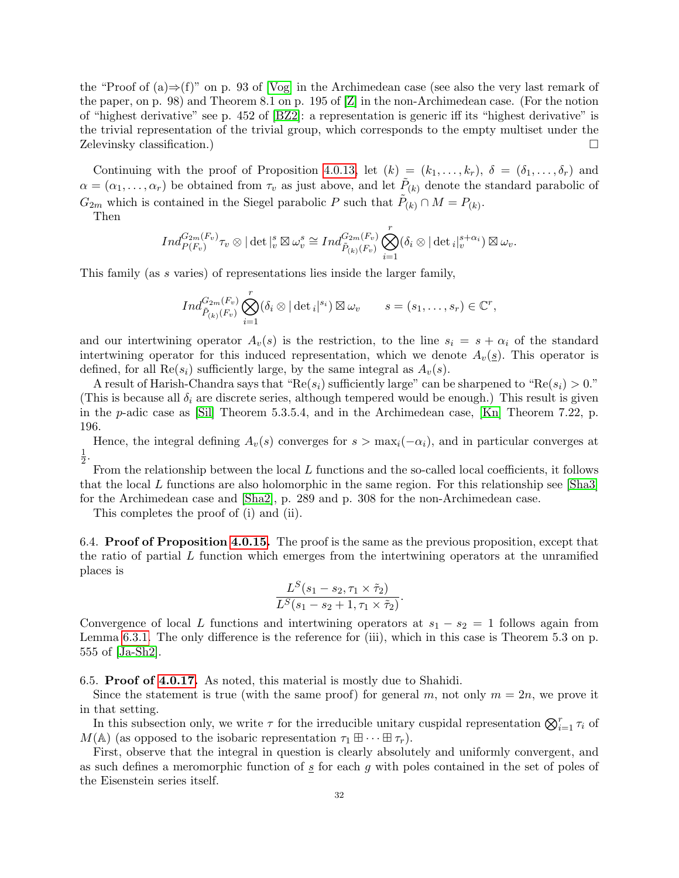the "Proof of (a)⇒(f)" on p. 93 of [Vog] in the Archimedean case (see also the very last remark of the paper, on p. 98) and Theorem 8.1 on p. 195 of [Z] in the non-Archimedean case. (For the notion of "highest derivative" see p. 452 of [BZ2]: a representation is generic iff its "highest derivative" is the trivial representation of the trivial group, which corresponds to the empty multiset under the Zelevinsky classification.) □

Continuing with the proof of Proposition 4.0.13, let $(k) = (k_1, \dots, k_r)$, $\delta = (\delta_1, \dots, \delta_r)$ and $\alpha = (\alpha_1, \dots, \alpha_r)$ be obtained from $\tau_v$ as just above, and let $\tilde{P}_{(k)}$ denote the standard parabolic of $G_{2m}$ which is contained in the Siegel parabolic $P$ such that $\tilde{P}_{(k)} \cap M = P_{(k)}$.

Then

$$Ind_{P(F_v)}^{G_{2m}(F_v)} \tau_v \otimes |\det|_v^s \boxtimes \omega_v^s \cong Ind_{\tilde{P}_{(k)}(F_v)}^{G_{2m}(F_v)} \bigotimes_{i=1}^r (\delta_i \otimes |\det{}_i|_v^{s+\alpha_i}) \boxtimes \omega_v.$$

This family (as $s$ varies) of representations lies inside the larger family,

$$Ind_{\tilde{P}_{(k)}(F_v)}^{G_{2m}(F_v)} \bigotimes_{i=1}^r (\delta_i \otimes |\det{}_i|^{s_i}) \boxtimes \omega_v \qquad s = (s_1, \dots, s_r) \in \mathbb{C}^r,$$

and our intertwining operator $A_v(s)$ is the restriction, to the line $s_i = s + \alpha_i$ of the standard intertwining operator for this induced representation, which we denote $A_v(\underline{s})$. This operator is defined, for all $\mathrm{Re}(s_i)$ sufficiently large, by the same integral as $A_v(s)$.

A result of Harish-Chandra says that "$\mathrm{Re}(s_i)$ sufficiently large" can be sharpened to "$\mathrm{Re}(s_i) > 0$." (This is because all $\delta_i$ are discrete series, although tempered would be enough.) This result is given in the $p$-adic case as [Sil] Theorem 5.3.5.4, and in the Archimedean case, [Kn] Theorem 7.22, p. 196.

Hence, the integral defining $A_v(s)$ converges for $s > \max_i(-\alpha_i)$, and in particular converges at $\frac{1}{2}$.

From the relationship between the local $L$ functions and the so-called local coefficients, it follows that the local $L$ functions are also holomorphic in the same region. For this relationship see [Sha3] for the Archimedean case and [Sha2], p. 289 and p. 308 for the non-Archimedean case.

This completes the proof of (i) and (ii).

6.4. **Proof of Proposition 4.0.15.** The proof is the same as the previous proposition, except that the ratio of partial $L$ function which emerges from the intertwining operators at the unramified places is

$$\frac{L^S(s_1 - s_2, \tau_1 \times \tilde{\tau}_2)}{L^S(s_1 - s_2 + 1, \tau_1 \times \tilde{\tau}_2)}.$$

Convergence of local $L$ functions and intertwining operators at $s_1 - s_2 = 1$ follows again from Lemma 6.3.1. The only difference is the reference for (iii), which in this case is Theorem 5.3 on p. 555 of [Ja-Sh2].

6.5. **Proof of 4.0.17.** As noted, this material is mostly due to Shahidi.

Since the statement is true (with the same proof) for general $m$, not only $m = 2n$, we prove it in that setting.

In this subsection only, we write $\tau$ for the irreducible unitary cuspidal representation $\bigotimes_{i=1}^r \tau_i$ of $M(\mathbb{A})$ (as opposed to the isobaric representation $\tau_1 \boxplus \cdots \boxplus \tau_r$).

First, observe that the integral in question is clearly absolutely and uniformly convergent, and as such defines a meromorphic function of $\underline{s}$ for each $g$ with poles contained in the set of poles of the Eisenstein series itself.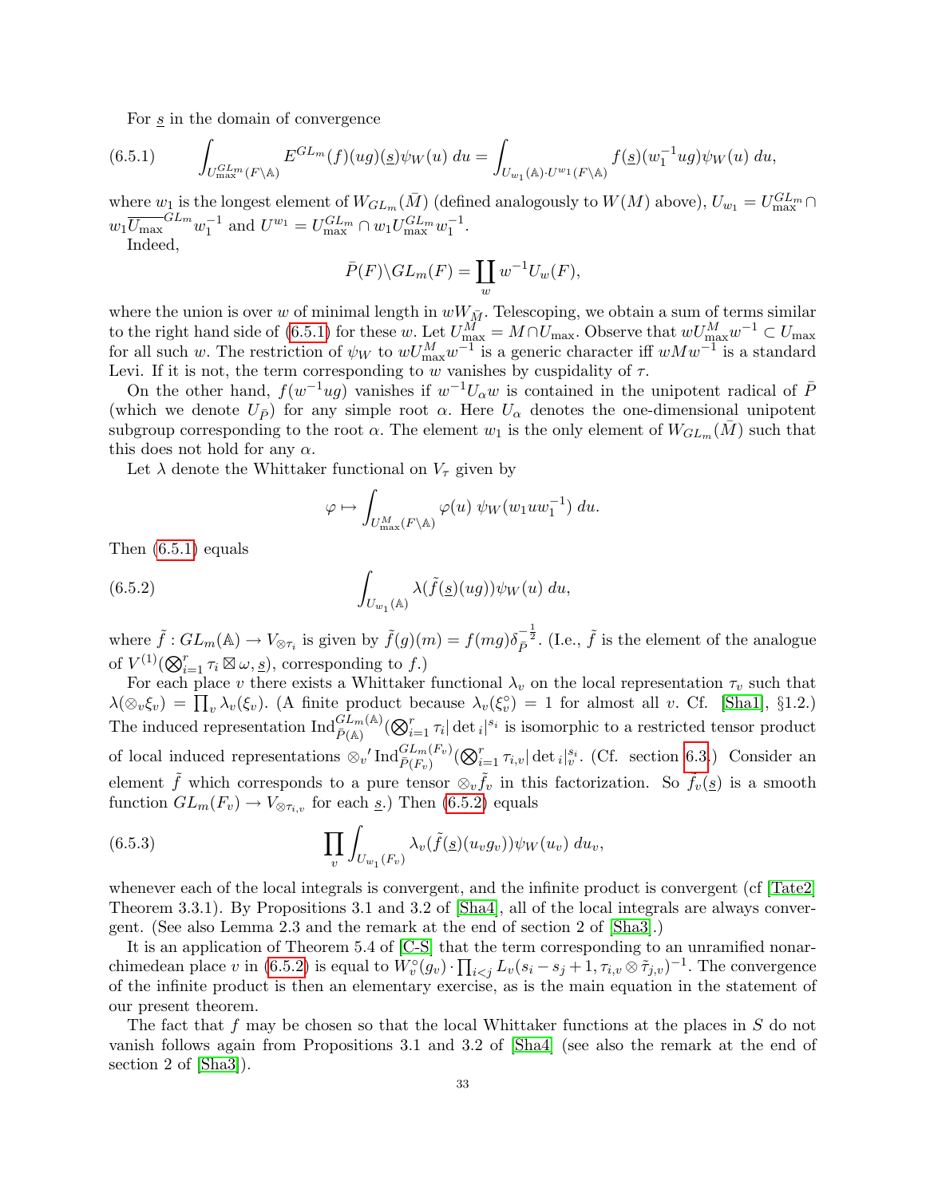For $\underline{s}$ in the domain of convergence

$$\int_{U_{\max}^{GL_m}(F\backslash\mathbb{A})} E^{GL_m}(f)(ug)(\underline{s})\psi_W(u)\,du = \int_{U_{w_1}(\mathbb{A})\cdot U^{w_1}(F\backslash\mathbb{A})} f(\underline{s})(w_1^{-1}ug)\psi_W(u)\,du, \tag{6.5.1}$$

where $w_1$ is the longest element of $W_{GL_m}(\bar{M})$ (defined analogously to $W(M)$ above), $U_{w_1} = U_{\max}^{GL_m} \cap w_1\overline{U_{\max}}^{GL_m}w_1^{-1}$ and $U^{w_1} = U_{\max}^{GL_m} \cap w_1 U_{\max}^{GL_m} w_1^{-1}$.

Indeed,

$$\bar{P}(F)\backslash GL_m(F) = \coprod_w w^{-1}U_w(F),$$

where the union is over $w$ of minimal length in $wW_{\bar{M}}$. Telescoping, we obtain a sum of terms similar to the right hand side of (6.5.1) for these $w$. Let $U_{\max}^M = M \cap U_{\max}$. Observe that $wU_{\max}^M w^{-1} \subset U_{\max}$ for all such $w$. The restriction of $\psi_W$ to $wU_{\max}^M w^{-1}$ is a generic character iff $wMw^{-1}$ is a standard Levi. If it is not, the term corresponding to $w$ vanishes by cuspidality of $\tau$.

On the other hand, $f(w^{-1}ug)$ vanishes if $w^{-1}U_\alpha w$ is contained in the unipotent radical of $\bar{P}$ (which we denote $U_{\bar{P}}$) for any simple root $\alpha$. Here $U_\alpha$ denotes the one-dimensional unipotent subgroup corresponding to the root $\alpha$. The element $w_1$ is the only element of $W_{GL_m}(\bar{M})$ such that this does not hold for any $\alpha$.

Let $\lambda$ denote the Whittaker functional on $V_\tau$ given by

$$\varphi \mapsto \int_{U_{\max}^M(F\backslash\mathbb{A})} \varphi(u)\ \psi_W(w_1uw_1^{-1})\,du.$$

Then (6.5.1) equals

$$\int_{U_{w_1}(\mathbb{A})} \lambda(\tilde{f}(\underline{s})(ug))\psi_W(u)\,du, \tag{6.5.2}$$

where $\tilde{f} : GL_m(\mathbb{A}) \to V_{\otimes\tau_i}$ is given by $\tilde{f}(g)(m) = f(mg)\delta_{\bar{P}}^{-\frac{1}{2}}$. (I.e., $\tilde{f}$ is the element of the analogue of $V^{(1)}(\bigotimes_{i=1}^r \tau_i \boxtimes \omega, \underline{s})$, corresponding to $f$.)

For each place $v$ there exists a Whittaker functional $\lambda_v$ on the local representation $\tau_v$ such that $\lambda(\otimes_v\xi_v) = \prod_v \lambda_v(\xi_v)$. (A finite product because $\lambda_v(\xi_v^\circ) = 1$ for almost all $v$. Cf. [Sha1], §1.2.) The induced representation $\operatorname{Ind}_{\bar{P}(\mathbb{A})}^{GL_m(\mathbb{A})}(\bigotimes_{i=1}^r \tau_i|\det{}_i|^{s_i}$ is isomorphic to a restricted tensor product of local induced representations $\otimes_v{}' \operatorname{Ind}_{\bar{P}(F_v)}^{GL_m(F_v)}(\bigotimes_{i=1}^r \tau_{i,v}|\det{}_i|_v^{s_i}$. (Cf. section 6.3.) Consider an element $\tilde{f}$ which corresponds to a pure tensor $\otimes_v\tilde{f}_v$ in this factorization. So $\tilde{f}_v(\underline{s})$ is a smooth function $GL_m(F_v) \to V_{\otimes\tau_{i,v}}$ for each $\underline{s}$.) Then (6.5.2) equals

$$\prod_v \int_{U_{w_1}(F_v)} \lambda_v(\tilde{f}(\underline{s})(u_vg_v))\psi_W(u_v)\,du_v, \tag{6.5.3}$$

whenever each of the local integrals is convergent, and the infinite product is convergent (cf [Tate2] Theorem 3.3.1). By Propositions 3.1 and 3.2 of [Sha4], all of the local integrals are always convergent. (See also Lemma 2.3 and the remark at the end of section 2 of [Sha3].)

It is an application of Theorem 5.4 of [C-S] that the term corresponding to an unramified nonarchimedean place $v$ in (6.5.2) is equal to $W_v^\circ(g_v) \cdot \prod_{i<j} L_v(s_i - s_j + 1, \tau_{i,v} \otimes \tilde{\tau}_{j,v})^{-1}$. The convergence of the infinite product is then an elementary exercise, as is the main equation in the statement of our present theorem.

The fact that $f$ may be chosen so that the local Whittaker functions at the places in $S$ do not vanish follows again from Propositions 3.1 and 3.2 of [Sha4] (see also the remark at the end of section 2 of [Sha3]).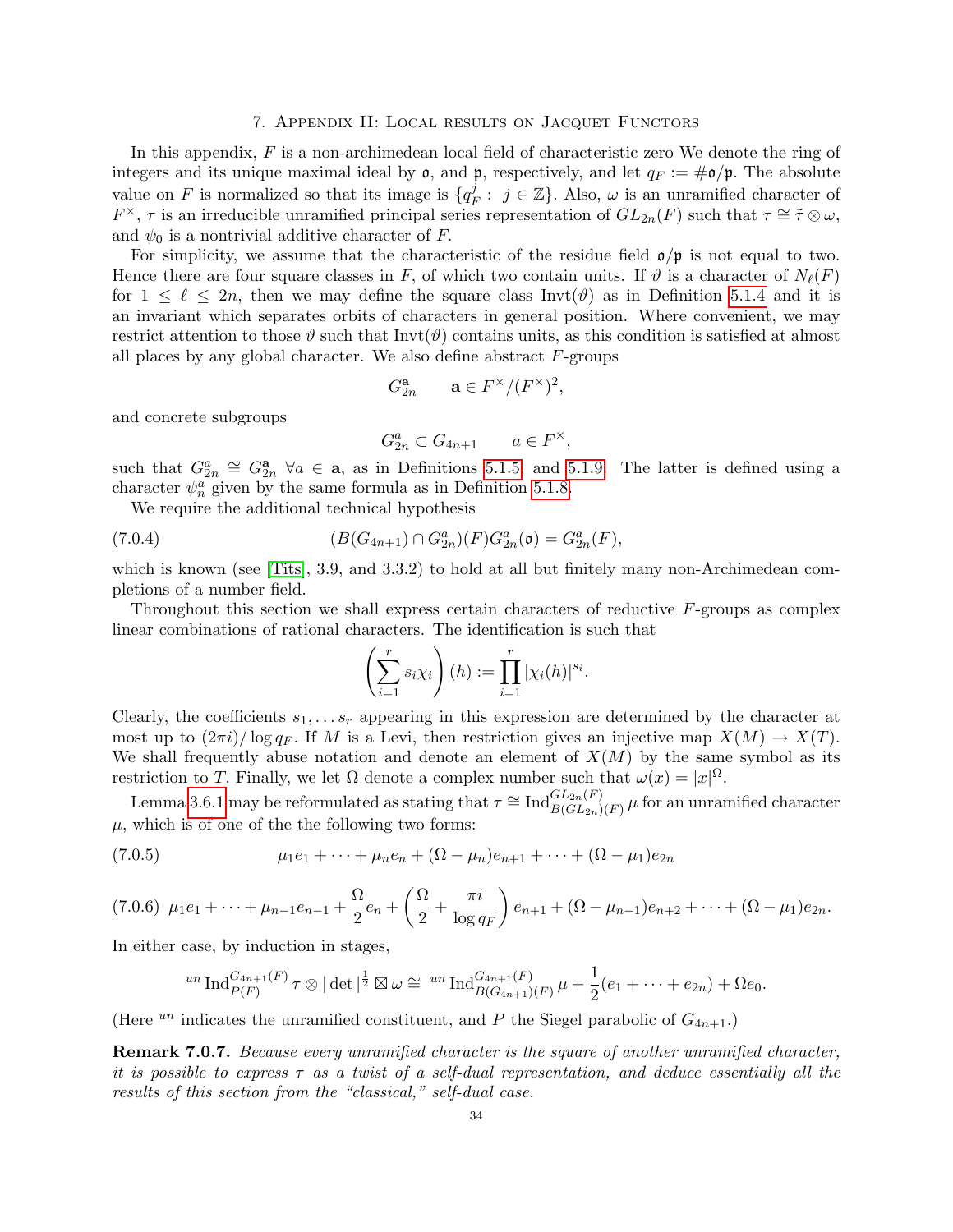# 7. Appendix II: Local results on Jacquet Functors

In this appendix, $F$ is a non-archimedean local field of characteristic zero We denote the ring of integers and its unique maximal ideal by $\mathfrak{o}$, and $\mathfrak{p}$, respectively, and let $q_F := \#\mathfrak{o}/\mathfrak{p}$. The absolute value on $F$ is normalized so that its image is $\{q_F^j : j \in \mathbb{Z}\}$. Also, $\omega$ is an unramified character of $F^\times$, $\tau$ is an irreducible unramified principal series representation of $GL_{2n}(F)$ such that $\tau \cong \tilde{\tau} \otimes \omega$, and $\psi_0$ is a nontrivial additive character of $F$.

For simplicity, we assume that the characteristic of the residue field $\mathfrak{o}/\mathfrak{p}$ is not equal to two. Hence there are four square classes in $F$, of which two contain units. If $\vartheta$ is a character of $N_\ell(F)$ for $1 \le \ell \le 2n$, then we may define the square class $\mathrm{Invt}(\vartheta)$ as in Definition 5.1.4 and it is an invariant which separates orbits of characters in general position. Where convenient, we may restrict attention to those $\vartheta$ such that $\mathrm{Invt}(\vartheta)$ contains units, as this condition is satisfied at almost all places by any global character. We also define abstract $F$-groups

$$G_{2n}^{\mathbf{a}} \qquad \mathbf{a} \in F^\times/(F^\times)^2,$$

and concrete subgroups

$$G_{2n}^{a} \subset G_{4n+1} \qquad a \in F^\times,$$

such that $G_{2n}^a \cong G_{2n}^{\mathbf{a}}$ $\forall a \in \mathbf{a}$, as in Definitions 5.1.5, and 5.1.9. The latter is defined using a character $\psi_n^a$ given by the same formula as in Definition 5.1.8.

We require the additional technical hypothesis

$$(B(G_{4n+1}) \cap G_{2n}^a)(F) G_{2n}^a(\mathfrak{o}) = G_{2n}^a(F), \tag{7.0.4}$$

which is known (see [Tits], 3.9, and 3.3.2) to hold at all but finitely many non-Archimedean completions of a number field.

Throughout this section we shall express certain characters of reductive $F$-groups as complex linear combinations of rational characters. The identification is such that

$$\left(\sum_{i=1}^r s_i \chi_i\right)(h) := \prod_{i=1}^r |\chi_i(h)|^{s_i}.$$

Clearly, the coefficients $s_1, \dots s_r$ appearing in this expression are determined by the character at most up to $(2\pi i)/\log q_F$. If $M$ is a Levi, then restriction gives an injective map $X(M) \to X(T)$. We shall frequently abuse notation and denote an element of $X(M)$ by the same symbol as its restriction to $T$. Finally, we let $\Omega$ denote a complex number such that $\omega(x) = |x|^\Omega$.

Lemma 3.6.1 may be reformulated as stating that $\tau \cong \mathrm{Ind}_{B(GL_{2n})(F)}^{GL_{2n}(F)} \mu$ for an unramified character $\mu$, which is of one of the the following two forms:

$$\mu_1 e_1 + \dots + \mu_n e_n + (\Omega - \mu_n) e_{n+1} + \dots + (\Omega - \mu_1) e_{2n} \tag{7.0.5}$$

$$\mu_1 e_1 + \dots + \mu_{n-1} e_{n-1} + \frac{\Omega}{2} e_n + \left(\frac{\Omega}{2} + \frac{\pi i}{\log q_F}\right) e_{n+1} + (\Omega - \mu_{n-1}) e_{n+2} + \dots + (\Omega - \mu_1) e_{2n}. \tag{7.0.6}$$

In either case, by induction in stages,

$${}^{un}\mathrm{Ind}_{P(F)}^{G_{4n+1}(F)} \tau \otimes |\det|^{\frac{1}{2}} \boxtimes \omega \cong {}^{un}\mathrm{Ind}_{B(G_{4n+1})(F)}^{G_{4n+1}(F)} \mu + \frac{1}{2}(e_1 + \dots + e_{2n}) + \Omega e_0.$$

(Here ${}^{un}$ indicates the unramified constituent, and $P$ the Siegel parabolic of $G_{4n+1}$.)

**Remark 7.0.7.** *Because every unramified character is the square of another unramified character, it is possible to express $\tau$ as a twist of a self-dual representation, and deduce essentially all the results of this section from the "classical," self-dual case.*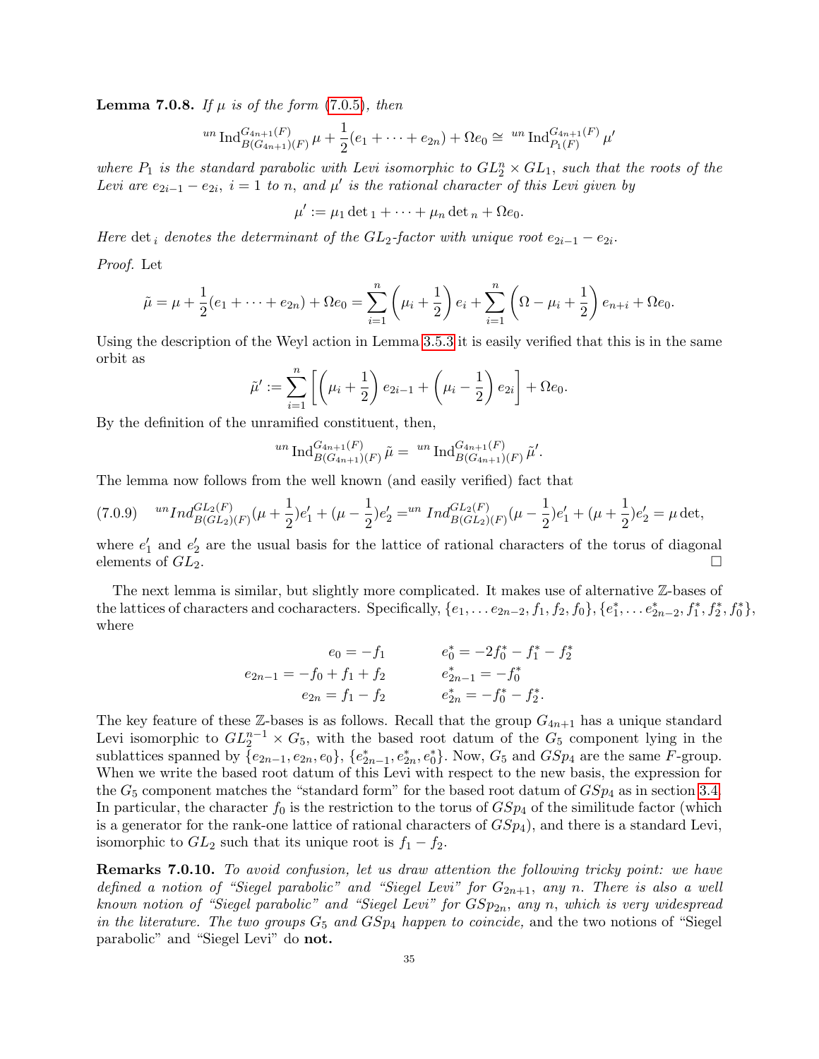**Lemma 7.0.8.** *If $\mu$ is of the form (7.0.5), then*

$$ {}^{un}\operatorname{Ind}_{B(G_{4n+1})(F)}^{G_{4n+1}(F)} \mu + \frac{1}{2}(e_1 + \cdots + e_{2n}) + \Omega e_0 \cong {}^{un}\operatorname{Ind}_{P_1(F)}^{G_{4n+1}(F)} \mu' $$

*where $P_1$ is the standard parabolic with Levi isomorphic to $GL_2^n \times GL_1$, such that the roots of the Levi are $e_{2i-1} - e_{2i}$, $i = 1$ to $n$, and $\mu'$ is the rational character of this Levi given by*

$$ \mu' := \mu_1 \det{}_1 + \cdots + \mu_n \det{}_n + \Omega e_0. $$

*Here $\det_i$ denotes the determinant of the $GL_2$-factor with unique root $e_{2i-1} - e_{2i}$.*

*Proof.* Let

$$ \tilde{\mu} = \mu + \frac{1}{2}(e_1 + \cdots + e_{2n}) + \Omega e_0 = \sum_{i=1}^{n} \left( \mu_i + \frac{1}{2} \right) e_i + \sum_{i=1}^{n} \left( \Omega - \mu_i + \frac{1}{2} \right) e_{n+i} + \Omega e_0. $$

Using the description of the Weyl action in Lemma 3.5.3 it is easily verified that this is in the same orbit as

$$ \tilde{\mu}' := \sum_{i=1}^{n} \left[ \left( \mu_i + \frac{1}{2} \right) e_{2i-1} + \left( \mu_i - \frac{1}{2} \right) e_{2i} \right] + \Omega e_0. $$

By the definition of the unramified constituent, then,

$$ {}^{un}\operatorname{Ind}_{B(G_{4n+1})(F)}^{G_{4n+1}(F)} \tilde{\mu} = {}^{un}\operatorname{Ind}_{B(G_{4n+1})(F)}^{G_{4n+1}(F)} \tilde{\mu}'. $$

The lemma now follows from the well known (and easily verified) fact that

$$ (7.0.9) \quad {}^{un}Ind_{B(GL_2)(F)}^{GL_2(F)} (\mu + \frac{1}{2})e_1' + (\mu - \frac{1}{2})e_2' = {}^{un}Ind_{B(GL_2)(F)}^{GL_2(F)} (\mu - \frac{1}{2})e_1' + (\mu + \frac{1}{2})e_2' = \mu \det, $$

where $e_1'$ and $e_2'$ are the usual basis for the lattice of rational characters of the torus of diagonal elements of $GL_2$. $\square$

The next lemma is similar, but slightly more complicated. It makes use of alternative $\mathbb{Z}$-bases of the lattices of characters and cocharacters. Specifically, $\{e_1, \ldots e_{2n-2}, f_1, f_2, f_0\}$, $\{e_1^*, \ldots e_{2n-2}^*, f_1^*, f_2^*, f_0^*\}$, where

$$
\begin{aligned}
e_0 &= -f_1 & e_0^* &= -2f_0^* - f_1^* - f_2^* \\
e_{2n-1} &= -f_0 + f_1 + f_2 & e_{2n-1}^* &= -f_0^* \\
e_{2n} &= f_1 - f_2 & e_{2n}^* &= -f_0^* - f_2^*.
\end{aligned}
$$

The key feature of these $\mathbb{Z}$-bases is as follows. Recall that the group $G_{4n+1}$ has a unique standard Levi isomorphic to $GL_2^{n-1} \times G_5$, with the based root datum of the $G_5$ component lying in the sublattices spanned by $\{e_{2n-1}, e_{2n}, e_0\}$, $\{e_{2n-1}^*, e_{2n}^*, e_0^*\}$. Now, $G_5$ and $GSp_4$ are the same $F$-group. When we write the based root datum of this Levi with respect to the new basis, the expression for the $G_5$ component matches the "standard form" for the based root datum of $GSp_4$ as in section 3.4. In particular, the character $f_0$ is the restriction to the torus of $GSp_4$ of the similitude factor (which is a generator for the rank-one lattice of rational characters of $GSp_4$), and there is a standard Levi, isomorphic to $GL_2$ such that its unique root is $f_1 - f_2$.

**Remarks 7.0.10.** *To avoid confusion, let us draw attention the following tricky point: we have defined a notion of "Siegel parabolic" and "Siegel Levi" for $G_{2n+1}$, any $n$. There is also a well known notion of "Siegel parabolic" and "Siegel Levi" for $GSp_{2n}$, any $n$, which is very widespread in the literature. The two groups $G_5$ and $GSp_4$ happen to coincide,* and the two notions of "Siegel parabolic" and "Siegel Levi" do **not.**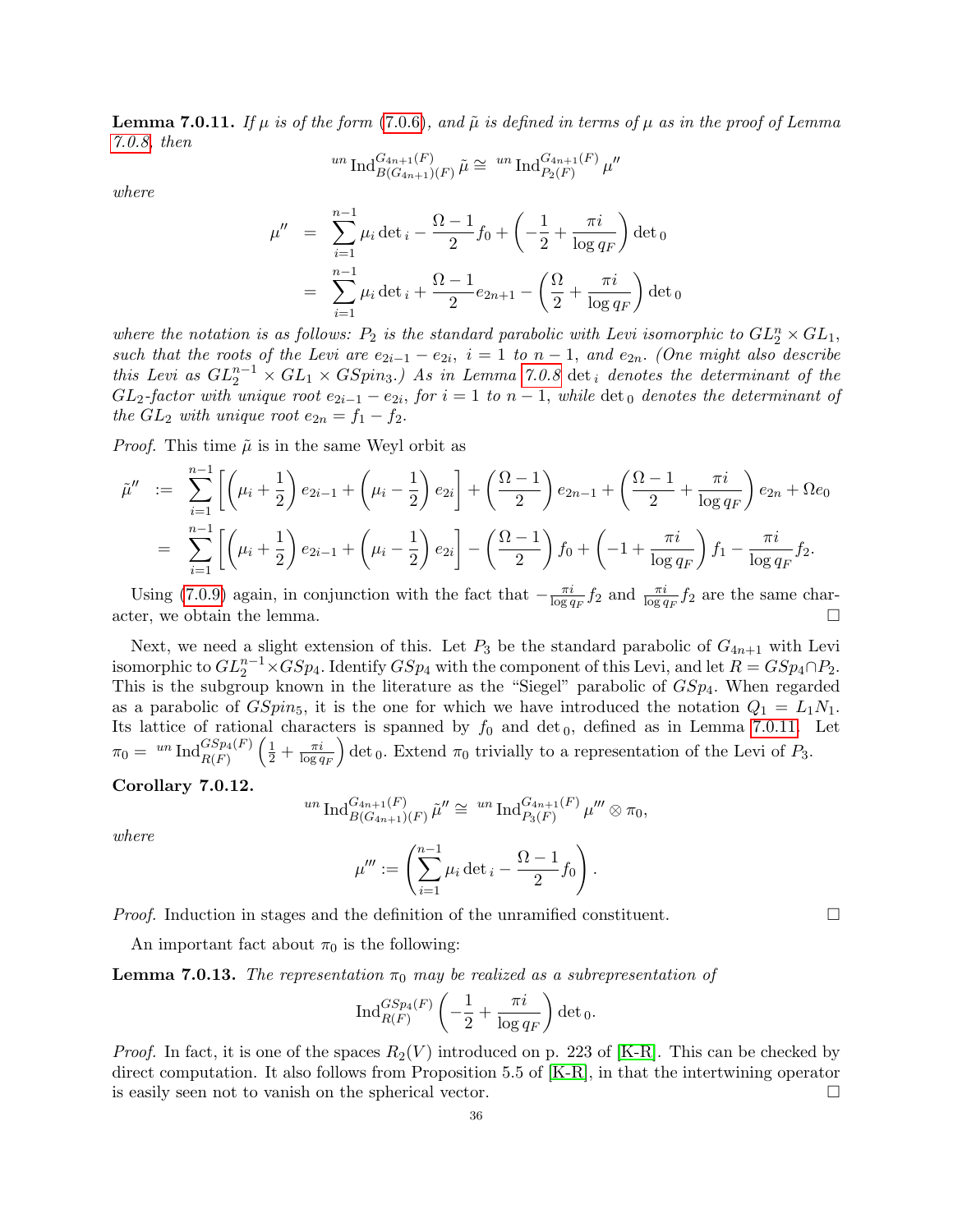**Lemma 7.0.11.** *If $\mu$ is of the form (7.0.6), and $\tilde{\mu}$ is defined in terms of $\mu$ as in the proof of Lemma 7.0.8, then*

$$^{un}\operatorname{Ind}_{B(G_{4n+1})(F)}^{G_{4n+1}(F)} \tilde{\mu} \cong {}^{un}\operatorname{Ind}_{P_2(F)}^{G_{4n+1}(F)} \mu''$$

*where*

$$\begin{aligned}
\mu'' &= \sum_{i=1}^{n-1} \mu_i \det{}_i - \frac{\Omega - 1}{2} f_0 + \left( -\frac{1}{2} + \frac{\pi i}{\log q_F} \right) \det{}_0 \\
&= \sum_{i=1}^{n-1} \mu_i \det{}_i + \frac{\Omega - 1}{2} e_{2n+1} - \left( \frac{\Omega}{2} + \frac{\pi i}{\log q_F} \right) \det{}_0
\end{aligned}$$

*where the notation is as follows: $P_2$ is the standard parabolic with Levi isomorphic to $GL_2^n \times GL_1$, such that the roots of the Levi are $e_{2i-1} - e_{2i}$, $i = 1$ to $n-1$, and $e_{2n}$. (One might also describe this Levi as $GL_2^{n-1} \times GL_1 \times GSpin_3$.) As in Lemma 7.0.8 $\det_i$ denotes the determinant of the $GL_2$-factor with unique root $e_{2i-1} - e_{2i}$, for $i = 1$ to $n-1$, while $\det_0$ denotes the determinant of the $GL_2$ with unique root $e_{2n} = f_1 - f_2$.*

*Proof.* This time $\tilde{\mu}$ is in the same Weyl orbit as

$$\begin{aligned}
\tilde{\mu}'' &:= \sum_{i=1}^{n-1} \left[ \left( \mu_i + \frac{1}{2} \right) e_{2i-1} + \left( \mu_i - \frac{1}{2} \right) e_{2i} \right] + \left( \frac{\Omega - 1}{2} \right) e_{2n-1} + \left( \frac{\Omega - 1}{2} + \frac{\pi i}{\log q_F} \right) e_{2n} + \Omega e_0 \\
&= \sum_{i=1}^{n-1} \left[ \left( \mu_i + \frac{1}{2} \right) e_{2i-1} + \left( \mu_i - \frac{1}{2} \right) e_{2i} \right] - \left( \frac{\Omega - 1}{2} \right) f_0 + \left( -1 + \frac{\pi i}{\log q_F} \right) f_1 - \frac{\pi i}{\log q_F} f_2.
\end{aligned}$$

Using (7.0.9) again, in conjunction with the fact that $-\frac{\pi i}{\log q_F} f_2$ and $\frac{\pi i}{\log q_F} f_2$ are the same character, we obtain the lemma. $\square$

Next, we need a slight extension of this. Let $P_3$ be the standard parabolic of $G_{4n+1}$ with Levi isomorphic to $GL_2^{n-1} \times GSp_4$. Identify $GSp_4$ with the component of this Levi, and let $R = GSp_4 \cap P_2$. This is the subgroup known in the literature as the "Siegel" parabolic of $GSp_4$. When regarded as a parabolic of $GSpin_5$, it is the one for which we have introduced the notation $Q_1 = L_1 N_1$. Its lattice of rational characters is spanned by $f_0$ and $\det_0$, defined as in Lemma 7.0.11. Let $\pi_0 = {}^{un}\operatorname{Ind}_{R(F)}^{GSp_4(F)} \left( \frac{1}{2} + \frac{\pi i}{\log q_F} \right) \det_0$. Extend $\pi_0$ trivially to a representation of the Levi of $P_3$.

**Corollary 7.0.12.**

$$^{un}\operatorname{Ind}_{B(G_{4n+1})(F)}^{G_{4n+1}(F)} \tilde{\mu}'' \cong {}^{un}\operatorname{Ind}_{P_3(F)}^{G_{4n+1}(F)} \mu''' \otimes \pi_0,$$

*where*

$$\mu''' := \left( \sum_{i=1}^{n-1} \mu_i \det{}_i - \frac{\Omega - 1}{2} f_0 \right).$$

*Proof.* Induction in stages and the definition of the unramified constituent. $\square$

An important fact about $\pi_0$ is the following:

**Lemma 7.0.13.** *The representation $\pi_0$ may be realized as a subrepresentation of*

$$\operatorname{Ind}_{R(F)}^{GSp_4(F)} \left( -\frac{1}{2} + \frac{\pi i}{\log q_F} \right) \det{}_0.$$

*Proof.* In fact, it is one of the spaces $R_2(V)$ introduced on p. 223 of [K-R]. This can be checked by direct computation. It also follows from Proposition 5.5 of [K-R], in that the intertwining operator is easily seen not to vanish on the spherical vector. $\square$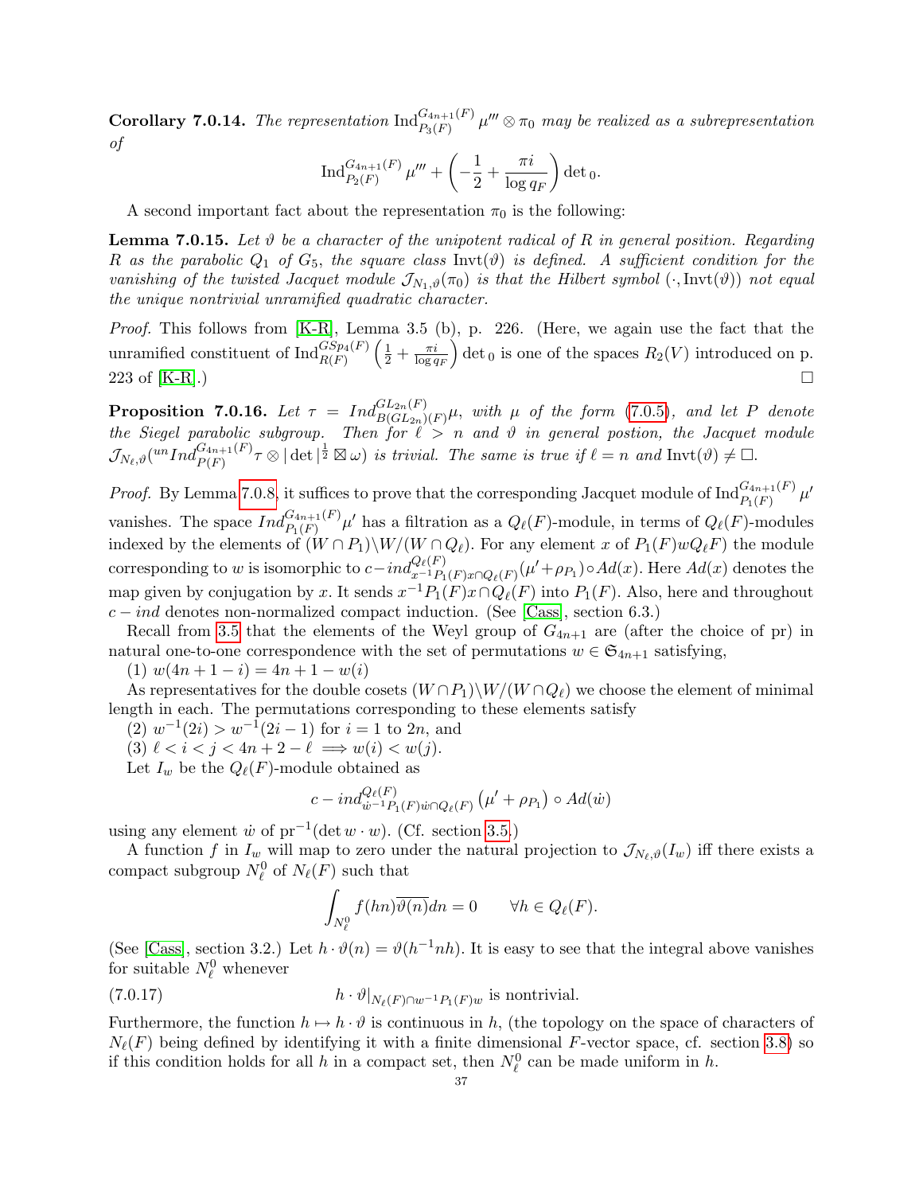**Corollary 7.0.14.** *The representation* $\operatorname{Ind}_{P_3(F)}^{G_{4n+1}(F)} \mu''' \otimes \pi_0$ *may be realized as a subrepresentation of*

$$\operatorname{Ind}_{P_2(F)}^{G_{4n+1}(F)} \mu''' + \left(-\frac{1}{2} + \frac{\pi i}{\log q_F}\right) \det{}_0.$$

A second important fact about the representation $\pi_0$ is the following:

**Lemma 7.0.15.** *Let* $\vartheta$ *be a character of the unipotent radical of* $R$ *in general position. Regarding* $R$ *as the parabolic* $Q_1$ *of* $G_5$*, the square class* $\operatorname{Invt}(\vartheta)$ *is defined. A sufficient condition for the vanishing of the twisted Jacquet module* $\mathcal{J}_{N_1,\vartheta}(\pi_0)$ *is that the Hilbert symbol* $(\cdot, \operatorname{Invt}(\vartheta))$ *not equal the unique nontrivial unramified quadratic character.*

*Proof.* This follows from [K-R], Lemma 3.5 (b), p. 226. (Here, we again use the fact that the unramified constituent of $\operatorname{Ind}_{R(F)}^{GSp_4(F)} \left(\frac{1}{2} + \frac{\pi i}{\log q_F}\right) \det{}_0$ is one of the spaces $R_2(V)$ introduced on p. 223 of [K-R].) $\square$

**Proposition 7.0.16.** *Let* $\tau = Ind_{B(GL_{2n})(F)}^{GL_{2n}(F)} \mu$*, with* $\mu$ *of the form* (7.0.5)*, and let* $P$ *denote the Siegel parabolic subgroup. Then for* $\ell > n$ *and* $\vartheta$ *in general postion, the Jacquet module* $\mathcal{J}_{N_\ell,\vartheta}({}^{un}Ind_{P(F)}^{G_{4n+1}(F)} \tau \otimes |\det|^{\frac{1}{2}} \boxtimes \omega)$ *is trivial. The same is true if* $\ell = n$ *and* $\operatorname{Invt}(\vartheta) \neq \square$.

*Proof.* By Lemma 7.0.8, it suffices to prove that the corresponding Jacquet module of $\operatorname{Ind}_{P_1(F)}^{G_{4n+1}(F)} \mu'$ vanishes. The space $Ind_{P_1(F)}^{G_{4n+1}(F)} \mu'$ has a filtration as a $Q_\ell(F)$-module, in terms of $Q_\ell(F)$-modules indexed by the elements of $(W \cap P_1)\backslash W/(W \cap Q_\ell)$. For any element $x$ of $P_1(F)wQ_\ell F)$ the module corresponding to $w$ is isomorphic to $c-ind_{x^{-1}P_1(F)x \cap Q_\ell(F)}^{Q_\ell(F)} (\mu' + \rho_{P_1}) \circ Ad(x)$. Here $Ad(x)$ denotes the map given by conjugation by $x$. It sends $x^{-1}P_1(F)x \cap Q_\ell(F)$ into $P_1(F)$. Also, here and throughout $c - ind$ denotes non-normalized compact induction. (See [Cass], section 6.3.)

Recall from 3.5 that the elements of the Weyl group of $G_{4n+1}$ are (after the choice of pr) in natural one-to-one correspondence with the set of permutations $w \in \mathfrak{S}_{4n+1}$ satisfying,

(1) $w(4n+1-i) = 4n+1-w(i)$

As representatives for the double cosets $(W \cap P_1)\backslash W/(W \cap Q_\ell)$ we choose the element of minimal length in each. The permutations corresponding to these elements satisfy

(2) $w^{-1}(2i) > w^{-1}(2i-1)$ for $i = 1$ to $2n$, and

(3) $\ell < i < j < 4n+2-\ell \implies w(i) < w(j)$.

Let $I_w$ be the $Q_\ell(F)$-module obtained as

$$c - ind_{\dot{w}^{-1}P_1(F)\dot{w} \cap Q_\ell(F)}^{Q_\ell(F)} \left(\mu' + \rho_{P_1}\right) \circ Ad(\dot{w})$$

using any element $\dot{w}$ of $\operatorname{pr}^{-1}(\det w \cdot w)$. (Cf. section 3.5.)

A function $f$ in $I_w$ will map to zero under the natural projection to $\mathcal{J}_{N_\ell,\vartheta}(I_w)$ iff there exists a compact subgroup $N_\ell^0$ of $N_\ell(F)$ such that

$$\int_{N_\ell^0} f(hn)\overline{\vartheta(n)}dn = 0 \qquad \forall h \in Q_\ell(F).$$

(See [Cass], section 3.2.) Let $h \cdot \vartheta(n) = \vartheta(h^{-1}nh)$. It is easy to see that the integral above vanishes for suitable $N_\ell^0$ whenever

$$h \cdot \vartheta|_{N_\ell(F) \cap w^{-1}P_1(F)w} \text{ is nontrivial.} \tag{7.0.17}$$

Furthermore, the function $h \mapsto h \cdot \vartheta$ is continuous in $h$, (the topology on the space of characters of $N_\ell(F)$ being defined by identifying it with a finite dimensional $F$-vector space, cf. section 3.8) so if this condition holds for all $h$ in a compact set, then $N_\ell^0$ can be made uniform in $h$.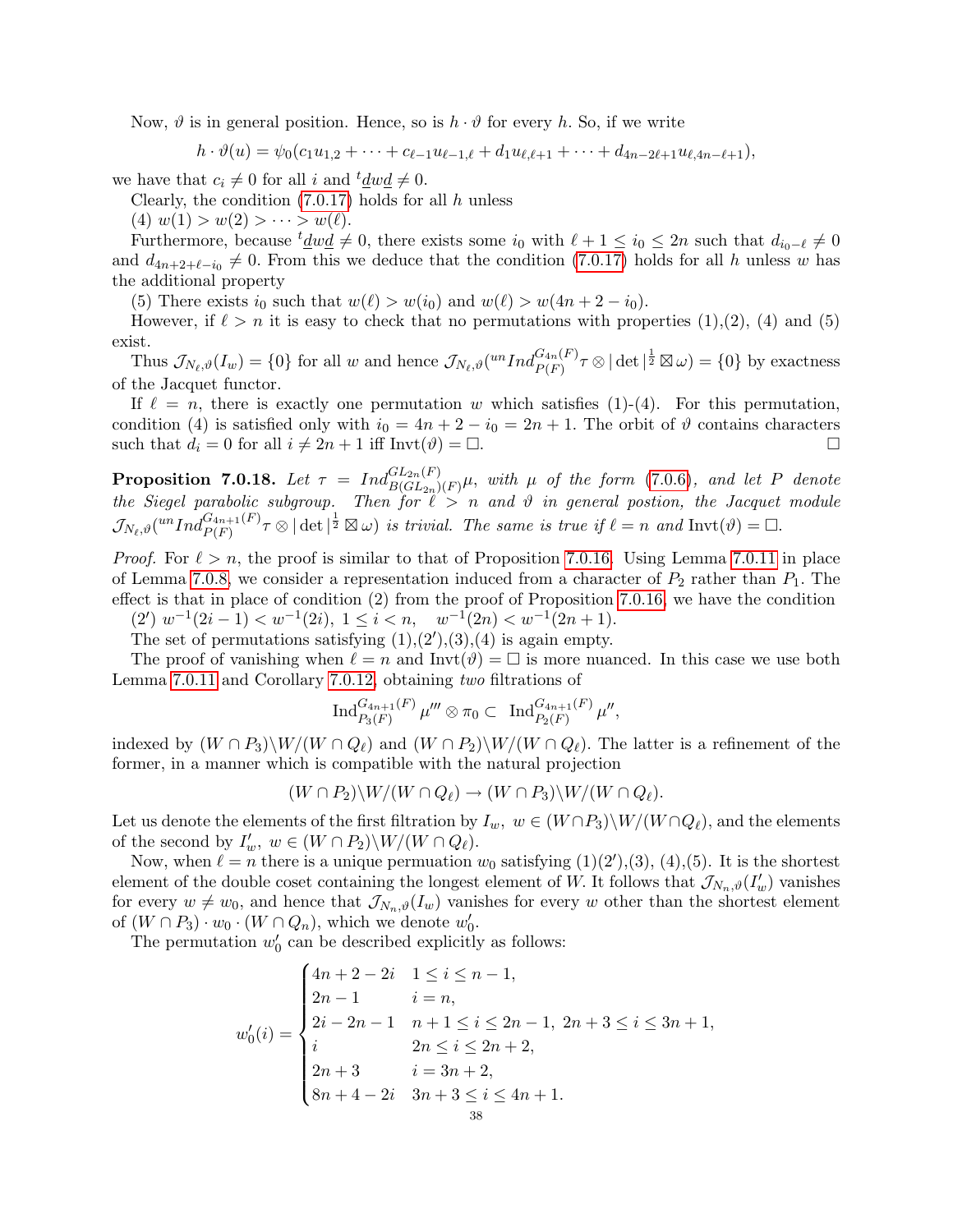Now, $\vartheta$ is in general position. Hence, so is $h \cdot \vartheta$ for every $h$. So, if we write

$$h \cdot \vartheta(u) = \psi_0(c_1 u_{1,2} + \cdots + c_{\ell-1} u_{\ell-1,\ell} + d_1 u_{\ell,\ell+1} + \cdots + d_{4n-2\ell+1} u_{\ell,4n-\ell+1}),$$

we have that $c_i \neq 0$ for all $i$ and ${}^t\underline{d} w \underline{d} \neq 0$.

Clearly, the condition (7.0.17) holds for all $h$ unless

(4) $w(1) > w(2) > \cdots > w(\ell)$.

Furthermore, because ${}^t\underline{d} w \underline{d} \neq 0$, there exists some $i_0$ with $\ell + 1 \leq i_0 \leq 2n$ such that $d_{i_0 - \ell} \neq 0$ and $d_{4n+2+\ell-i_0} \neq 0$. From this we deduce that the condition (7.0.17) holds for all $h$ unless $w$ has the additional property

(5) There exists $i_0$ such that $w(\ell) > w(i_0)$ and $w(\ell) > w(4n+2-i_0)$.

However, if $\ell > n$ it is easy to check that no permutations with properties (1),(2), (4) and (5) exist.

Thus $\mathcal{J}_{N_\ell,\vartheta}(I_w) = \{0\}$ for all $w$ and hence $\mathcal{J}_{N_\ell,\vartheta}({}^{un}Ind_{P(F)}^{G_{4n}(F)} \tau \otimes |\det|^{\frac{1}{2}} \boxtimes \omega) = \{0\}$ by exactness of the Jacquet functor.

If $\ell = n$, there is exactly one permutation $w$ which satisfies (1)-(4). For this permutation, condition (4) is satisfied only with $i_0 = 4n+2-i_0 = 2n+1$. The orbit of $\vartheta$ contains characters such that $d_i = 0$ for all $i \neq 2n+1$ iff $\mathrm{Invt}(\vartheta) = \square$. $\square$

**Proposition 7.0.18.** *Let $\tau = Ind_{B(GL_{2n})(F)}^{GL_{2n}(F)} \mu$, with $\mu$ of the form (7.0.6), and let $P$ denote the Siegel parabolic subgroup. Then for $\ell > n$ and $\vartheta$ in general postion, the Jacquet module $\mathcal{J}_{N_\ell,\vartheta}({}^{un}Ind_{P(F)}^{G_{4n+1}(F)} \tau \otimes |\det|^{\frac{1}{2}} \boxtimes \omega)$ is trivial. The same is true if $\ell = n$ and $\mathrm{Invt}(\vartheta) = \square$.*

*Proof.* For $\ell > n$, the proof is similar to that of Proposition 7.0.16. Using Lemma 7.0.11 in place of Lemma 7.0.8, we consider a representation induced from a character of $P_2$ rather than $P_1$. The effect is that in place of condition (2) from the proof of Proposition 7.0.16, we have the condition

(2′) $w^{-1}(2i-1) < w^{-1}(2i),\ 1 \leq i < n, \quad w^{-1}(2n) < w^{-1}(2n+1)$.

The set of permutations satisfying (1),(2′),(3),(4) is again empty.

The proof of vanishing when $\ell = n$ and $\mathrm{Invt}(\vartheta) = \square$ is more nuanced. In this case we use both Lemma 7.0.11 and Corollary 7.0.12, obtaining *two* filtrations of

$$\mathrm{Ind}_{P_3(F)}^{G_{4n+1}(F)} \mu''' \otimes \pi_0 \subset \ \mathrm{Ind}_{P_2(F)}^{G_{4n+1}(F)} \mu'',$$

indexed by $(W \cap P_3) \backslash W / (W \cap Q_\ell)$ and $(W \cap P_2) \backslash W / (W \cap Q_\ell)$. The latter is a refinement of the former, in a manner which is compatible with the natural projection

$$(W \cap P_2) \backslash W / (W \cap Q_\ell) \to (W \cap P_3) \backslash W / (W \cap Q_\ell).$$

Let us denote the elements of the first filtration by $I_w$, $w \in (W \cap P_3) \backslash W / (W \cap Q_\ell)$, and the elements of the second by $I'_w$, $w \in (W \cap P_2) \backslash W / (W \cap Q_\ell)$.

Now, when $\ell = n$ there is a unique permuation $w_0$ satisfying (1)(2′),(3), (4),(5). It is the shortest element of the double coset containing the longest element of $W$. It follows that $\mathcal{J}_{N_n,\vartheta}(I'_w)$ vanishes for every $w \neq w_0$, and hence that $\mathcal{J}_{N_n,\vartheta}(I_w)$ vanishes for every $w$ other than the shortest element of $(W \cap P_3) \cdot w_0 \cdot (W \cap Q_n)$, which we denote $w'_0$.

The permutation $w'_0$ can be described explicitly as follows:

$$w'_0(i) = \begin{cases} 4n+2-2i & 1 \leq i \leq n-1, \\ 2n-1 & i = n, \\ 2i-2n-1 & n+1 \leq i \leq 2n-1,\ 2n+3 \leq i \leq 3n+1, \\ i & 2n \leq i \leq 2n+2, \\ 2n+3 & i = 3n+2, \\ 8n+4-2i & 3n+3 \leq i \leq 4n+1. \end{cases}$$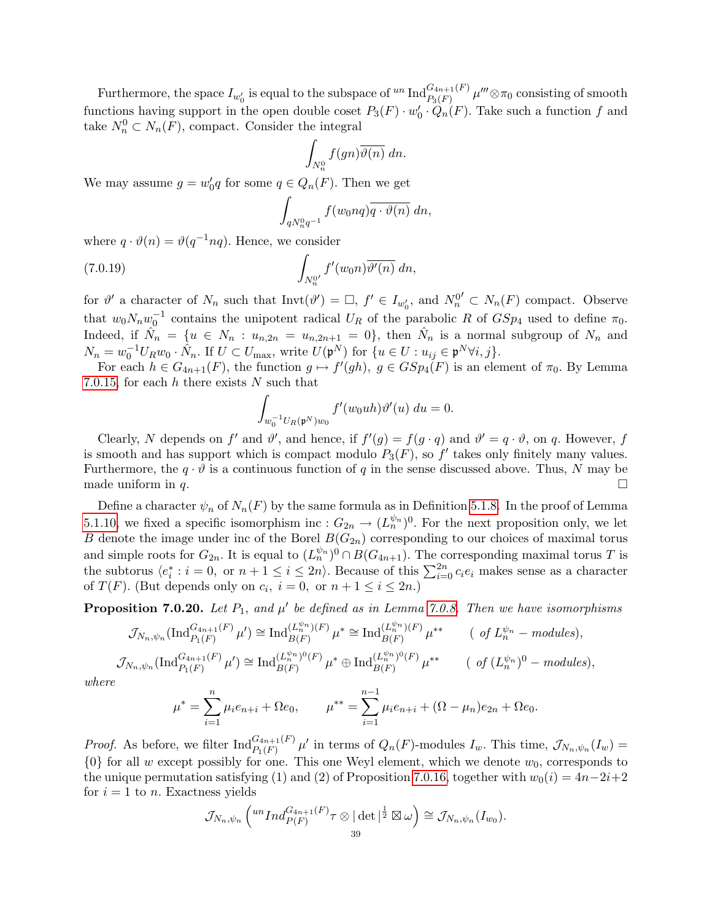Furthermore, the space $I_{w_0'}$ is equal to the subspace of ${}^{un}\operatorname{Ind}_{P_3(F)}^{G_{4n+1}(F)} \mu''' \otimes \pi_0$ consisting of smooth functions having support in the open double coset $P_3(F) \cdot w_0' \cdot Q_n(F)$. Take such a function $f$ and take $N_n^0 \subset N_n(F)$, compact. Consider the integral

$$\int_{N_n^0} f(gn)\overline{\vartheta(n)}\, dn.$$

We may assume $g = w_0' q$ for some $q \in Q_n(F)$. Then we get

$$\int_{qN_n^0 q^{-1}} f(w_0 nq)\overline{q \cdot \vartheta(n)}\, dn,$$

where $q \cdot \vartheta(n) = \vartheta(q^{-1}nq)$. Hence, we consider

$$\int_{N_n^{0'}} f'(w_0 n)\overline{\vartheta'(n)}\, dn, \tag{7.0.19}$$

for $\vartheta'$ a character of $N_n$ such that $\operatorname{Invt}(\vartheta') = \square$, $f' \in I_{w_0'}$, and $N_n^{0'} \subset N_n(F)$ compact. Observe that $w_0 N_n w_0^{-1}$ contains the unipotent radical $U_R$ of the parabolic $R$ of $GSp_4$ used to define $\pi_0$. Indeed, if $\hat{N}_n = \{u \in N_n : u_{n,2n} = u_{n,2n+1} = 0\}$, then $\hat{N}_n$ is a normal subgroup of $N_n$ and $N_n = w_0^{-1} U_R w_0 \cdot \hat{N}_n$. If $U \subset U_{\max}$, write $U(\mathfrak{p}^N)$ for $\{u \in U : u_{ij} \in \mathfrak{p}^N \forall i, j\}$.

For each $h \in G_{4n+1}(F)$, the function $g \mapsto f'(gh)$, $g \in GSp_4(F)$ is an element of $\pi_0$. By Lemma 7.0.15, for each $h$ there exists $N$ such that

$$\int_{w_0^{-1} U_R(\mathfrak{p}^N) w_0} f'(w_0 uh)\vartheta'(u)\, du = 0.$$

Clearly, $N$ depends on $f'$ and $\vartheta'$, and hence, if $f'(g) = f(g \cdot q)$ and $\vartheta' = q \cdot \vartheta$, on $q$. However, $f$ is smooth and has support which is compact modulo $P_3(F)$, so $f'$ takes only finitely many values. Furthermore, the $q \cdot \vartheta$ is a continuous function of $q$ in the sense discussed above. Thus, $N$ may be made uniform in $q$. $\square$

Define a character $\psi_n$ of $N_n(F)$ by the same formula as in Definition 5.1.8. In the proof of Lemma 5.1.10, we fixed a specific isomorphism $\operatorname{inc} : G_{2n} \to (L_n^{\psi_n})^0$. For the next proposition only, we let $B$ denote the image under inc of the Borel $B(G_{2n})$ corresponding to our choices of maximal torus and simple roots for $G_{2n}$. It is equal to $(L_n^{\psi_n})^0 \cap B(G_{4n+1})$. The corresponding maximal torus $T$ is the subtorus $\langle e_i^* : i = 0, \text{ or } n+1 \leq i \leq 2n\rangle$. Because of this $\sum_{i=0}^{2n} c_i e_i$ makes sense as a character of $T(F)$. (But depends only on $c_i$, $i = 0$, or $n+1 \leq i \leq 2n$.)

**Proposition 7.0.20.** *Let $P_1$, and $\mu'$ be defined as in Lemma 7.0.8. Then we have isomorphisms*

$$\mathcal{J}_{N_n,\psi_n}(\operatorname{Ind}_{P_1(F)}^{G_{4n+1}(F)} \mu') \cong \operatorname{Ind}_{B(F)}^{(L_n^{\psi_n})(F)} \mu^* \cong \operatorname{Ind}_{B(F)}^{(L_n^{\psi_n})(F)} \mu^{**} \qquad (\text{ of } L_n^{\psi_n} - \text{modules}),$$

$$\mathcal{J}_{N_n,\psi_n}(\operatorname{Ind}_{P_1(F)}^{G_{4n+1}(F)} \mu') \cong \operatorname{Ind}_{B(F)}^{(L_n^{\psi_n})^0(F)} \mu^* \oplus \operatorname{Ind}_{B(F)}^{(L_n^{\psi_n})^0(F)} \mu^{**} \qquad (\text{ of } (L_n^{\psi_n})^0 - \text{modules}),$$

*where*

$$\mu^* = \sum_{i=1}^{n} \mu_i e_{n+i} + \Omega e_0, \qquad \mu^{**} = \sum_{i=1}^{n-1} \mu_i e_{n+i} + (\Omega - \mu_n)e_{2n} + \Omega e_0.$$

*Proof.* As before, we filter $\operatorname{Ind}_{P_1(F)}^{G_{4n+1}(F)} \mu'$ in terms of $Q_n(F)$-modules $I_w$. This time, $\mathcal{J}_{N_n,\psi_n}(I_w) = \{0\}$ for all $w$ except possibly for one. This one Weyl element, which we denote $w_0$, corresponds to the unique permutation satisfying (1) and (2) of Proposition 7.0.16, together with $w_0(i) = 4n - 2i + 2$ for $i = 1$ to $n$. Exactness yields

$$\mathcal{J}_{N_n,\psi_n}\left({}^{un}Ind_{P(F)}^{G_{4n+1}(F)} \tau \otimes |\det|^{\frac{1}{2}} \boxtimes \omega\right) \cong \mathcal{J}_{N_n,\psi_n}(I_{w_0}).$$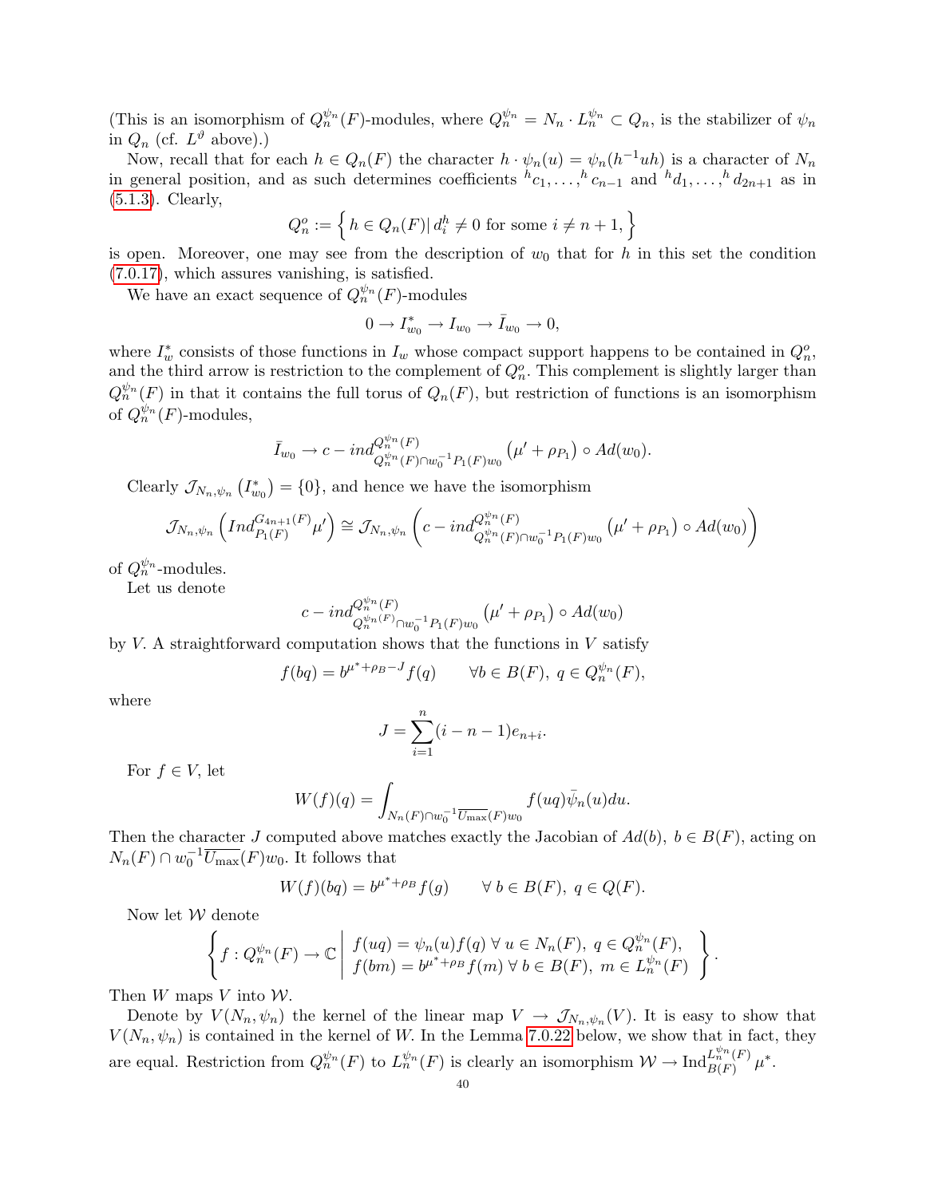(This is an isomorphism of $Q_n^{\psi_n}(F)$-modules, where $Q_n^{\psi_n} = N_n \cdot L_n^{\psi_n} \subset Q_n$, is the stabilizer of $\psi_n$ in $Q_n$ (cf. $L^\vartheta$ above).)

Now, recall that for each $h \in Q_n(F)$ the character $h \cdot \psi_n(u) = \psi_n(h^{-1}uh)$ is a character of $N_n$ in general position, and as such determines coefficients ${}^hc_1, \ldots, {}^hc_{n-1}$ and ${}^hd_1, \ldots, {}^hd_{2n+1}$ as in (5.1.3). Clearly,

$$Q_n^o := \left\{ h \in Q_n(F) | \, d_i^h \neq 0 \text{ for some } i \neq n+1, \right\}$$

is open. Moreover, one may see from the description of $w_0$ that for $h$ in this set the condition (7.0.17), which assures vanishing, is satisfied.

We have an exact sequence of $Q_n^{\psi_n}(F)$-modules

$$0 \to I_{w_0}^* \to I_{w_0} \to \bar{I}_{w_0} \to 0,$$

where $I_w^*$ consists of those functions in $I_w$ whose compact support happens to be contained in $Q_n^o$, and the third arrow is restriction to the complement of $Q_n^o$. This complement is slightly larger than $Q_n^{\psi_n}(F)$ in that it contains the full torus of $Q_n(F)$, but restriction of functions is an isomorphism of $Q_n^{\psi_n}(F)$-modules,

$$\bar{I}_{w_0} \to c-ind_{Q_n^{\psi_n}(F) \cap w_0^{-1} P_1(F) w_0}^{Q_n^{\psi_n}(F)} \left( \mu' + \rho_{P_1} \right) \circ Ad(w_0).$$

Clearly $\mathcal{J}_{N_n, \psi_n}\left( I_{w_0}^* \right) = \{0\}$, and hence we have the isomorphism

$$\mathcal{J}_{N_n, \psi_n}\left( Ind_{P_1(F)}^{G_{4n+1}(F)} \mu' \right) \cong \mathcal{J}_{N_n, \psi_n}\left( c-ind_{Q_n^{\psi_n}(F) \cap w_0^{-1} P_1(F) w_0}^{Q_n^{\psi_n}(F)} \left( \mu' + \rho_{P_1} \right) \circ Ad(w_0) \right)$$

of $Q_n^{\psi_n}$-modules.

Let us denote

$$c-ind_{Q_n^{\psi_n(F)} \cap w_0^{-1} P_1(F) w_0}^{Q_n^{\psi_n}(F)} \left( \mu' + \rho_{P_1} \right) \circ Ad(w_0)$$

by $V$. A straightforward computation shows that the functions in $V$ satisfy

$$f(bq) = b^{\mu^* + \rho_B - J} f(q) \qquad \forall b \in B(F), \; q \in Q_n^{\psi_n}(F),$$

where

$$J = \sum_{i=1}^n (i - n - 1) e_{n+i}.$$

For $f \in V$, let

$$W(f)(q) = \int_{N_n(F) \cap w_0^{-1} \overline{U_{\max}}(F) w_0} f(uq) \bar{\psi}_n(u) du.$$

Then the character $J$ computed above matches exactly the Jacobian of $Ad(b)$, $b \in B(F)$, acting on $N_n(F) \cap w_0^{-1} \overline{U_{\max}}(F) w_0$. It follows that

$$W(f)(bq) = b^{\mu^* + \rho_B} f(g) \qquad \forall \, b \in B(F), \; q \in Q(F).$$

Now let $\mathcal{W}$ denote

$$\left\{ f : Q_n^{\psi_n}(F) \to \mathbb{C} \,\middle|\, \begin{array}{l} f(uq) = \psi_n(u) f(q) \; \forall \; u \in N_n(F), \; q \in Q_n^{\psi_n}(F), \\ f(bm) = b^{\mu^* + \rho_B} f(m) \; \forall \; b \in B(F), \; m \in L_n^{\psi_n}(F) \end{array} \right\}.$$

Then $W$ maps $V$ into $\mathcal{W}$.

Denote by $V(N_n, \psi_n)$ the kernel of the linear map $V \to \mathcal{J}_{N_n, \psi_n}(V)$. It is easy to show that $V(N_n, \psi_n)$ is contained in the kernel of $W$. In the Lemma 7.0.22 below, we show that in fact, they are equal. Restriction from $Q_n^{\psi_n}(F)$ to $L_n^{\psi_n}(F)$ is clearly an isomorphism $\mathcal{W} \to \mathrm{Ind}_{B(F)}^{L_n^{\psi_n}(F)} \mu^*$.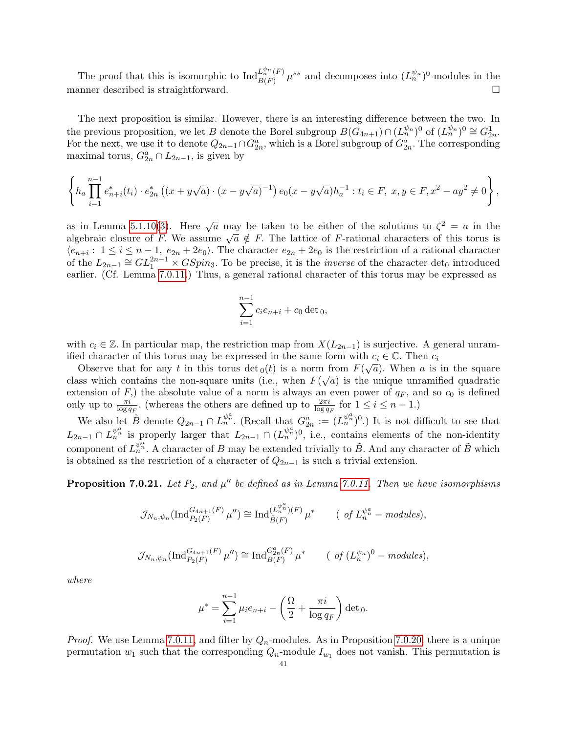The proof that this is isomorphic to $\text{Ind}_{B(F)}^{L_n^{\psi_n}(F)} \mu^{**}$ and decomposes into $(L_n^{\psi_n})^0$-modules in the manner described is straightforward. $\square$

The next proposition is similar. However, there is an interesting difference between the two. In the previous proposition, we let $B$ denote the Borel subgroup $B(G_{4n+1}) \cap (L_n^{\psi_n})^0$ of $(L_n^{\psi_n})^0 \cong G_{2n}^{\mathbf{1}}$. For the next, we use it to denote $Q_{2n-1} \cap G_{2n}^a$, which is a Borel subgroup of $G_{2n}^a$. The corresponding maximal torus, $G_{2n}^a \cap L_{2n-1}$, is given by

$$\left\{ h_a \prod_{i=1}^{n-1} e_{n+i}^*(t_i) \cdot e_{2n}^*\left((x+y\sqrt{a})\cdot(x-y\sqrt{a})^{-1}\right) e_0(x-y\sqrt{a}) h_a^{-1} : t_i \in F,\ x,y \in F, x^2-ay^2 \neq 0 \right\},$$

as in Lemma 5.1.10(3). Here $\sqrt{a}$ may be taken to be either of the solutions to $\zeta^2 = a$ in the algebraic closure of $F$. We assume $\sqrt{a} \notin F$. The lattice of $F$-rational characters of this torus is $\langle e_{n+i} :\ 1 \le i \le n-1,\ e_{2n} + 2e_0 \rangle$. The character $e_{2n} + 2e_0$ is the restriction of a rational character of the $L_{2n-1} \cong GL_1^{2n-1} \times GSpin_3$. To be precise, it is the *inverse* of the character $\det_0$ introduced earlier. (Cf. Lemma 7.0.11.) Thus, a general rational character of this torus may be expressed as

$$\sum_{i=1}^{n-1} c_i e_{n+i} + c_0 \det{}_0,$$

with $c_i \in \mathbb{Z}$. In particular map, the restriction map from $X(L_{2n-1})$ is surjective. A general unramified character of this torus may be expressed in the same form with $c_i \in \mathbb{C}$. Then $c_i$

Observe that for any $t$ in this torus $\det_0(t)$ is a norm from $F(\sqrt{a})$. When $a$ is in the square class which contains the non-square units (i.e., when $F(\sqrt{a})$ is the unique unramified quadratic extension of $F$,) the absolute value of a norm is always an even power of $q_F$, and so $c_0$ is defined only up to $\frac{\pi i}{\log q_F}$. (whereas the others are defined up to $\frac{2\pi i}{\log q_F}$ for $1 \le i \le n-1$.)

We also let $\tilde{B}$ denote $Q_{2n-1} \cap L_n^{\psi_n^a}$. (Recall that $G_{2n}^a := (L_n^{\psi_n^a})^0$.) It is not difficult to see that $L_{2n-1} \cap L_n^{\psi_n^a}$ is properly larger that $L_{2n-1} \cap (L_n^{\psi_n^a})^0$, i.e., contains elements of the non-identity component of $L_n^{\psi_n^a}$. A character of $B$ may be extended trivially to $\tilde{B}$. And any character of $\tilde{B}$ which is obtained as the restriction of a character of $Q_{2n-1}$ is such a trivial extension.

**Proposition 7.0.21.** *Let $P_2$, and $\mu''$ be defined as in Lemma 7.0.11. Then we have isomorphisms*

$$\mathcal{J}_{N_n,\psi_n}(\text{Ind}_{P_2(F)}^{G_{4n+1}(F)} \mu'') \cong \text{Ind}_{\tilde{B}(F)}^{(L_n^{\psi_n^a})(F)} \mu^* \qquad (\textit{ of } L_n^{\psi_n^a} - \textit{modules}),$$

$$\mathcal{J}_{N_n,\psi_n}(\text{Ind}_{P_2(F)}^{G_{4n+1}(F)} \mu'') \cong \text{Ind}_{B(F)}^{G_{2n}^a(F)} \mu^* \qquad (\textit{ of } (L_n^{\psi_n})^0 - \textit{modules}),$$

*where*

$$\mu^* = \sum_{i=1}^{n-1} \mu_i e_{n+i} - \left(\frac{\Omega}{2} + \frac{\pi i}{\log q_F}\right) \det{}_0.$$

*Proof.* We use Lemma 7.0.11, and filter by $Q_n$-modules. As in Proposition 7.0.20, there is a unique permutation $w_1$ such that the corresponding $Q_n$-module $I_{w_1}$ does not vanish. This permutation is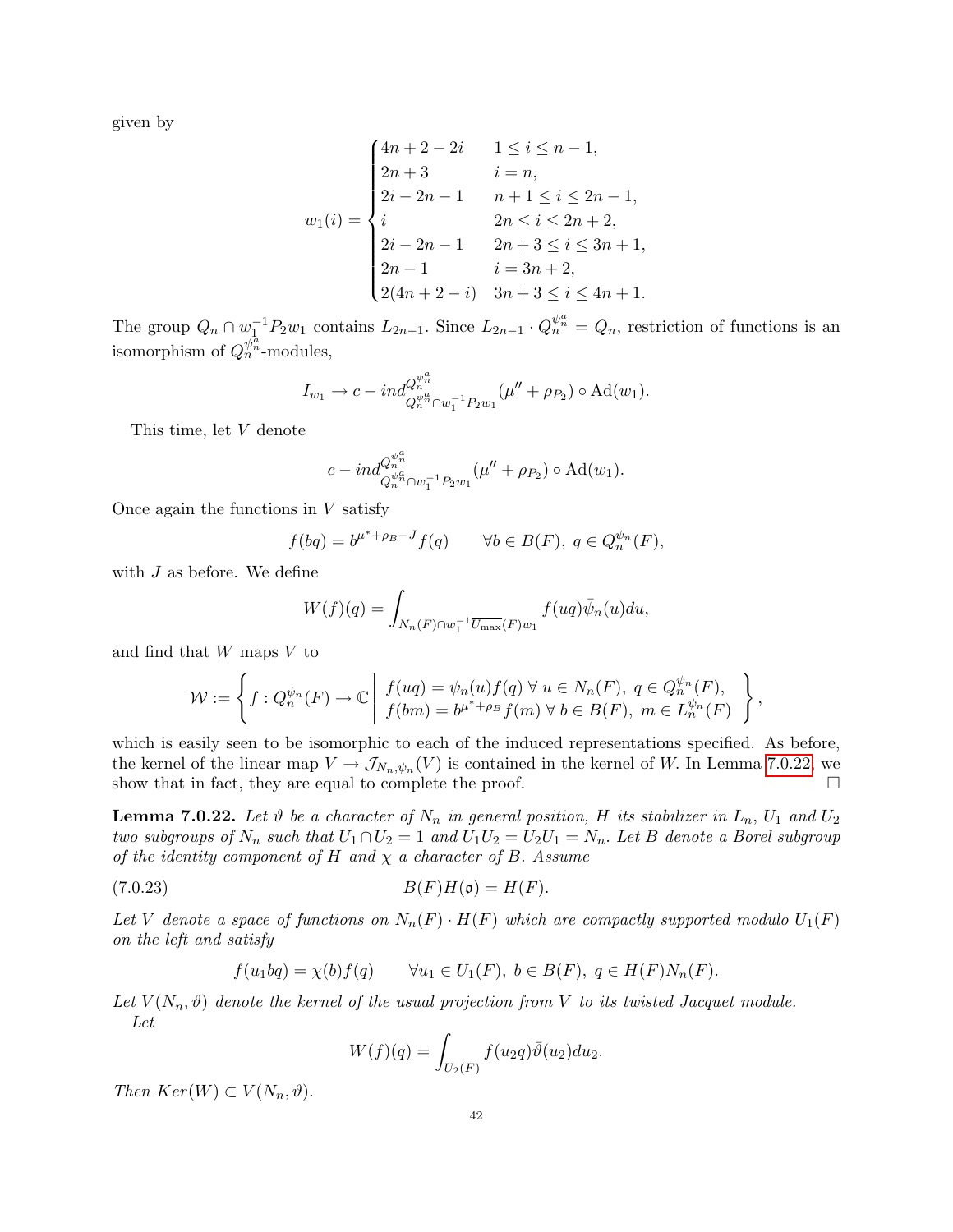given by

$$w_1(i) = \begin{cases} 4n+2-2i & 1 \le i \le n-1, \\ 2n+3 & i = n, \\ 2i-2n-1 & n+1 \le i \le 2n-1, \\ i & 2n \le i \le 2n+2, \\ 2i-2n-1 & 2n+3 \le i \le 3n+1, \\ 2n-1 & i = 3n+2, \\ 2(4n+2-i) & 3n+3 \le i \le 4n+1. \end{cases}$$

The group $Q_n \cap w_1^{-1} P_2 w_1$ contains $L_{2n-1}$. Since $L_{2n-1} \cdot Q_n^{\psi_n^a} = Q_n$, restriction of functions is an isomorphism of $Q_n^{\psi_n^a}$-modules,

$$I_{w_1} \to c-ind_{Q_n^{\psi_n^a} \cap w_1^{-1} P_2 w_1}^{Q_n^{\psi_n^a}} (\mu'' + \rho_{P_2}) \circ \mathrm{Ad}(w_1).$$

This time, let $V$ denote

$$c-ind_{Q_n^{\psi_n^a} \cap w_1^{-1} P_2 w_1}^{Q_n^{\psi_n^a}} (\mu'' + \rho_{P_2}) \circ \mathrm{Ad}(w_1).$$

Once again the functions in $V$ satisfy

$$f(bq) = b^{\mu^* + \rho_B - J} f(q) \qquad \forall b \in B(F),\ q \in Q_n^{\psi_n}(F),$$

with $J$ as before. We define

$$W(f)(q) = \int_{N_n(F) \cap w_1^{-1} \overline{U_{\max}}(F) w_1} f(uq) \bar{\psi}_n(u) du,$$

and find that $W$ maps $V$ to

$$\mathcal{W} := \left\{ f : Q_n^{\psi_n}(F) \to \mathbb{C} \;\middle|\; \begin{array}{l} f(uq) = \psi_n(u) f(q) \ \forall\, u \in N_n(F),\ q \in Q_n^{\psi_n}(F), \\ f(bm) = b^{\mu^* + \rho_B} f(m) \ \forall\, b \in B(F),\ m \in L_n^{\psi_n}(F) \end{array} \right\},$$

which is easily seen to be isomorphic to each of the induced representations specified. As before, the kernel of the linear map $V \to \mathcal{J}_{N_n, \psi_n}(V)$ is contained in the kernel of $W$. In Lemma 7.0.22, we show that in fact, they are equal to complete the proof. $\square$

**Lemma 7.0.22.** *Let $\vartheta$ be a character of $N_n$ in general position, $H$ its stabilizer in $L_n$, $U_1$ and $U_2$ two subgroups of $N_n$ such that $U_1 \cap U_2 = 1$ and $U_1 U_2 = U_2 U_1 = N_n$. Let $B$ denote a Borel subgroup of the identity component of $H$ and $\chi$ a character of $B$. Assume*

$$B(F) H(\mathfrak{o}) = H(F). \tag{7.0.23}$$

*Let $V$ denote a space of functions on $N_n(F) \cdot H(F)$ which are compactly supported modulo $U_1(F)$ on the left and satisfy*

$$f(u_1 b q) = \chi(b) f(q) \qquad \forall u_1 \in U_1(F),\ b \in B(F),\ q \in H(F) N_n(F).$$

*Let $V(N_n, \vartheta)$ denote the kernel of the usual projection from $V$ to its twisted Jacquet module.*

*Let*

$$W(f)(q) = \int_{U_2(F)} f(u_2 q) \bar{\vartheta}(u_2) du_2.$$

*Then $Ker(W) \subset V(N_n, \vartheta)$.*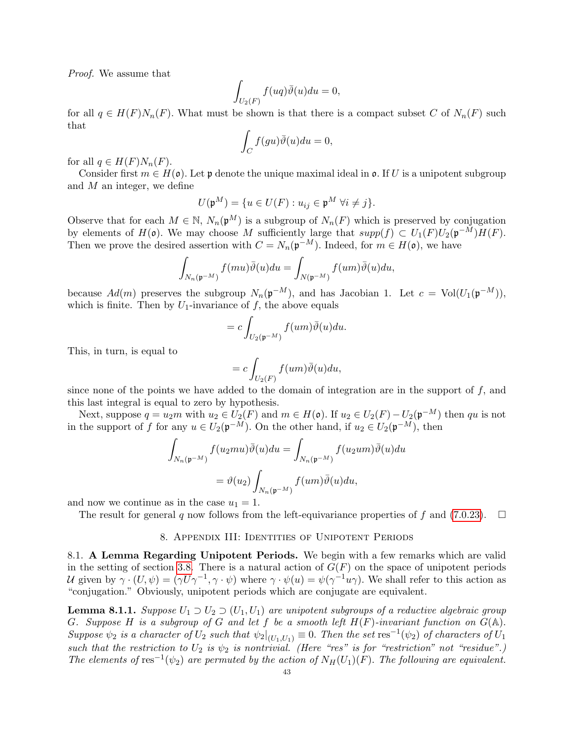*Proof.* We assume that

$$\int_{U_2(F)} f(uq)\bar{\vartheta}(u)du = 0,$$

for all $q \in H(F)N_n(F)$. What must be shown is that there is a compact subset $C$ of $N_n(F)$ such that

$$\int_C f(gu)\bar{\vartheta}(u)du = 0,$$

for all $q \in H(F)N_n(F)$.

Consider first $m \in H(\mathfrak{o})$. Let $\mathfrak{p}$ denote the unique maximal ideal in $\mathfrak{o}$. If $U$ is a unipotent subgroup and $M$ an integer, we define

$$U(\mathfrak{p}^M) = \{u \in U(F) : u_{ij} \in \mathfrak{p}^M \ \forall i \neq j\}.$$

Observe that for each $M \in \mathbb{N}$, $N_n(\mathfrak{p}^M)$ is a subgroup of $N_n(F)$ which is preserved by conjugation by elements of $H(\mathfrak{o})$. We may choose $M$ sufficiently large that $supp(f) \subset U_1(F)U_2(\mathfrak{p}^{-M})H(F)$. Then we prove the desired assertion with $C = N_n(\mathfrak{p}^{-M})$. Indeed, for $m \in H(\mathfrak{o})$, we have

$$\int_{N_n(\mathfrak{p}^{-M})} f(mu)\bar{\vartheta}(u)du = \int_{N(\mathfrak{p}^{-M})} f(um)\bar{\vartheta}(u)du,$$

because $Ad(m)$ preserves the subgroup $N_n(\mathfrak{p}^{-M})$, and has Jacobian 1. Let $c = \mathrm{Vol}(U_1(\mathfrak{p}^{-M}))$, which is finite. Then by $U_1$-invariance of $f$, the above equals

$$= c\int_{U_2(\mathfrak{p}^{-M})} f(um)\bar{\vartheta}(u)du.$$

This, in turn, is equal to

$$= c\int_{U_2(F)} f(um)\bar{\vartheta}(u)du,$$

since none of the points we have added to the domain of integration are in the support of $f$, and this last integral is equal to zero by hypothesis.

Next, suppose $q = u_2 m$ with $u_2 \in U_2(F)$ and $m \in H(\mathfrak{o})$. If $u_2 \in U_2(F) - U_2(\mathfrak{p}^{-M})$ then $qu$ is not in the support of $f$ for any $u \in U_2(\mathfrak{p}^{-M})$. On the other hand, if $u_2 \in U_2(\mathfrak{p}^{-M})$, then

$$\int_{N_n(\mathfrak{p}^{-M})} f(u_2mu)\bar{\vartheta}(u)du = \int_{N_n(\mathfrak{p}^{-M})} f(u_2um)\bar{\vartheta}(u)du$$

$$= \vartheta(u_2)\int_{N_n(\mathfrak{p}^{-M})} f(um)\bar{\vartheta}(u)du,$$

and now we continue as in the case $u_1 = 1$.

The result for general $q$ now follows from the left-equivariance properties of $f$ and (7.0.23). $\square$

# 8. Appendix III: Identities of Unipotent Periods

**8.1. A Lemma Regarding Unipotent Periods.** We begin with a few remarks which are valid in the setting of section 3.8. There is a natural action of $G(F)$ on the space of unipotent periods $\mathcal{U}$ given by $\gamma \cdot (U, \psi) = (\gamma U \gamma^{-1}, \gamma \cdot \psi)$ where $\gamma \cdot \psi(u) = \psi(\gamma^{-1}u\gamma)$. We shall refer to this action as "conjugation." Obviously, unipotent periods which are conjugate are equivalent.

**Lemma 8.1.1.** *Suppose $U_1 \supset U_2 \supset (U_1, U_1)$ are unipotent subgroups of a reductive algebraic group $G$. Suppose $H$ is a subgroup of $G$ and let $f$ be a smooth left $H(F)$-invariant function on $G(\mathbb{A})$. Suppose $\psi_2$ is a character of $U_2$ such that $\psi_2|_{(U_1,U_1)} \equiv 0$. Then the set $\mathrm{res}^{-1}(\psi_2)$ of characters of $U_1$ such that the restriction to $U_2$ is $\psi_2$ is nontrivial. (Here "res" is for "restriction" not "residue".) The elements of $\mathrm{res}^{-1}(\psi_2)$ are permuted by the action of $N_H(U_1)(F)$. The following are equivalent.*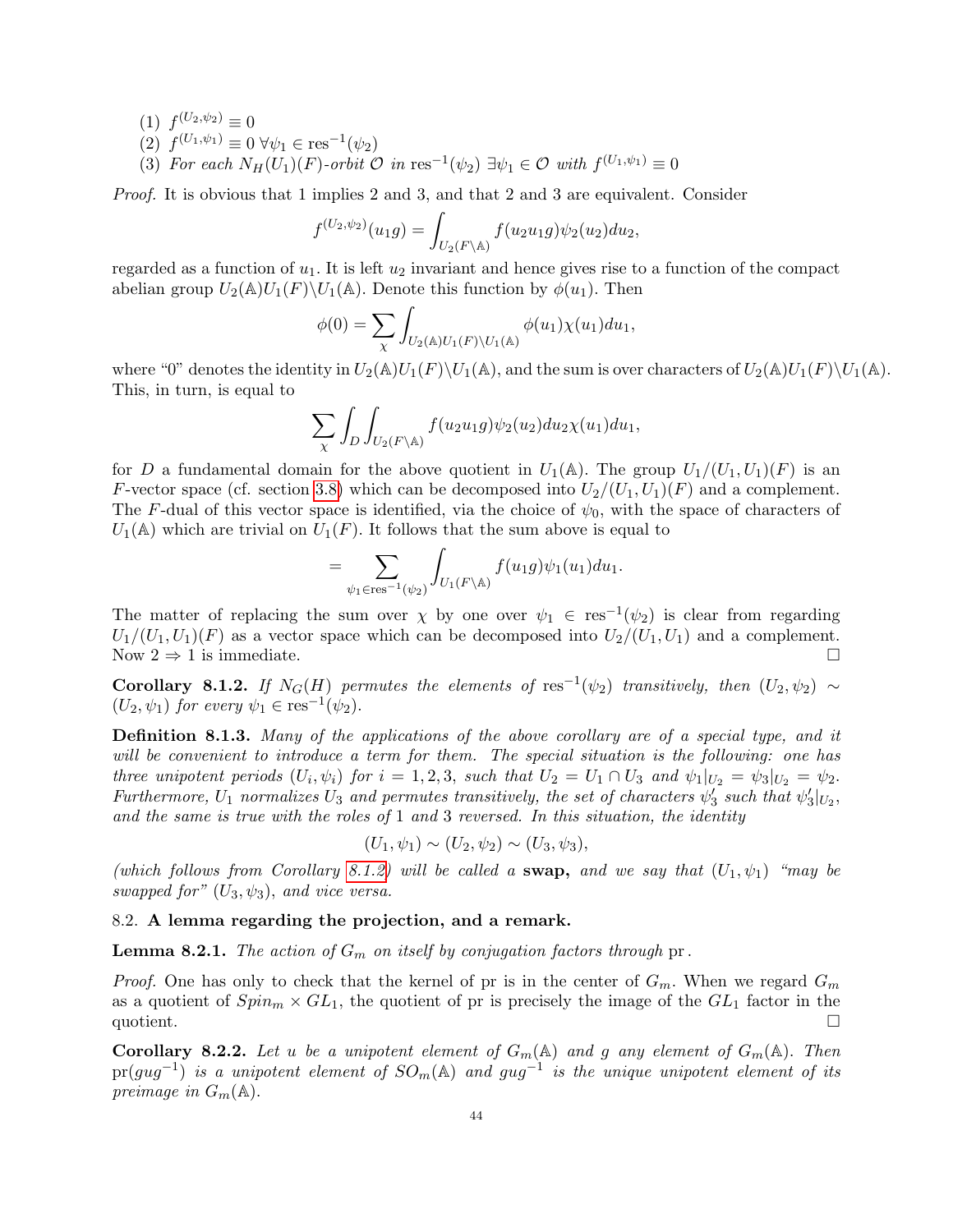(1) $f^{(U_2,\psi_2)} \equiv 0$
(2) $f^{(U_1,\psi_1)} \equiv 0 \;\forall \psi_1 \in \mathrm{res}^{-1}(\psi_2)$
(3) *For each $N_H(U_1)(F)$-orbit $\mathcal{O}$ in $\mathrm{res}^{-1}(\psi_2)$ $\exists \psi_1 \in \mathcal{O}$ with $f^{(U_1,\psi_1)} \equiv 0$*

*Proof.* It is obvious that 1 implies 2 and 3, and that 2 and 3 are equivalent. Consider

$$f^{(U_2,\psi_2)}(u_1 g) = \int_{U_2(F\backslash\mathbb{A})} f(u_2 u_1 g)\psi_2(u_2) du_2,$$

regarded as a function of $u_1$. It is left $u_2$ invariant and hence gives rise to a function of the compact abelian group $U_2(\mathbb{A})U_1(F)\backslash U_1(\mathbb{A})$. Denote this function by $\phi(u_1)$. Then

$$\phi(0) = \sum_{\chi} \int_{U_2(\mathbb{A})U_1(F)\backslash U_1(\mathbb{A})} \phi(u_1)\chi(u_1)du_1,$$

where "0" denotes the identity in $U_2(\mathbb{A})U_1(F)\backslash U_1(\mathbb{A})$, and the sum is over characters of $U_2(\mathbb{A})U_1(F)\backslash U_1(\mathbb{A})$. This, in turn, is equal to

$$\sum_{\chi} \int_D \int_{U_2(F\backslash\mathbb{A})} f(u_2 u_1 g)\psi_2(u_2)du_2 \chi(u_1)du_1,$$

for $D$ a fundamental domain for the above quotient in $U_1(\mathbb{A})$. The group $U_1/(U_1,U_1)(F)$ is an $F$-vector space (cf. section 3.8) which can be decomposed into $U_2/(U_1,U_1)(F)$ and a complement. The $F$-dual of this vector space is identified, via the choice of $\psi_0$, with the space of characters of $U_1(\mathbb{A})$ which are trivial on $U_1(F)$. It follows that the sum above is equal to

$$= \sum_{\psi_1 \in \mathrm{res}^{-1}(\psi_2)} \int_{U_1(F\backslash\mathbb{A})} f(u_1 g)\psi_1(u_1)du_1.$$

The matter of replacing the sum over $\chi$ by one over $\psi_1 \in \mathrm{res}^{-1}(\psi_2)$ is clear from regarding $U_1/(U_1,U_1)(F)$ as a vector space which can be decomposed into $U_2/(U_1,U_1)$ and a complement. Now $2 \Rightarrow 1$ is immediate. $\square$

**Corollary 8.1.2.** *If $N_G(H)$ permutes the elements of $\mathrm{res}^{-1}(\psi_2)$ transitively, then $(U_2,\psi_2) \sim (U_2,\psi_1)$ for every $\psi_1 \in \mathrm{res}^{-1}(\psi_2)$.*

**Definition 8.1.3.** *Many of the applications of the above corollary are of a special type, and it will be convenient to introduce a term for them. The special situation is the following: one has three unipotent periods $(U_i,\psi_i)$ for $i = 1,2,3$, such that $U_2 = U_1 \cap U_3$ and $\psi_1|_{U_2} = \psi_3|_{U_2} = \psi_2$. Furthermore, $U_1$ normalizes $U_3$ and permutes transitively, the set of characters $\psi_3'$ such that $\psi_3'|_{U_2}$, and the same is true with the roles of 1 and 3 reversed. In this situation, the identity*

$$(U_1,\psi_1) \sim (U_2,\psi_2) \sim (U_3,\psi_3),$$

*(which follows from Corollary 8.1.2) will be called a* **swap,** *and we say that $(U_1,\psi_1)$ "may be swapped for" $(U_3,\psi_3)$, and vice versa.*

## 8.2. A lemma regarding the projection, and a remark.

**Lemma 8.2.1.** *The action of $G_m$ on itself by conjugation factors through* pr.

*Proof.* One has only to check that the kernel of pr is in the center of $G_m$. When we regard $G_m$ as a quotient of $Spin_m \times GL_1$, the quotient of pr is precisely the image of the $GL_1$ factor in the quotient. $\square$

**Corollary 8.2.2.** *Let $u$ be a unipotent element of $G_m(\mathbb{A})$ and $g$ any element of $G_m(\mathbb{A})$. Then $\mathrm{pr}(gug^{-1})$ is a unipotent element of $SO_m(\mathbb{A})$ and $gug^{-1}$ is the unique unipotent element of its preimage in $G_m(\mathbb{A})$.*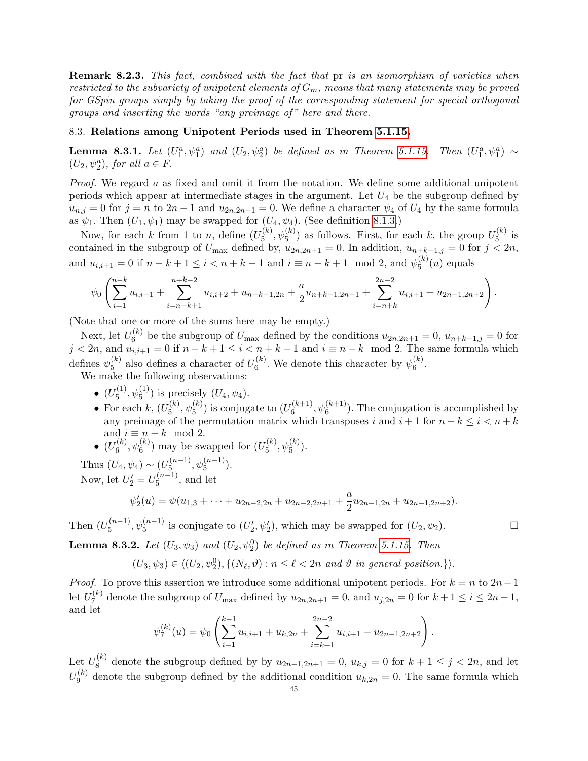**Remark 8.2.3.** *This fact, combined with the fact that* pr *is an isomorphism of varieties when restricted to the subvariety of unipotent elements of $G_m$, means that many statements may be proved for GSpin groups simply by taking the proof of the corresponding statement for special orthogonal groups and inserting the words "any preimage of" here and there.*

## 8.3. **Relations among Unipotent Periods used in Theorem 5.1.15.**

**Lemma 8.3.1.** *Let $(U_1^a, \psi_1^a)$ and $(U_2, \psi_2^a)$ be defined as in Theorem 5.1.15. Then $(U_1^a, \psi_1^a) \sim (U_2, \psi_2^a)$, for all $a \in F$.*

*Proof.* We regard $a$ as fixed and omit it from the notation. We define some additional unipotent periods which appear at intermediate stages in the argument. Let $U_4$ be the subgroup defined by $u_{n,j} = 0$ for $j = n$ to $2n-1$ and $u_{2n,2n+1} = 0$. We define a character $\psi_4$ of $U_4$ by the same formula as $\psi_1$. Then $(U_1, \psi_1)$ may be swapped for $(U_4, \psi_4)$. (See definition 8.1.3.)

Now, for each $k$ from 1 to $n$, define $(U_5^{(k)}, \psi_5^{(k)})$ as follows. First, for each $k$, the group $U_5^{(k)}$ is contained in the subgroup of $U_{\max}$ defined by, $u_{2n,2n+1} = 0$. In addition, $u_{n+k-1,j} = 0$ for $j < 2n$, and $u_{i,i+1} = 0$ if $n-k+1 \le i < n+k-1$ and $i \equiv n-k+1 \mod 2$, and $\psi_5^{(k)}(u)$ equals

$$\psi_0\left(\sum_{i=1}^{n-k} u_{i,i+1} + \sum_{i=n-k+1}^{n+k-2} u_{i,i+2} + u_{n+k-1,2n} + \frac{a}{2}u_{n+k-1,2n+1} + \sum_{i=n+k}^{2n-2} u_{i,i+1} + u_{2n-1,2n+2}\right).$$

(Note that one or more of the sums here may be empty.)

Next, let $U_6^{(k)}$ be the subgroup of $U_{\max}$ defined by the conditions $u_{2n,2n+1} = 0$, $u_{n+k-1,j} = 0$ for $j < 2n$, and $u_{i,i+1} = 0$ if $n-k+1 \le i < n+k-1$ and $i \equiv n-k \mod 2$. The same formula which defines $\psi_5^{(k)}$ also defines a character of $U_6^{(k)}$. We denote this character by $\psi_6^{(k)}$.

We make the following observations:

- $(U_5^{(1)}, \psi_5^{(1)})$ is precisely $(U_4, \psi_4)$.
- For each $k$, $(U_5^{(k)}, \psi_5^{(k)})$ is conjugate to $(U_6^{(k+1)}, \psi_6^{(k+1)})$. The conjugation is accomplished by any preimage of the permutation matrix which transposes $i$ and $i+1$ for $n-k \le i < n+k$ and $i \equiv n-k \mod 2$.
- $(U_6^{(k)}, \psi_6^{(k)})$ may be swapped for $(U_5^{(k)}, \psi_5^{(k)})$.

Thus $(U_4, \psi_4) \sim (U_5^{(n-1)}, \psi_5^{(n-1)})$.

Now, let $U_2' = U_5^{(n-1)}$, and let

$$\psi_2'(u) = \psi(u_{1,3} + \cdots + u_{2n-2,2n} + u_{2n-2,2n+1} + \frac{a}{2}u_{2n-1,2n} + u_{2n-1,2n+2}).$$

Then $(U_5^{(n-1)}, \psi_5^{(n-1)})$ is conjugate to $(U_2', \psi_2')$, which may be swapped for $(U_2, \psi_2)$. □

**Lemma 8.3.2.** *Let $(U_3, \psi_3)$ and $(U_2, \psi_2^0)$ be defined as in Theorem 5.1.15. Then*

$$(U_3, \psi_3) \in \langle (U_2, \psi_2^0), \{(N_\ell, \vartheta) : n \le \ell < 2n \text{ and } \vartheta \text{ in general position.}\}\rangle.$$

*Proof.* To prove this assertion we introduce some additional unipotent periods. For $k = n$ to $2n-1$ let $U_7^{(k)}$ denote the subgroup of $U_{\max}$ defined by $u_{2n,2n+1} = 0$, and $u_{j,2n} = 0$ for $k+1 \le i \le 2n-1$, and let

$$\psi_7^{(k)}(u) = \psi_0\left(\sum_{i=1}^{k-1} u_{i,i+1} + u_{k,2n} + \sum_{i=k+1}^{2n-2} u_{i,i+1} + u_{2n-1,2n+2}\right).$$

Let $U_8^{(k)}$ denote the subgroup defined by by $u_{2n-1,2n+1} = 0$, $u_{k,j} = 0$ for $k+1 \le j < 2n$, and let $U_9^{(k)}$ denote the subgroup defined by the additional condition $u_{k,2n} = 0$. The same formula which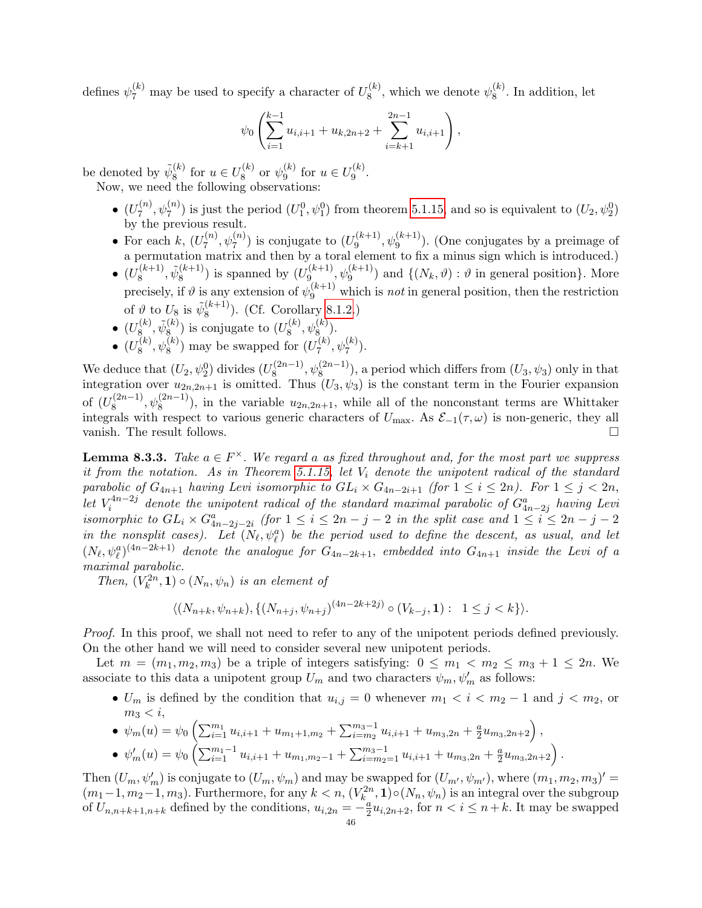defines $\psi_7^{(k)}$ may be used to specify a character of $U_8^{(k)}$, which we denote $\psi_8^{(k)}$. In addition, let

$$\psi_0\left(\sum_{i=1}^{k-1} u_{i,i+1} + u_{k,2n+2} + \sum_{i=k+1}^{2n-1} u_{i,i+1}\right),$$

be denoted by $\tilde{\psi}_8^{(k)}$ for $u \in U_8^{(k)}$ or $\psi_9^{(k)}$ for $u \in U_9^{(k)}$.

Now, we need the following observations:

- $(U_7^{(n)}, \psi_7^{(n)})$ is just the period $(U_1^0, \psi_1^0)$ from theorem 5.1.15, and so is equivalent to $(U_2, \psi_2^0)$ by the previous result.
- For each $k$, $(U_7^{(n)}, \psi_7^{(n)})$ is conjugate to $(U_9^{(k+1)}, \psi_9^{(k+1)})$. (One conjugates by a preimage of a permutation matrix and then by a toral element to fix a minus sign which is introduced.)
- $(U_8^{(k+1)}, \tilde{\psi}_8^{(k+1)})$ is spanned by $(U_9^{(k+1)}, \psi_9^{(k+1)})$ and $\{(N_k, \vartheta) : \vartheta \text{ in general position}\}$. More precisely, if $\vartheta$ is any extension of $\psi_9^{(k+1)}$ which is *not* in general position, then the restriction of $\vartheta$ to $U_8$ is $\tilde{\psi}_8^{(k+1)}$). (Cf. Corollary 8.1.2.)
- $(U_8^{(k)}, \tilde{\psi}_8^{(k)})$ is conjugate to $(U_8^{(k)}, \psi_8^{(k)})$.
- $(U_8^{(k)}, \psi_8^{(k)})$ may be swapped for $(U_7^{(k)}, \psi_7^{(k)})$.

We deduce that $(U_2, \psi_2^0)$ divides $(U_8^{(2n-1)}, \psi_8^{(2n-1)})$, a period which differs from $(U_3, \psi_3)$ only in that integration over $u_{2n,2n+1}$ is omitted. Thus $(U_3, \psi_3)$ is the constant term in the Fourier expansion of $(U_8^{(2n-1)}, \psi_8^{(2n-1)})$, in the variable $u_{2n,2n+1}$, while all of the nonconstant terms are Whittaker integrals with respect to various generic characters of $U_{\max}$. As $\mathcal{E}_{-1}(\tau, \omega)$ is non-generic, they all vanish. The result follows. □

**Lemma 8.3.3.** *Take $a \in F^\times$. We regard $a$ as fixed throughout and, for the most part we suppress it from the notation. As in Theorem 5.1.15, let $V_i$ denote the unipotent radical of the standard parabolic of $G_{4n+1}$ having Levi isomorphic to $GL_i \times G_{4n-2i+1}$ (for $1 \le i \le 2n$). For $1 \le j < 2n$, let $V_i^{4n-2j}$ denote the unipotent radical of the standard maximal parabolic of $G_{4n-2j}^a$ having Levi isomorphic to $GL_i \times G_{4n-2j-2i}^a$ (for $1 \le i \le 2n-j-2$ in the split case and $1 \le i \le 2n-j-2$ in the nonsplit cases). Let $(N_\ell, \psi_\ell^a)$ be the period used to define the descent, as usual, and let $(N_\ell, \psi_\ell^a)^{(4n-2k+1)}$ denote the analogue for $G_{4n-2k+1}$, embedded into $G_{4n+1}$ inside the Levi of a maximal parabolic.*

*Then, $(V_k^{2n}, \mathbf{1}) \circ (N_n, \psi_n)$ is an element of*

$$\langle (N_{n+k}, \psi_{n+k}), \{(N_{n+j}, \psi_{n+j})^{(4n-2k+2j)} \circ (V_{k-j}, \mathbf{1}) : \ 1 \le j < k\} \rangle.$$

*Proof.* In this proof, we shall not need to refer to any of the unipotent periods defined previously. On the other hand we will need to consider several new unipotent periods.

Let $m = (m_1, m_2, m_3)$ be a triple of integers satisfying: $0 \le m_1 < m_2 \le m_3 + 1 \le 2n$. We associate to this data a unipotent group $U_m$ and two characters $\psi_m, \psi'_m$ as follows:

- $U_m$ is defined by the condition that $u_{i,j} = 0$ whenever $m_1 < i < m_2 - 1$ and $j < m_2$, or $m_3 < i$,
- $\psi_m(u) = \psi_0\left(\sum_{i=1}^{m_1} u_{i,i+1} + u_{m_1+1,m_2} + \sum_{i=m_2}^{m_3-1} u_{i,i+1} + u_{m_3,2n} + \frac{a}{2} u_{m_3,2n+2}\right)$,
- $\psi'_m(u) = \psi_0\left(\sum_{i=1}^{m_1-1} u_{i,i+1} + u_{m_1,m_2-1} + \sum_{i=m_2=1}^{m_3-1} u_{i,i+1} + u_{m_3,2n} + \frac{a}{2} u_{m_3,2n+2}\right)$.

Then $(U_m, \psi'_m)$ is conjugate to $(U_m, \psi_m)$ and may be swapped for $(U_{m'}, \psi_{m'})$, where $(m_1, m_2, m_3)' = (m_1 - 1, m_2 - 1, m_3)$. Furthermore, for any $k < n$, $(V_k^{2n}, \mathbf{1}) \circ (N_n, \psi_n)$ is an integral over the subgroup of $U_{n,n+k+1,n+k}$ defined by the conditions, $u_{i,2n} = -\frac{a}{2} u_{i,2n+2}$, for $n < i \le n+k$. It may be swapped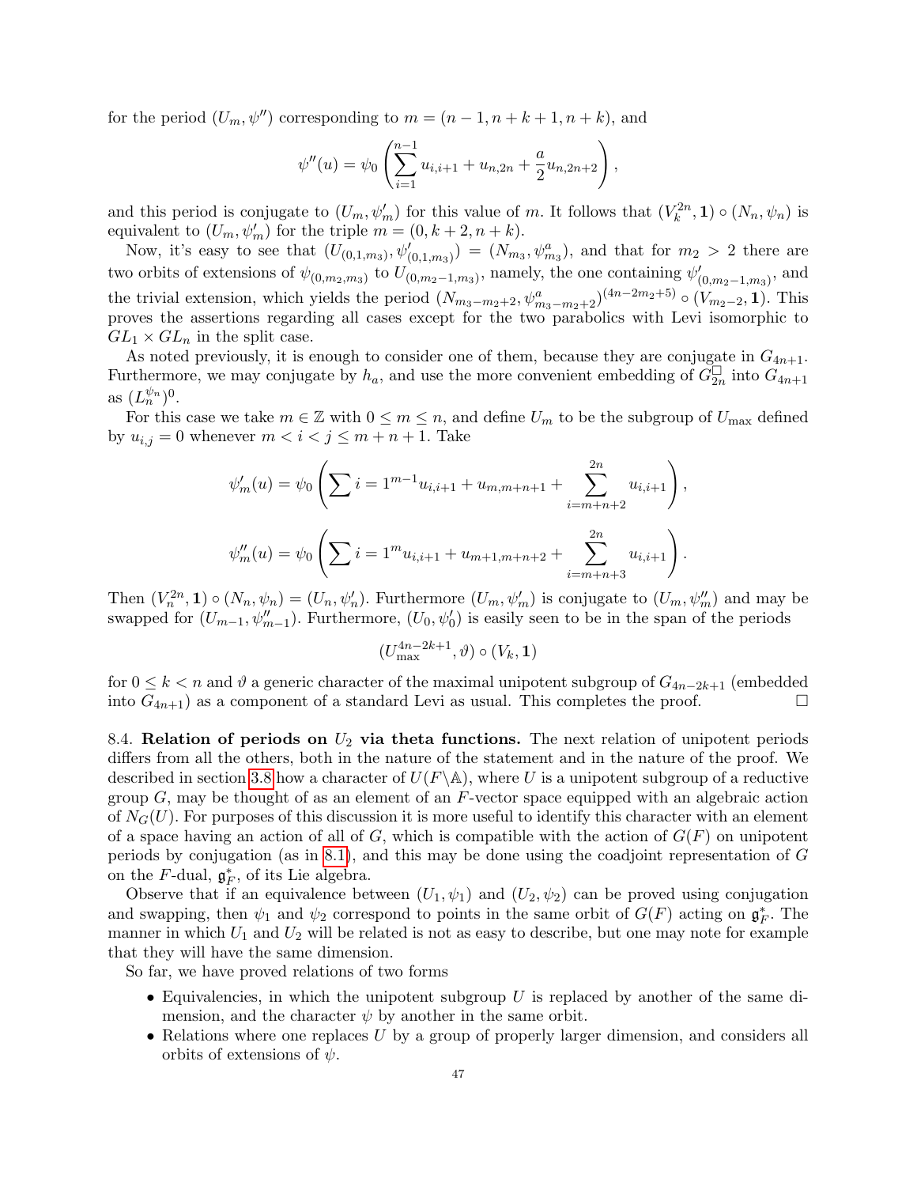for the period $(U_m, \psi'')$ corresponding to $m = (n-1, n+k+1, n+k)$, and

$$\psi''(u) = \psi_0 \left( \sum_{i=1}^{n-1} u_{i,i+1} + u_{n,2n} + \frac{a}{2} u_{n,2n+2} \right),$$

and this period is conjugate to $(U_m, \psi'_m)$ for this value of $m$. It follows that $(V_k^{2n}, \mathbf{1}) \circ (N_n, \psi_n)$ is equivalent to $(U_m, \psi'_m)$ for the triple $m = (0, k+2, n+k)$.

Now, it's easy to see that $(U_{(0,1,m_3)}, \psi'_{(0,1,m_3)}) = (N_{m_3}, \psi^a_{m_3})$, and that for $m_2 > 2$ there are two orbits of extensions of $\psi_{(0,m_2,m_3)}$ to $U_{(0,m_2-1,m_3)}$, namely, the one containing $\psi'_{(0,m_2-1,m_3)}$, and the trivial extension, which yields the period $(N_{m_3-m_2+2}, \psi^a_{m_3-m_2+2})^{(4n-2m_2+5)} \circ (V_{m_2-2}, \mathbf{1})$. This proves the assertions regarding all cases except for the two parabolics with Levi isomorphic to $GL_1 \times GL_n$ in the split case.

As noted previously, it is enough to consider one of them, because they are conjugate in $G_{4n+1}$. Furthermore, we may conjugate by $h_a$, and use the more convenient embedding of $G^\square_{2n}$ into $G_{4n+1}$ as $(L_n^{\psi_n})^0$.

For this case we take $m \in \mathbb{Z}$ with $0 \leq m \leq n$, and define $U_m$ to be the subgroup of $U_{\max}$ defined by $u_{i,j} = 0$ whenever $m < i < j \leq m+n+1$. Take

$$\psi'_m(u) = \psi_0 \left( \sum i = 1^{m-1} u_{i,i+1} + u_{m,m+n+1} + \sum_{i=m+n+2}^{2n} u_{i,i+1} \right),$$

$$\psi''_m(u) = \psi_0 \left( \sum i = 1^{m} u_{i,i+1} + u_{m+1,m+n+2} + \sum_{i=m+n+3}^{2n} u_{i,i+1} \right).$$

Then $(V_n^{2n}, \mathbf{1}) \circ (N_n, \psi_n) = (U_n, \psi'_n)$. Furthermore $(U_m, \psi'_m)$ is conjugate to $(U_m, \psi''_m)$ and may be swapped for $(U_{m-1}, \psi''_{m-1})$. Furthermore, $(U_0, \psi'_0)$ is easily seen to be in the span of the periods

$$(U_{\max}^{4n-2k+1}, \vartheta) \circ (V_k, \mathbf{1})$$

for $0 \leq k < n$ and $\vartheta$ a generic character of the maximal unipotent subgroup of $G_{4n-2k+1}$ (embedded into $G_{4n+1}$) as a component of a standard Levi as usual. This completes the proof. □

8.4. **Relation of periods on $U_2$ via theta functions.** The next relation of unipotent periods differs from all the others, both in the nature of the statement and in the nature of the proof. We described in section 3.8 how a character of $U(F\backslash\mathbb{A})$, where $U$ is a unipotent subgroup of a reductive group $G$, may be thought of as an element of an $F$-vector space equipped with an algebraic action of $N_G(U)$. For purposes of this discussion it is more useful to identify this character with an element of a space having an action of all of $G$, which is compatible with the action of $G(F)$ on unipotent periods by conjugation (as in 8.1), and this may be done using the coadjoint representation of $G$ on the $F$-dual, $\mathfrak{g}^*_F$, of its Lie algebra.

Observe that if an equivalence between $(U_1, \psi_1)$ and $(U_2, \psi_2)$ can be proved using conjugation and swapping, then $\psi_1$ and $\psi_2$ correspond to points in the same orbit of $G(F)$ acting on $\mathfrak{g}^*_F$. The manner in which $U_1$ and $U_2$ will be related is not as easy to describe, but one may note for example that they will have the same dimension.

So far, we have proved relations of two forms

- Equivalencies, in which the unipotent subgroup $U$ is replaced by another of the same dimension, and the character $\psi$ by another in the same orbit.
- Relations where one replaces $U$ by a group of properly larger dimension, and considers all orbits of extensions of $\psi$.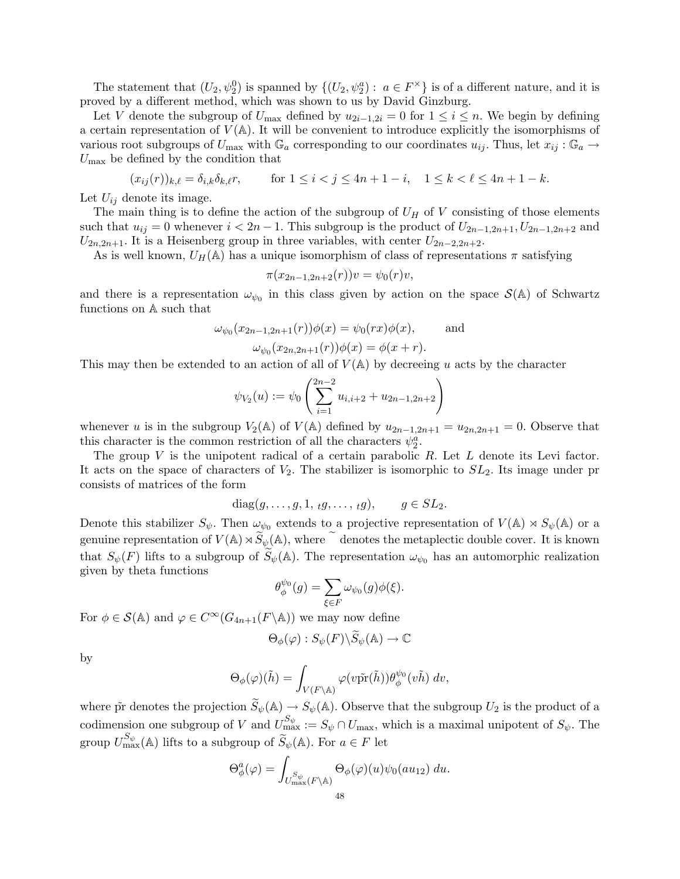The statement that $(U_2, \psi_2^0)$ is spanned by $\{(U_2, \psi_2^a) : a \in F^\times\}$ is of a different nature, and it is proved by a different method, which was shown to us by David Ginzburg.

Let $V$ denote the subgroup of $U_{\max}$ defined by $u_{2i-1,2i} = 0$ for $1 \le i \le n$. We begin by defining a certain representation of $V(\mathbb{A})$. It will be convenient to introduce explicitly the isomorphisms of various root subgroups of $U_{\max}$ with $\mathbb{G}_a$ corresponding to our coordinates $u_{ij}$. Thus, let $x_{ij} : \mathbb{G}_a \to U_{\max}$ be defined by the condition that

$$(x_{ij}(r))_{k,\ell} = \delta_{i,k}\delta_{k,\ell} r, \qquad \text{for } 1 \le i < j \le 4n+1-i, \quad 1 \le k < \ell \le 4n+1-k.$$

Let $U_{ij}$ denote its image.

The main thing is to define the action of the subgroup of $U_H$ of $V$ consisting of those elements such that $u_{ij} = 0$ whenever $i < 2n-1$. This subgroup is the product of $U_{2n-1,2n+1}, U_{2n-1,2n+2}$ and $U_{2n,2n+1}$. It is a Heisenberg group in three variables, with center $U_{2n-2,2n+2}$.

As is well known, $U_H(\mathbb{A})$ has a unique isomorphism of class of representations $\pi$ satisfying

$$\pi(x_{2n-1,2n+2}(r))v = \psi_0(r)v,$$

and there is a representation $\omega_{\psi_0}$ in this class given by action on the space $\mathcal{S}(\mathbb{A})$ of Schwartz functions on $\mathbb{A}$ such that

$$\omega_{\psi_0}(x_{2n-1,2n+1}(r))\phi(x) = \psi_0(rx)\phi(x), \qquad \text{and}$$
$$\omega_{\psi_0}(x_{2n,2n+1}(r))\phi(x) = \phi(x+r).$$

This may then be extended to an action of all of $V(\mathbb{A})$ by decreeing $u$ acts by the character

$$\psi_{V_2}(u) := \psi_0\left(\sum_{i=1}^{2n-2} u_{i,i+2} + u_{2n-1,2n+2}\right)$$

whenever $u$ is in the subgroup $V_2(\mathbb{A})$ of $V(\mathbb{A})$ defined by $u_{2n-1,2n+1} = u_{2n,2n+1} = 0$. Observe that this character is the common restriction of all the characters $\psi_2^a$.

The group $V$ is the unipotent radical of a certain parabolic $R$. Let $L$ denote its Levi factor. It acts on the space of characters of $V_2$. The stabilizer is isomorphic to $SL_2$. Its image under pr consists of matrices of the form

$$\operatorname{diag}(g, \dots, g, 1, {}_tg, \dots, {}_tg), \qquad g \in SL_2.$$

Denote this stabilizer $S_\psi$. Then $\omega_{\psi_0}$ extends to a projective representation of $V(\mathbb{A}) \rtimes S_\psi(\mathbb{A})$ or a genuine representation of $V(\mathbb{A}) \rtimes \widetilde{S}_\psi(\mathbb{A})$, where $\widetilde{\ }$ denotes the metaplectic double cover. It is known that $S_\psi(F)$ lifts to a subgroup of $\widetilde{S}_\psi(\mathbb{A})$. The representation $\omega_{\psi_0}$ has an automorphic realization given by theta functions

$$\theta_\phi^{\psi_0}(g) = \sum_{\xi \in F} \omega_{\psi_0}(g)\phi(\xi).$$

For $\phi \in \mathcal{S}(\mathbb{A})$ and $\varphi \in C^\infty(G_{4n+1}(F\backslash\mathbb{A}))$ we may now define

$$\Theta_\phi(\varphi) : S_\psi(F)\backslash\widetilde{S}_\psi(\mathbb{A}) \to \mathbb{C}$$

by

$$\Theta_\phi(\varphi)(\tilde{h}) = \int_{V(F\backslash\mathbb{A})} \varphi(v\tilde{\operatorname{pr}}(\tilde{h}))\theta_\phi^{\psi_0}(v\tilde{h})\, dv,$$

where $\tilde{\operatorname{pr}}$ denotes the projection $\widetilde{S}_\psi(\mathbb{A}) \to S_\psi(\mathbb{A})$. Observe that the subgroup $U_2$ is the product of a codimension one subgroup of $V$ and $U_{\max}^{S_\psi} := S_\psi \cap U_{\max}$, which is a maximal unipotent of $S_\psi$. The group $U_{\max}^{S_\psi}(\mathbb{A})$ lifts to a subgroup of $\widetilde{S}_\psi(\mathbb{A})$. For $a \in F$ let

$$\Theta_\phi^a(\varphi) = \int_{U_{\max}^{S_\psi}(F\backslash\mathbb{A})} \Theta_\phi(\varphi)(u)\psi_0(au_{12})\, du.$$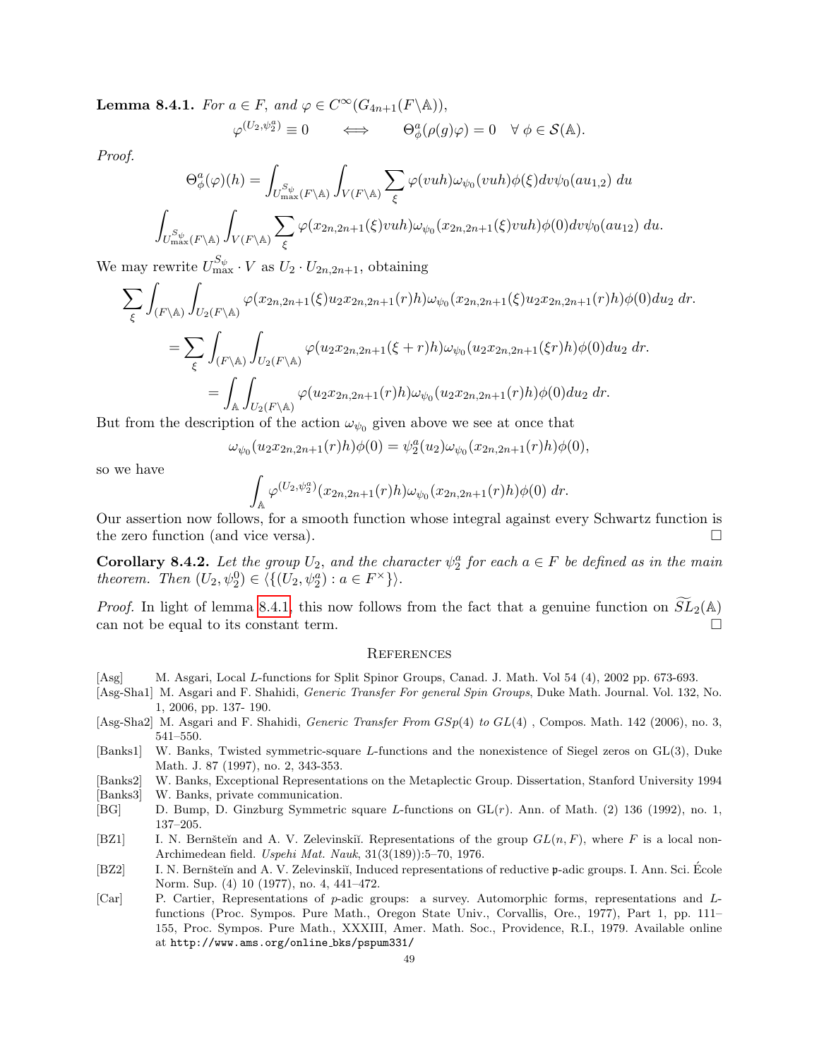**Lemma 8.4.1.** *For $a \in F$, and $\varphi \in C^\infty(G_{4n+1}(F\backslash\mathbb{A}))$,*

$$\varphi^{(U_2,\psi_2^a)} \equiv 0 \qquad \Longleftrightarrow \qquad \Theta^a_\phi(\rho(g)\varphi) = 0 \quad \forall\ \phi \in \mathcal{S}(\mathbb{A}).$$

*Proof.*

$$\Theta^a_\phi(\varphi)(h) = \int_{U^{S_\psi}_{\max}(F\backslash\mathbb{A})} \int_{V(F\backslash\mathbb{A})} \sum_\xi \varphi(vuh)\omega_{\psi_0}(vuh)\phi(\xi) dv \psi_0(au_{1,2})\ du$$

$$\int_{U^{S_\psi}_{\max}(F\backslash\mathbb{A})} \int_{V(F\backslash\mathbb{A})} \sum_\xi \varphi(x_{2n,2n+1}(\xi)vuh)\omega_{\psi_0}(x_{2n,2n+1}(\xi)vuh)\phi(0) dv \psi_0(au_{12})\ du.$$

We may rewrite $U^{S_\psi}_{\max} \cdot V$ as $U_2 \cdot U_{2n,2n+1}$, obtaining

$$\sum_\xi \int_{(F\backslash\mathbb{A})} \int_{U_2(F\backslash\mathbb{A})} \varphi(x_{2n,2n+1}(\xi)u_2 x_{2n,2n+1}(r)h)\omega_{\psi_0}(x_{2n,2n+1}(\xi)u_2 x_{2n,2n+1}(r)h)\phi(0) du_2\ dr.$$

$$= \sum_\xi \int_{(F\backslash\mathbb{A})} \int_{U_2(F\backslash\mathbb{A})} \varphi(u_2 x_{2n,2n+1}(\xi + r)h)\omega_{\psi_0}(u_2 x_{2n,2n+1}(\xi r)h)\phi(0) du_2\ dr.$$

$$= \int_{\mathbb{A}} \int_{U_2(F\backslash\mathbb{A})} \varphi(u_2 x_{2n,2n+1}(r)h)\omega_{\psi_0}(u_2 x_{2n,2n+1}(r)h)\phi(0) du_2\ dr.$$

But from the description of the action $\omega_{\psi_0}$ given above we see at once that

$$\omega_{\psi_0}(u_2 x_{2n,2n+1}(r)h)\phi(0) = \psi_2^a(u_2)\omega_{\psi_0}(x_{2n,2n+1}(r)h)\phi(0),$$

so we have

$$\int_{\mathbb{A}} \varphi^{(U_2,\psi_2^a)}(x_{2n,2n+1}(r)h)\omega_{\psi_0}(x_{2n,2n+1}(r)h)\phi(0)\ dr.$$

Our assertion now follows, for a smooth function whose integral against every Schwartz function is the zero function (and vice versa). □

**Corollary 8.4.2.** *Let the group $U_2$, and the character $\psi_2^a$ for each $a \in F$ be defined as in the main theorem. Then $(U_2, \psi_2^0) \in \langle \{(U_2, \psi_2^a) : a \in F^\times\} \rangle$.*

*Proof.* In light of lemma 8.4.1, this now follows from the fact that a genuine function on $\widetilde{SL}_2(\mathbb{A})$ can not be equal to its constant term. □

## References

[Asg] M. Asgari, Local $L$-functions for Split Spinor Groups, Canad. J. Math. Vol 54 (4), 2002 pp. 673-693.

[Asg-Sha1] M. Asgari and F. Shahidi, *Generic Transfer For general Spin Groups*, Duke Math. Journal. Vol. 132, No. 1, 2006, pp. 137- 190.

[Asg-Sha2] M. Asgari and F. Shahidi, *Generic Transfer From GSp(4) to GL(4)* , Compos. Math. 142 (2006), no. 3, 541–550.

[Banks1] W. Banks, Twisted symmetric-square $L$-functions and the nonexistence of Siegel zeros on GL(3), Duke Math. J. 87 (1997), no. 2, 343-353.

[Banks2] W. Banks, Exceptional Representations on the Metaplectic Group. Dissertation, Stanford University 1994

[Banks3] W. Banks, private communication.

[BG] D. Bump, D. Ginzburg Symmetric square $L$-functions on GL($r$). Ann. of Math. (2) 136 (1992), no. 1, 137–205.

[BZ1] I. N. Bernšteĭn and A. V. Zelevinskiĭ. Representations of the group $GL(n, F)$, where $F$ is a local non-Archimedean field. *Uspehi Mat. Nauk*, 31(3(189)):5–70, 1976.

[BZ2] I. N. Bernšteĭn and A. V. Zelevinskiĭ, Induced representations of reductive $\mathfrak{p}$-adic groups. I. Ann. Sci. École Norm. Sup. (4) 10 (1977), no. 4, 441–472.

[Car] P. Cartier, Representations of $p$-adic groups: a survey. Automorphic forms, representations and $L$-functions (Proc. Sympos. Pure Math., Oregon State Univ., Corvallis, Ore., 1977), Part 1, pp. 111–155, Proc. Sympos. Pure Math., XXXIII, Amer. Math. Soc., Providence, R.I., 1979. Available online at http://www.ams.org/online_bks/pspum331/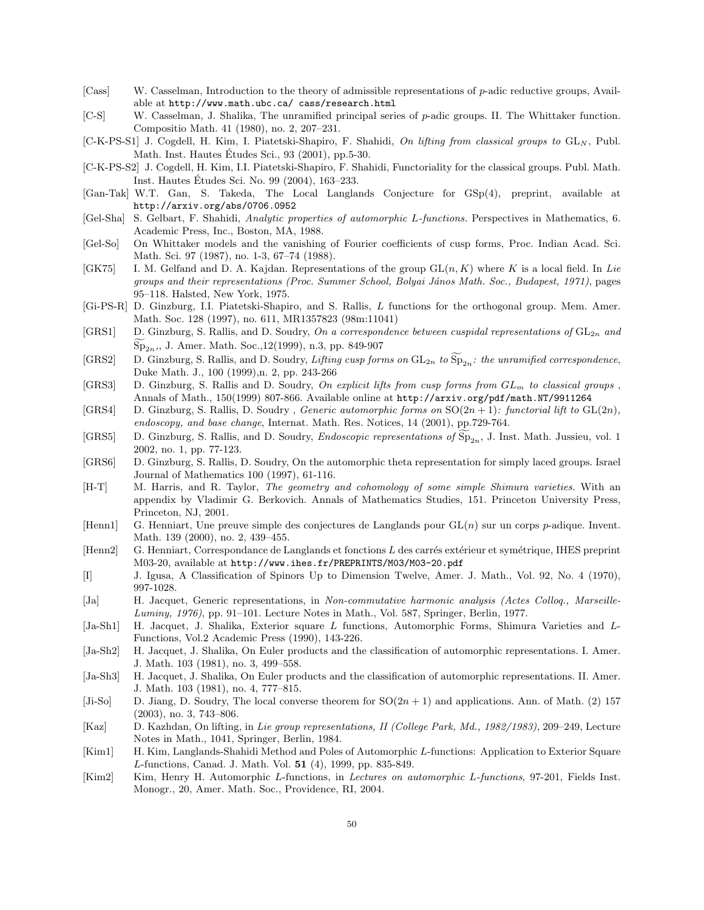- [Cass] W. Casselman, Introduction to the theory of admissible representations of $p$-adic reductive groups, Available at `http://www.math.ubc.ca/ cass/research.html`
- [C-S] W. Casselman, J. Shalika, The unramified principal series of $p$-adic groups. II. The Whittaker function. Compositio Math. 41 (1980), no. 2, 207–231.
- [C-K-PS-S1] J. Cogdell, H. Kim, I. Piatetski-Shapiro, F. Shahidi, *On lifting from classical groups to* $\mathrm{GL}_N$, Publ. Math. Inst. Hautes Études Sci., 93 (2001), pp.5-30.
- [C-K-PS-S2] J. Cogdell, H. Kim, I.I. Piatetski-Shapiro, F. Shahidi, Functoriality for the classical groups. Publ. Math. Inst. Hautes Études Sci. No. 99 (2004), 163–233.
- [Gan-Tak] W.T. Gan, S. Takeda, The Local Langlands Conjecture for GSp(4), preprint, available at `http://arxiv.org/abs/0706.0952`
- [Gel-Sha] S. Gelbart, F. Shahidi, *Analytic properties of automorphic L-functions.* Perspectives in Mathematics, 6. Academic Press, Inc., Boston, MA, 1988.
- [Gel-So] On Whittaker models and the vanishing of Fourier coefficients of cusp forms, Proc. Indian Acad. Sci. Math. Sci. 97 (1987), no. 1-3, 67–74 (1988).
- [GK75] I. M. Gelfand and D. A. Kajdan. Representations of the group $\mathrm{GL}(n, K)$ where $K$ is a local field. In *Lie groups and their representations (Proc. Summer School, Bolyai János Math. Soc., Budapest, 1971)*, pages 95–118. Halsted, New York, 1975.
- [Gi-PS-R] D. Ginzburg, I.I. Piatetski-Shapiro, and S. Rallis, $L$ functions for the orthogonal group. Mem. Amer. Math. Soc. 128 (1997), no. 611, MR1357823 (98m:11041)
- [GRS1] D. Ginzburg, S. Rallis, and D. Soudry, *On a correspondence between cuspidal representations of* $\mathrm{GL}_{2n}$ *and* $\widetilde{\mathrm{Sp}}_{2n}$,, J. Amer. Math. Soc.,12(1999), n.3, pp. 849-907
- [GRS2] D. Ginzburg, S. Rallis, and D. Soudry, *Lifting cusp forms on* $\mathrm{GL}_{2n}$ *to* $\widetilde{\mathrm{Sp}}_{2n}$*: the unramified correspondence*, Duke Math. J., 100 (1999),n. 2, pp. 243-266
- [GRS3] D. Ginzburg, S. Rallis and D. Soudry, *On explicit lifts from cusp forms from* $GL_m$ *to classical groups* , Annals of Math., 150(1999) 807-866. Available online at `http://arxiv.org/pdf/math.NT/9911264`
- [GRS4] D. Ginzburg, S. Rallis, D. Soudry , *Generic automorphic forms on* $\mathrm{SO}(2n+1)$*: functorial lift to* $\mathrm{GL}(2n)$*, endoscopy, and base change*, Internat. Math. Res. Notices, 14 (2001), pp.729-764.
- [GRS5] D. Ginzburg, S. Rallis, and D. Soudry, *Endoscopic representations of* $\widetilde{\mathrm{Sp}}_{2n}$, J. Inst. Math. Jussieu, vol. 1 2002, no. 1, pp. 77-123.
- [GRS6] D. Ginzburg, S. Rallis, D. Soudry, On the automorphic theta representation for simply laced groups. Israel Journal of Mathematics 100 (1997), 61-116.
- [H-T] M. Harris, and R. Taylor, *The geometry and cohomology of some simple Shimura varieties.* With an appendix by Vladimir G. Berkovich. Annals of Mathematics Studies, 151. Princeton University Press, Princeton, NJ, 2001.
- [Henn1] G. Henniart, Une preuve simple des conjectures de Langlands pour $\mathrm{GL}(n)$ sur un corps $p$-adique. Invent. Math. 139 (2000), no. 2, 439–455.
- [Henn2] G. Henniart, Correspondance de Langlands et fonctions $L$ des carrés extérieur et symétrique, IHES preprint M03-20, available at `http://www.ihes.fr/PREPRINTS/M03/M03-20.pdf`
- [I] J. Igusa, A Classification of Spinors Up to Dimension Twelve, Amer. J. Math., Vol. 92, No. 4 (1970), 997-1028.
- [Ja] H. Jacquet, Generic representations, in *Non-commutative harmonic analysis (Actes Colloq., Marseille-Luminy, 1976)*, pp. 91–101. Lecture Notes in Math., Vol. 587, Springer, Berlin, 1977.
- [Ja-Sh1] H. Jacquet, J. Shalika, Exterior square $L$ functions, Automorphic Forms, Shimura Varieties and $L$-Functions, Vol.2 Academic Press (1990), 143-226.
- [Ja-Sh2] H. Jacquet, J. Shalika, On Euler products and the classification of automorphic representations. I. Amer. J. Math. 103 (1981), no. 3, 499–558.
- [Ja-Sh3] H. Jacquet, J. Shalika, On Euler products and the classification of automorphic representations. II. Amer. J. Math. 103 (1981), no. 4, 777–815.
- [Ji-So] D. Jiang, D. Soudry, The local converse theorem for $\mathrm{SO}(2n+1)$ and applications. Ann. of Math. (2) 157 (2003), no. 3, 743–806.
- [Kaz] D. Kazhdan, On lifting, in *Lie group representations, II (College Park, Md., 1982/1983)*, 209–249, Lecture Notes in Math., 1041, Springer, Berlin, 1984.
- [Kim1] H. Kim, Langlands-Shahidi Method and Poles of Automorphic $L$-functions: Application to Exterior Square $L$-functions, Canad. J. Math. Vol. **51** (4), 1999, pp. 835-849.
- [Kim2] Kim, Henry H. Automorphic $L$-functions, in *Lectures on automorphic L-functions*, 97-201, Fields Inst. Monogr., 20, Amer. Math. Soc., Providence, RI, 2004.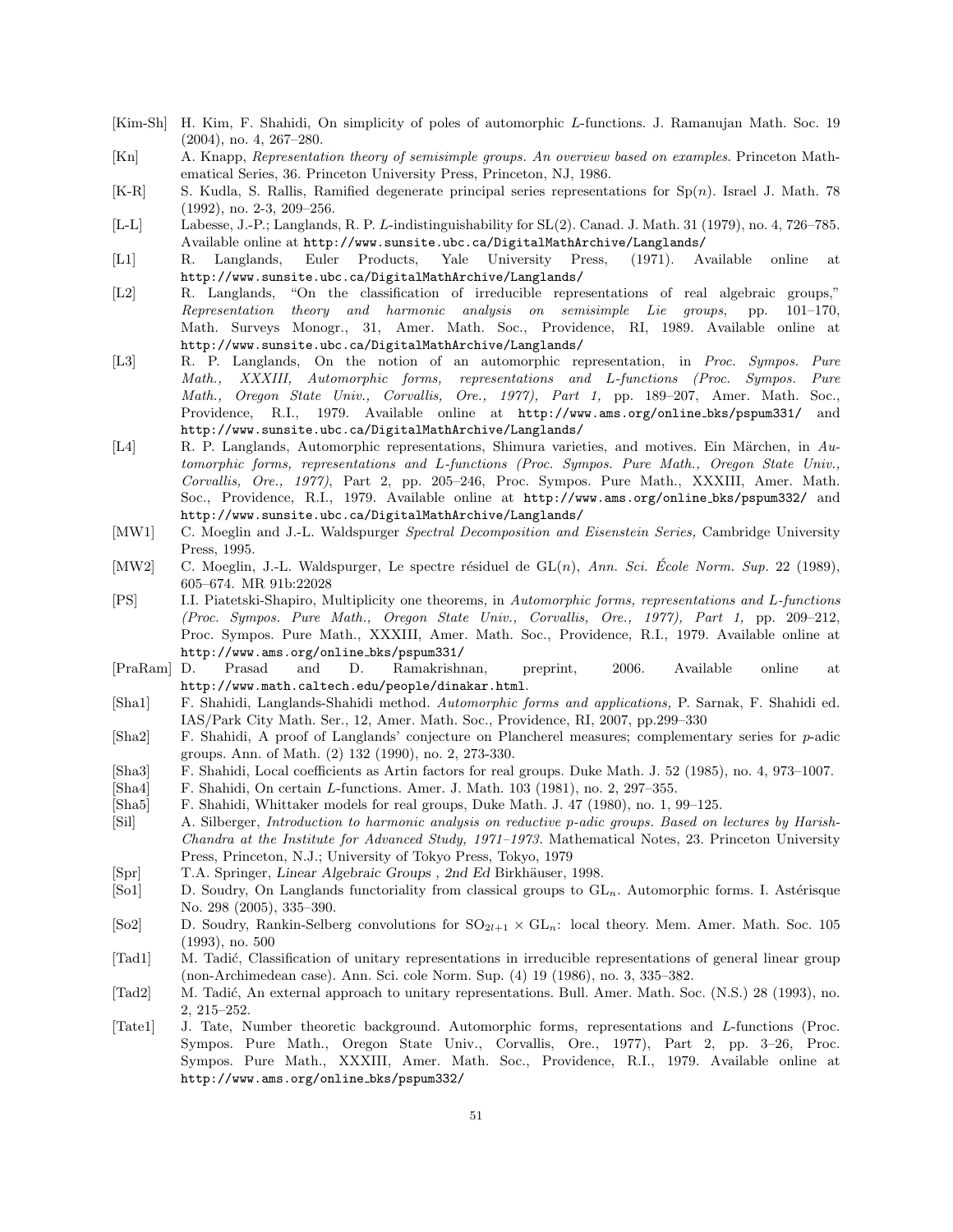- [Kim-Sh] H. Kim, F. Shahidi, On simplicity of poles of automorphic $L$-functions. J. Ramanujan Math. Soc. 19 (2004), no. 4, 267–280.
- [Kn] A. Knapp, *Representation theory of semisimple groups. An overview based on examples.* Princeton Mathematical Series, 36. Princeton University Press, Princeton, NJ, 1986.
- [K-R] S. Kudla, S. Rallis, Ramified degenerate principal series representations for $\mathrm{Sp}(n)$. Israel J. Math. 78 (1992), no. 2-3, 209–256.
- [L-L] Labesse, J.-P.; Langlands, R. P. $L$-indistinguishability for SL(2). Canad. J. Math. 31 (1979), no. 4, 726–785. Available online at http://www.sunsite.ubc.ca/DigitalMathArchive/Langlands/
- [L1] R. Langlands, Euler Products, Yale University Press, (1971). Available online at http://www.sunsite.ubc.ca/DigitalMathArchive/Langlands/
- [L2] R. Langlands, "On the classification of irreducible representations of real algebraic groups," *Representation theory and harmonic analysis on semisimple Lie groups*, pp. 101–170, Math. Surveys Monogr., 31, Amer. Math. Soc., Providence, RI, 1989. Available online at http://www.sunsite.ubc.ca/DigitalMathArchive/Langlands/
- [L3] R. P. Langlands, On the notion of an automorphic representation, in *Proc. Sympos. Pure Math., XXXIII, Automorphic forms, representations and L-functions (Proc. Sympos. Pure Math., Oregon State Univ., Corvallis, Ore., 1977), Part 1,* pp. 189–207, Amer. Math. Soc., Providence, R.I., 1979. Available online at http://www.ams.org/online_bks/pspum331/ and http://www.sunsite.ubc.ca/DigitalMathArchive/Langlands/
- [L4] R. P. Langlands, Automorphic representations, Shimura varieties, and motives. Ein Märchen, in *Automorphic forms, representations and L-functions (Proc. Sympos. Pure Math., Oregon State Univ., Corvallis, Ore., 1977)*, Part 2, pp. 205–246, Proc. Sympos. Pure Math., XXXIII, Amer. Math. Soc., Providence, R.I., 1979. Available online at http://www.ams.org/online_bks/pspum332/ and http://www.sunsite.ubc.ca/DigitalMathArchive/Langlands/
- [MW1] C. Moeglin and J.-L. Waldspurger *Spectral Decomposition and Eisenstein Series,* Cambridge University Press, 1995.
- [MW2] C. Moeglin, J.-L. Waldspurger, Le spectre résiduel de $\mathrm{GL}(n)$, *Ann. Sci. École Norm. Sup.* 22 (1989), 605–674. MR 91b:22028
- [PS] I.I. Piatetski-Shapiro, Multiplicity one theorems, in *Automorphic forms, representations and L-functions (Proc. Sympos. Pure Math., Oregon State Univ., Corvallis, Ore., 1977), Part 1,* pp. 209–212, Proc. Sympos. Pure Math., XXXIII, Amer. Math. Soc., Providence, R.I., 1979. Available online at http://www.ams.org/online_bks/pspum331/
- [PraRam] D. Prasad and D. Ramakrishnan, preprint, 2006. Available online at http://www.math.caltech.edu/people/dinakar.html.
- [Sha1] F. Shahidi, Langlands-Shahidi method. *Automorphic forms and applications,* P. Sarnak, F. Shahidi ed. IAS/Park City Math. Ser., 12, Amer. Math. Soc., Providence, RI, 2007, pp.299–330
- [Sha2] F. Shahidi, A proof of Langlands' conjecture on Plancherel measures; complementary series for $p$-adic groups. Ann. of Math. (2) 132 (1990), no. 2, 273-330.
- [Sha3] F. Shahidi, Local coefficients as Artin factors for real groups. Duke Math. J. 52 (1985), no. 4, 973–1007.
- [Sha4] F. Shahidi, On certain $L$-functions. Amer. J. Math. 103 (1981), no. 2, 297–355.
- [Sha5] F. Shahidi, Whittaker models for real groups, Duke Math. J. 47 (1980), no. 1, 99–125.
- [Sil] A. Silberger, *Introduction to harmonic analysis on reductive p-adic groups. Based on lectures by Harish-Chandra at the Institute for Advanced Study, 1971–1973.* Mathematical Notes, 23. Princeton University Press, Princeton, N.J.; University of Tokyo Press, Tokyo, 1979
- [Spr] T.A. Springer, *Linear Algebraic Groups , 2nd Ed* Birkhäuser, 1998.
- [So1] D. Soudry, On Langlands functoriality from classical groups to $\mathrm{GL}_n$. Automorphic forms. I. Astérisque No. 298 (2005), 335–390.
- [So2] D. Soudry, Rankin-Selberg convolutions for $\mathrm{SO}_{2l+1} \times \mathrm{GL}_n$: local theory. Mem. Amer. Math. Soc. 105 (1993), no. 500
- [Tad1] M. Tadić, Classification of unitary representations in irreducible representations of general linear group (non-Archimedean case). Ann. Sci. cole Norm. Sup. (4) 19 (1986), no. 3, 335–382.
- [Tad2] M. Tadić, An external approach to unitary representations. Bull. Amer. Math. Soc. (N.S.) 28 (1993), no. 2, 215–252.
- [Tate1] J. Tate, Number theoretic background. Automorphic forms, representations and $L$-functions (Proc. Sympos. Pure Math., Oregon State Univ., Corvallis, Ore., 1977), Part 2, pp. 3–26, Proc. Sympos. Pure Math., XXXIII, Amer. Math. Soc., Providence, R.I., 1979. Available online at http://www.ams.org/online_bks/pspum332/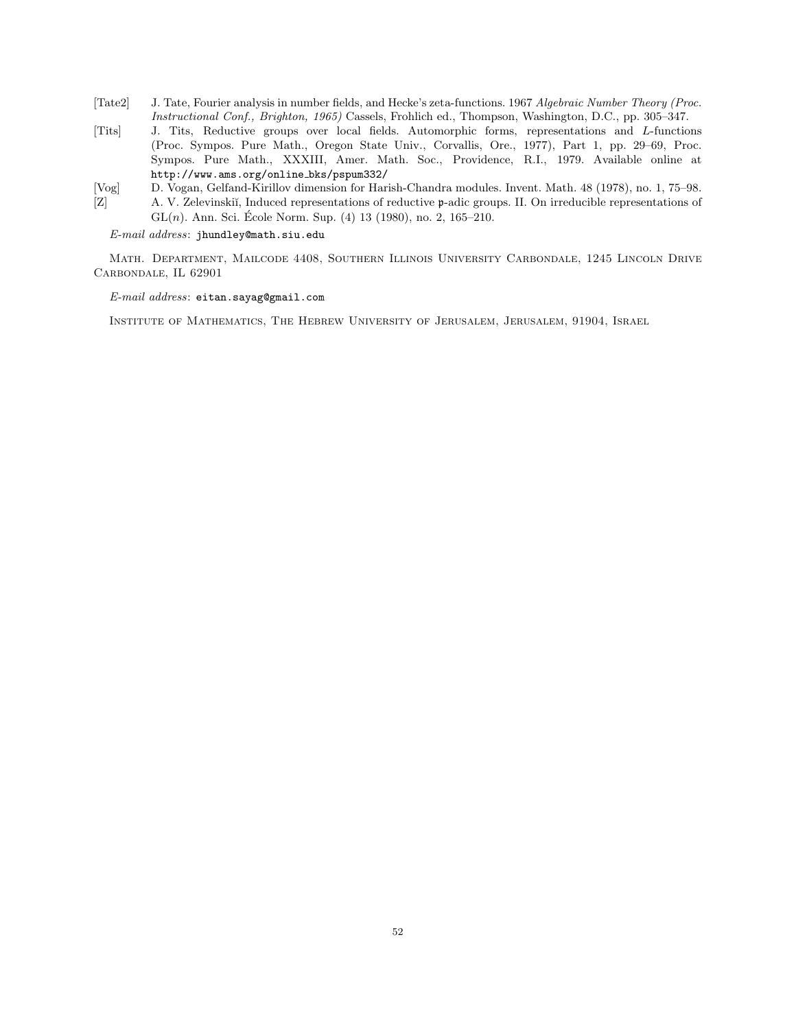[Tate2] J. Tate, Fourier analysis in number fields, and Hecke's zeta-functions. 1967 *Algebraic Number Theory (Proc. Instructional Conf., Brighton, 1965)* Cassels, Frohlich ed., Thompson, Washington, D.C., pp. 305–347.

[Tits] J. Tits, Reductive groups over local fields. Automorphic forms, representations and $L$-functions (Proc. Sympos. Pure Math., Oregon State Univ., Corvallis, Ore., 1977), Part 1, pp. 29–69, Proc. Sympos. Pure Math., XXXIII, Amer. Math. Soc., Providence, R.I., 1979. Available online at `http://www.ams.org/online_bks/pspum332/`

[Vog] D. Vogan, Gelfand-Kirillov dimension for Harish-Chandra modules. Invent. Math. 48 (1978), no. 1, 75–98.

[Z] A. V. Zelevinskiĭ, Induced representations of reductive $\mathfrak{p}$-adic groups. II. On irreducible representations of $\mathrm{GL}(n)$. Ann. Sci. École Norm. Sup. (4) 13 (1980), no. 2, 165–210.

*E-mail address*: `jhundley@math.siu.edu`

Math. Department, Mailcode 4408, Southern Illinois University Carbondale, 1245 Lincoln Drive Carbondale, IL 62901

*E-mail address*: `eitan.sayag@gmail.com`

Institute of Mathematics, The Hebrew University of Jerusalem, Jerusalem, 91904, Israel